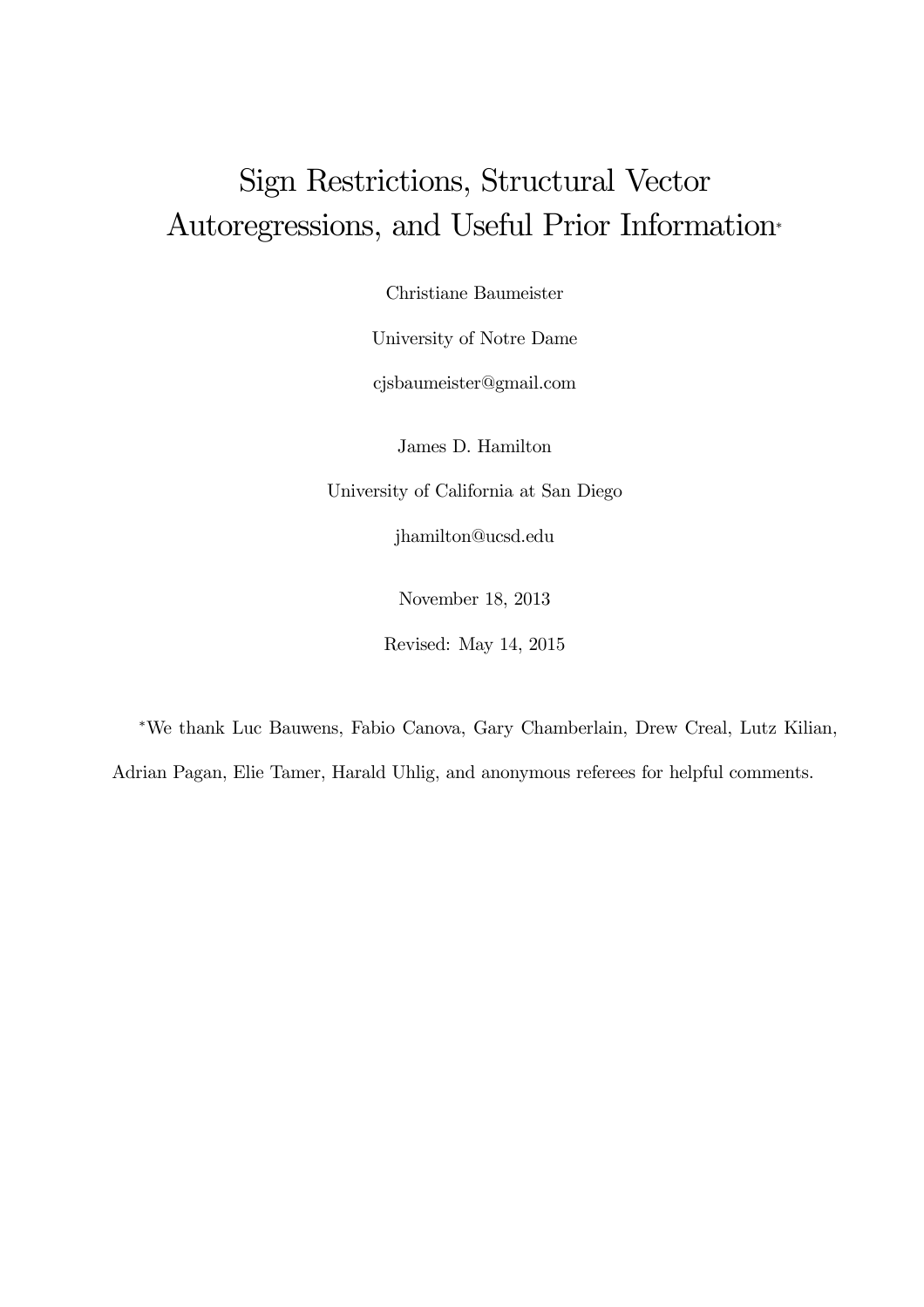# Sign Restrictions, Structural Vector Autoregressions, and Useful Prior Information*

Christiane Baumeister

University of Notre Dame

cjsbaumeister@gmail.com

James D. Hamilton

University of California at San Diego

jhamilton@ucsd.edu

November 18, 2013

Revised: May 14, 2015

*We thank Luc Bauwens, Fabio Canova, Gary Chamberlain, Drew Creal, Lutz Kilian, Adrian Pagan, Elie Tamer, Harald Uhlig, and anonymous referees for helpful comments.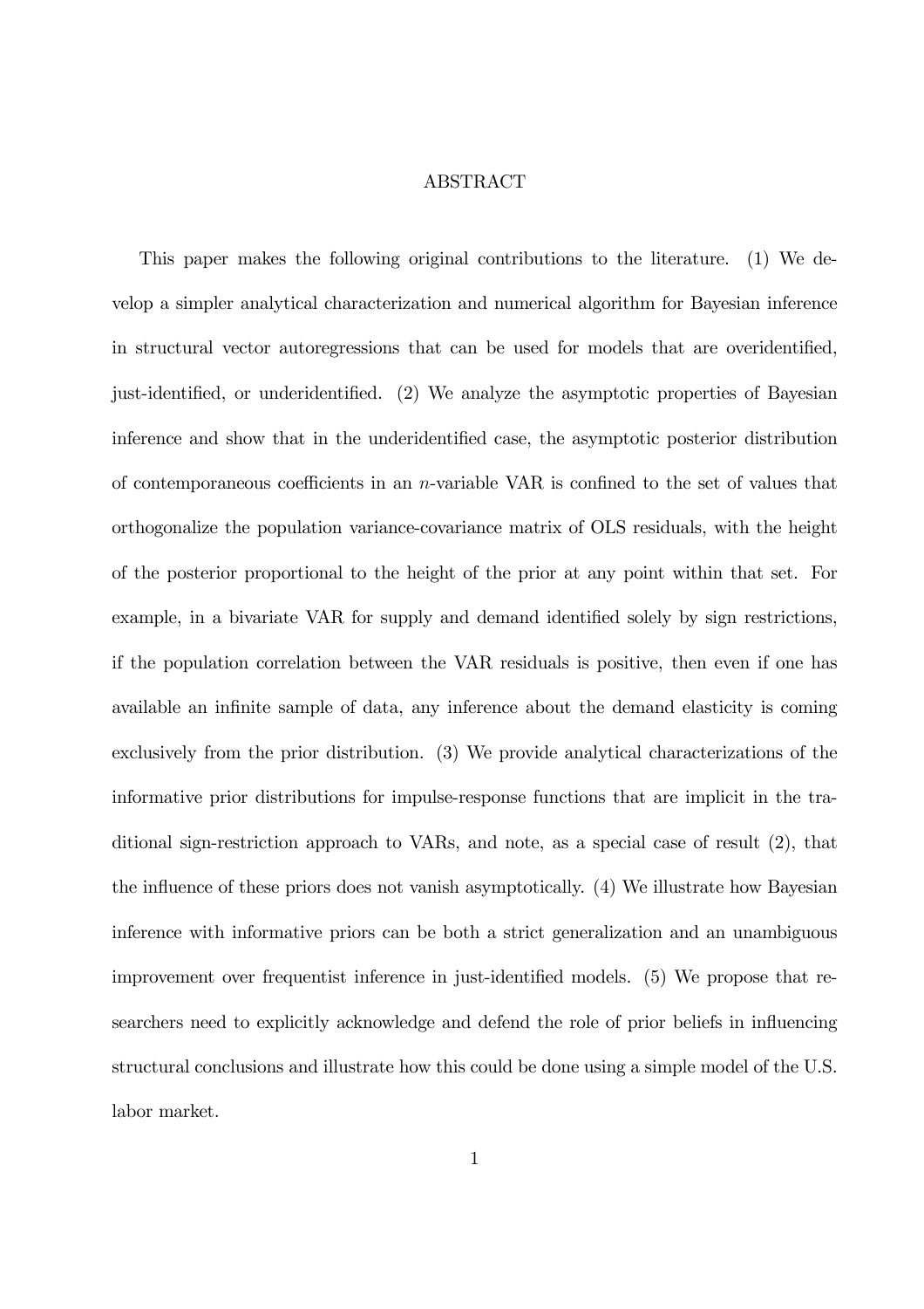# ABSTRACT

This paper makes the following original contributions to the literature. (1) We develop a simpler analytical characterization and numerical algorithm for Bayesian inference in structural vector autoregressions that can be used for models that are overidentified, just-identified, or underidentified. (2) We analyze the asymptotic properties of Bayesian inference and show that in the underidentified case, the asymptotic posterior distribution of contemporaneous coefficients in an $n$-variable VAR is confined to the set of values that orthogonalize the population variance-covariance matrix of OLS residuals, with the height of the posterior proportional to the height of the prior at any point within that set. For example, in a bivariate VAR for supply and demand identified solely by sign restrictions, if the population correlation between the VAR residuals is positive, then even if one has available an infinite sample of data, any inference about the demand elasticity is coming exclusively from the prior distribution. (3) We provide analytical characterizations of the informative prior distributions for impulse-response functions that are implicit in the traditional sign-restriction approach to VARs, and note, as a special case of result (2), that the influence of these priors does not vanish asymptotically. (4) We illustrate how Bayesian inference with informative priors can be both a strict generalization and an unambiguous improvement over frequentist inference in just-identified models. (5) We propose that researchers need to explicitly acknowledge and defend the role of prior beliefs in influencing structural conclusions and illustrate how this could be done using a simple model of the U.S. labor market.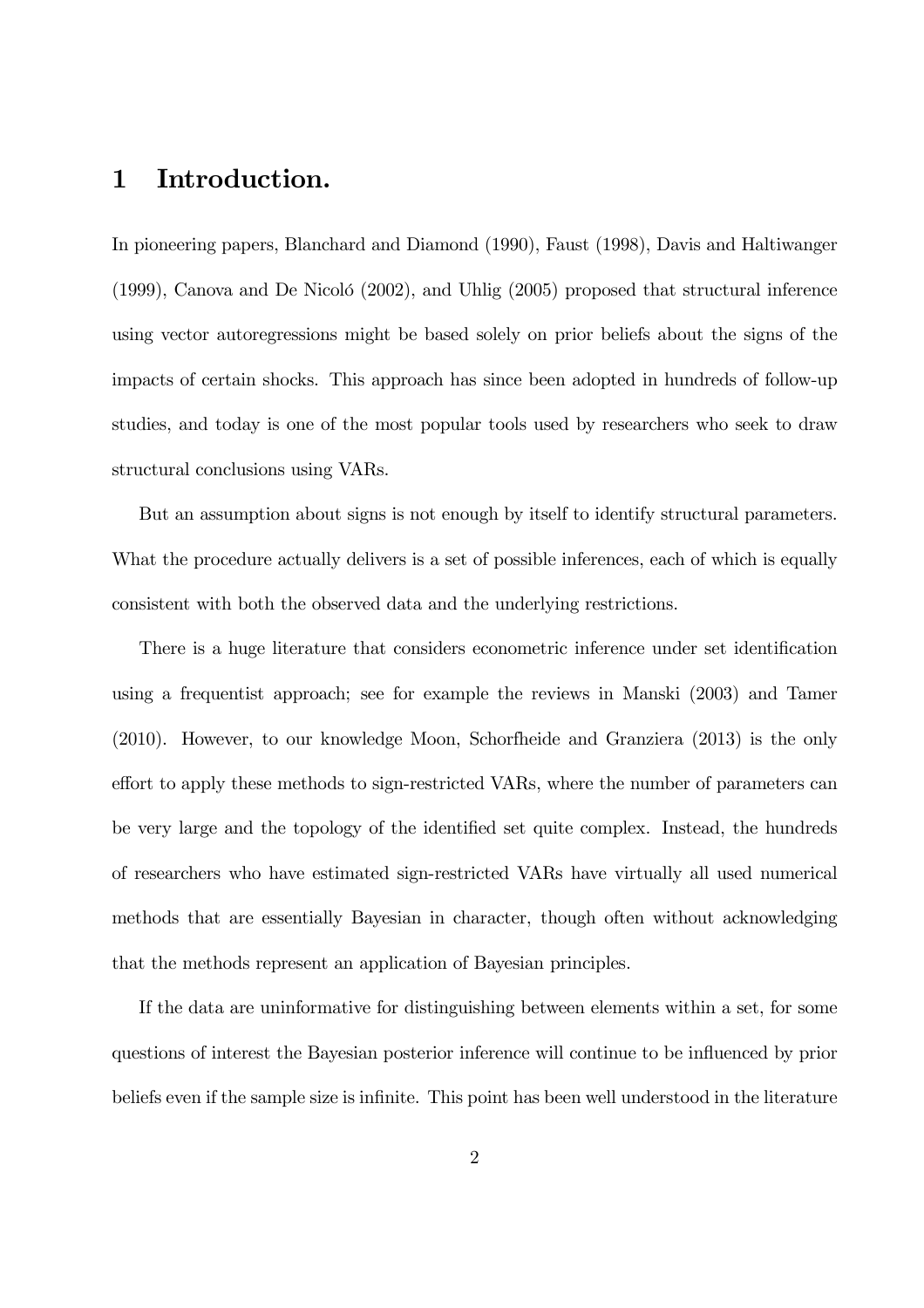# 1 Introduction.

In pioneering papers, Blanchard and Diamond (1990), Faust (1998), Davis and Haltiwanger (1999), Canova and De Nicoló (2002), and Uhlig (2005) proposed that structural inference using vector autoregressions might be based solely on prior beliefs about the signs of the impacts of certain shocks. This approach has since been adopted in hundreds of follow-up studies, and today is one of the most popular tools used by researchers who seek to draw structural conclusions using VARs.

But an assumption about signs is not enough by itself to identify structural parameters. What the procedure actually delivers is a set of possible inferences, each of which is equally consistent with both the observed data and the underlying restrictions.

There is a huge literature that considers econometric inference under set identification using a frequentist approach; see for example the reviews in Manski (2003) and Tamer (2010). However, to our knowledge Moon, Schorfheide and Granziera (2013) is the only effort to apply these methods to sign-restricted VARs, where the number of parameters can be very large and the topology of the identified set quite complex. Instead, the hundreds of researchers who have estimated sign-restricted VARs have virtually all used numerical methods that are essentially Bayesian in character, though often without acknowledging that the methods represent an application of Bayesian principles.

If the data are uninformative for distinguishing between elements within a set, for some questions of interest the Bayesian posterior inference will continue to be influenced by prior beliefs even if the sample size is infinite. This point has been well understood in the literature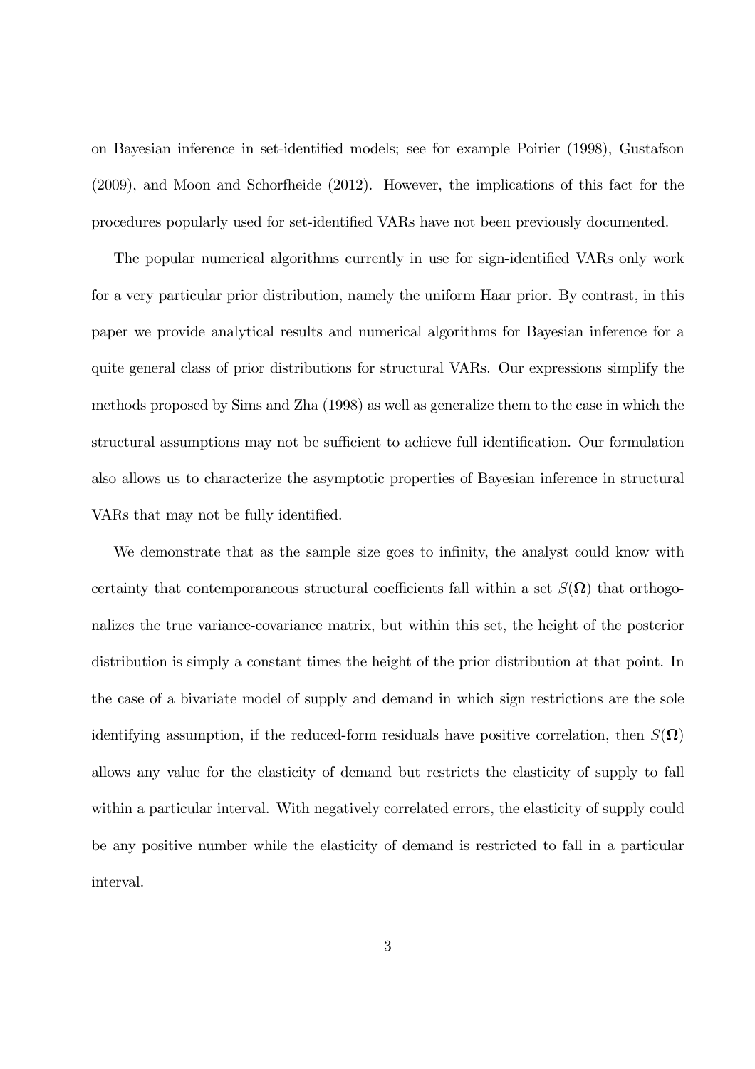on Bayesian inference in set-identified models; see for example Poirier (1998), Gustafson (2009), and Moon and Schorfheide (2012). However, the implications of this fact for the procedures popularly used for set-identified VARs have not been previously documented.

The popular numerical algorithms currently in use for sign-identified VARs only work for a very particular prior distribution, namely the uniform Haar prior. By contrast, in this paper we provide analytical results and numerical algorithms for Bayesian inference for a quite general class of prior distributions for structural VARs. Our expressions simplify the methods proposed by Sims and Zha (1998) as well as generalize them to the case in which the structural assumptions may not be sufficient to achieve full identification. Our formulation also allows us to characterize the asymptotic properties of Bayesian inference in structural VARs that may not be fully identified.

We demonstrate that as the sample size goes to infinity, the analyst could know with certainty that contemporaneous structural coefficients fall within a set $S(\mathbf{\Omega})$ that orthogonalizes the true variance-covariance matrix, but within this set, the height of the posterior distribution is simply a constant times the height of the prior distribution at that point. In the case of a bivariate model of supply and demand in which sign restrictions are the sole identifying assumption, if the reduced-form residuals have positive correlation, then $S(\mathbf{\Omega})$ allows any value for the elasticity of demand but restricts the elasticity of supply to fall within a particular interval. With negatively correlated errors, the elasticity of supply could be any positive number while the elasticity of demand is restricted to fall in a particular interval.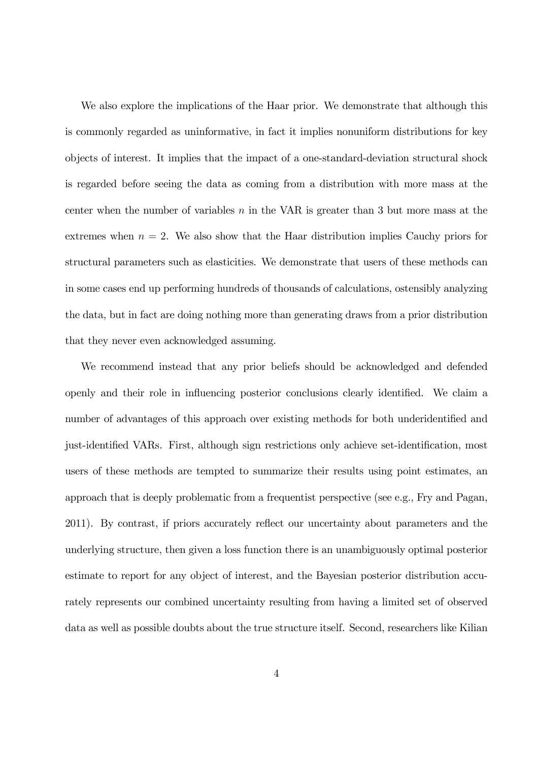We also explore the implications of the Haar prior. We demonstrate that although this is commonly regarded as uninformative, in fact it implies nonuniform distributions for key objects of interest. It implies that the impact of a one-standard-deviation structural shock is regarded before seeing the data as coming from a distribution with more mass at the center when the number of variables $n$ in the VAR is greater than 3 but more mass at the extremes when $n = 2$. We also show that the Haar distribution implies Cauchy priors for structural parameters such as elasticities. We demonstrate that users of these methods can in some cases end up performing hundreds of thousands of calculations, ostensibly analyzing the data, but in fact are doing nothing more than generating draws from a prior distribution that they never even acknowledged assuming.

We recommend instead that any prior beliefs should be acknowledged and defended openly and their role in influencing posterior conclusions clearly identified. We claim a number of advantages of this approach over existing methods for both underidentified and just-identified VARs. First, although sign restrictions only achieve set-identification, most users of these methods are tempted to summarize their results using point estimates, an approach that is deeply problematic from a frequentist perspective (see e.g., Fry and Pagan, 2011). By contrast, if priors accurately reflect our uncertainty about parameters and the underlying structure, then given a loss function there is an unambiguously optimal posterior estimate to report for any object of interest, and the Bayesian posterior distribution accurately represents our combined uncertainty resulting from having a limited set of observed data as well as possible doubts about the true structure itself. Second, researchers like Kilian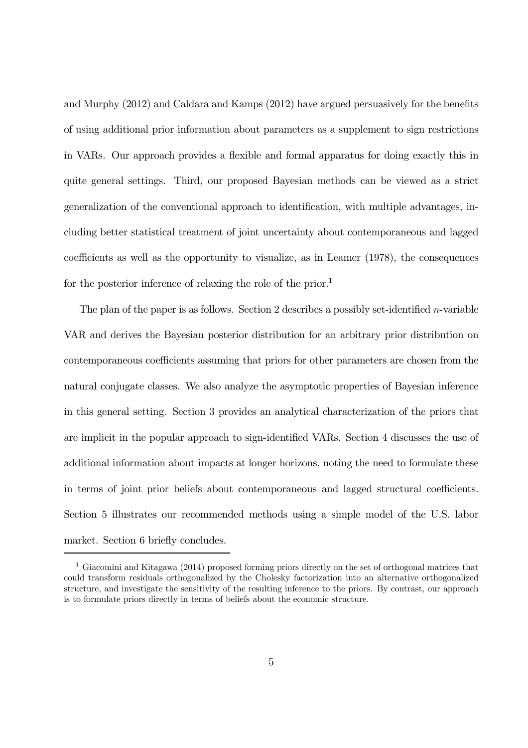and Murphy (2012) and Caldara and Kamps (2012) have argued persuasively for the benefits of using additional prior information about parameters as a supplement to sign restrictions in VARs. Our approach provides a flexible and formal apparatus for doing exactly this in quite general settings. Third, our proposed Bayesian methods can be viewed as a strict generalization of the conventional approach to identification, with multiple advantages, including better statistical treatment of joint uncertainty about contemporaneous and lagged coefficients as well as the opportunity to visualize, as in Leamer (1978), the consequences for the posterior inference of relaxing the role of the prior.[1]

The plan of the paper is as follows. Section 2 describes a possibly set-identified $n$-variable VAR and derives the Bayesian posterior distribution for an arbitrary prior distribution on contemporaneous coefficients assuming that priors for other parameters are chosen from the natural conjugate classes. We also analyze the asymptotic properties of Bayesian inference in this general setting. Section 3 provides an analytical characterization of the priors that are implicit in the popular approach to sign-identified VARs. Section 4 discusses the use of additional information about impacts at longer horizons, noting the need to formulate these in terms of joint prior beliefs about contemporaneous and lagged structural coefficients. Section 5 illustrates our recommended methods using a simple model of the U.S. labor market. Section 6 briefly concludes.

[1] Giacomini and Kitagawa (2014) proposed forming priors directly on the set of orthogonal matrices that could transform residuals orthogonalized by the Cholesky factorization into an alternative orthogonalized structure, and investigate the sensitivity of the resulting inference to the priors. By contrast, our approach is to formulate priors directly in terms of beliefs about the economic structure.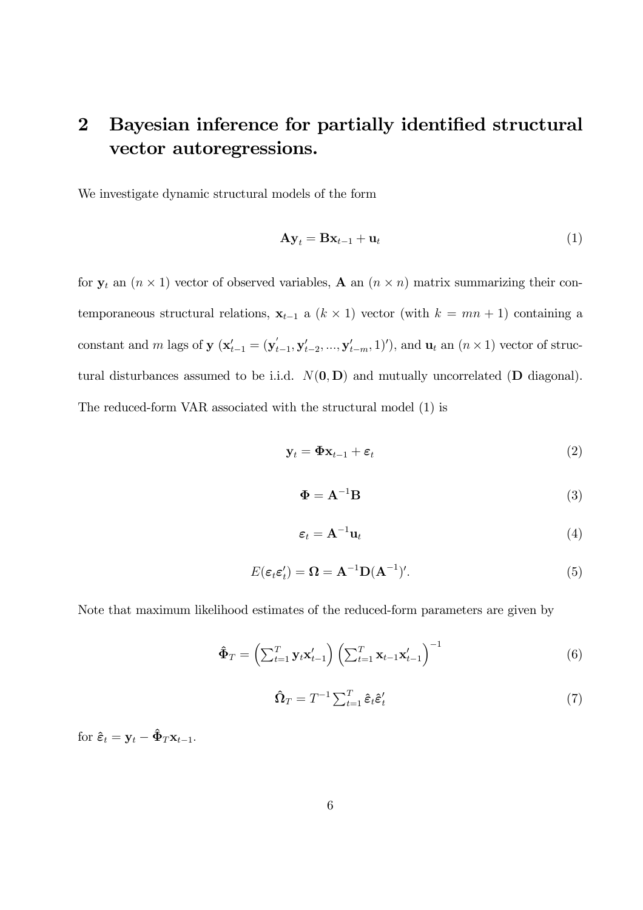## 2 Bayesian inference for partially identified structural vector autoregressions.

We investigate dynamic structural models of the form

$$\mathbf{A}\mathbf{y}_t = \mathbf{B}\mathbf{x}_{t-1} + \mathbf{u}_t \tag{1}$$

for $\mathbf{y}_t$ an $(n \times 1)$ vector of observed variables, $\mathbf{A}$ an $(n \times n)$ matrix summarizing their contemporaneous structural relations, $\mathbf{x}_{t-1}$ a $(k \times 1)$ vector (with $k = mn + 1$) containing a constant and $m$ lags of $\mathbf{y}$ ($\mathbf{x}'_{t-1} = (\mathbf{y}'_{t-1}, \mathbf{y}'_{t-2}, ..., \mathbf{y}'_{t-m}, 1)'$), and $\mathbf{u}_t$ an $(n \times 1)$ vector of structural disturbances assumed to be i.i.d. $N(\mathbf{0}, \mathbf{D})$ and mutually uncorrelated ($\mathbf{D}$ diagonal). The reduced-form VAR associated with the structural model (1) is

$$\mathbf{y}_t = \mathbf{\Phi}\mathbf{x}_{t-1} + \boldsymbol{\varepsilon}_t \tag{2}$$

$$\mathbf{\Phi} = \mathbf{A}^{-1}\mathbf{B} \tag{3}$$

$$\boldsymbol{\varepsilon}_t = \mathbf{A}^{-1}\mathbf{u}_t \tag{4}$$

$$E(\boldsymbol{\varepsilon}_t\boldsymbol{\varepsilon}'_t) = \mathbf{\Omega} = \mathbf{A}^{-1}\mathbf{D}(\mathbf{A}^{-1})'. \tag{5}$$

Note that maximum likelihood estimates of the reduced-form parameters are given by

$$\hat{\mathbf{\Phi}}_T = \left(\textstyle\sum_{t=1}^T \mathbf{y}_t\mathbf{x}'_{t-1}\right)\left(\textstyle\sum_{t=1}^T \mathbf{x}_{t-1}\mathbf{x}'_{t-1}\right)^{-1} \tag{6}$$

$$\hat{\mathbf{\Omega}}_T = T^{-1}\textstyle\sum_{t=1}^T \hat{\boldsymbol{\varepsilon}}_t\hat{\boldsymbol{\varepsilon}}'_t \tag{7}$$

for $\hat{\boldsymbol{\varepsilon}}_t = \mathbf{y}_t - \hat{\mathbf{\Phi}}_T\mathbf{x}_{t-1}$.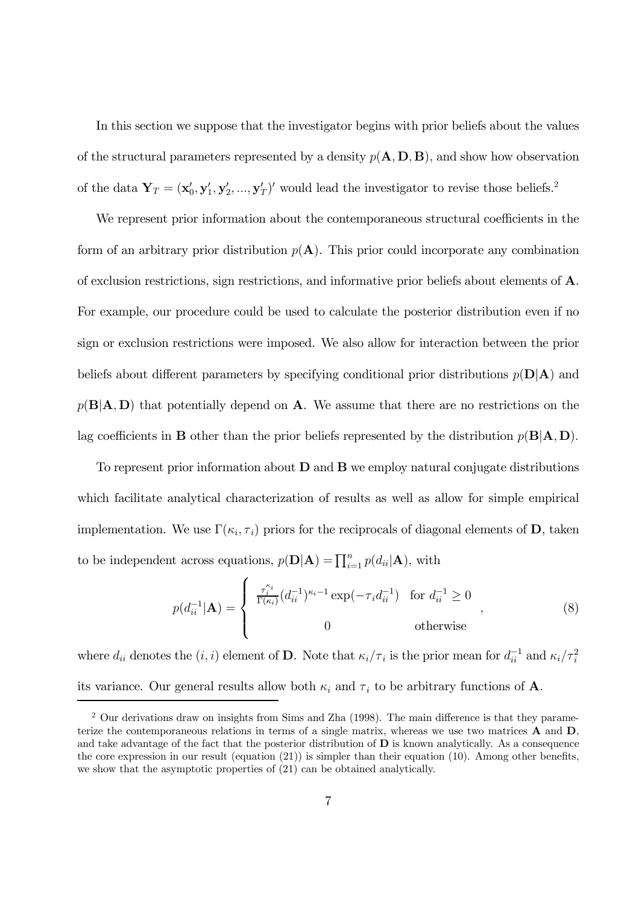In this section we suppose that the investigator begins with prior beliefs about the values of the structural parameters represented by a density $p(\mathbf{A}, \mathbf{D}, \mathbf{B})$, and show how observation of the data $\mathbf{Y}_T = (\mathbf{x}_0', \mathbf{y}_1', \mathbf{y}_2', ..., \mathbf{y}_T')'$ would lead the investigator to revise those beliefs.[2]

We represent prior information about the contemporaneous structural coefficients in the form of an arbitrary prior distribution $p(\mathbf{A})$. This prior could incorporate any combination of exclusion restrictions, sign restrictions, and informative prior beliefs about elements of $\mathbf{A}$. For example, our procedure could be used to calculate the posterior distribution even if no sign or exclusion restrictions were imposed. We also allow for interaction between the prior beliefs about different parameters by specifying conditional prior distributions $p(\mathbf{D}|\mathbf{A})$ and $p(\mathbf{B}|\mathbf{A}, \mathbf{D})$ that potentially depend on $\mathbf{A}$. We assume that there are no restrictions on the lag coefficients in $\mathbf{B}$ other than the prior beliefs represented by the distribution $p(\mathbf{B}|\mathbf{A}, \mathbf{D})$.

To represent prior information about $\mathbf{D}$ and $\mathbf{B}$ we employ natural conjugate distributions which facilitate analytical characterization of results as well as allow for simple empirical implementation. We use $\Gamma(\kappa_i, \tau_i)$ priors for the reciprocals of diagonal elements of $\mathbf{D}$, taken to be independent across equations, $p(\mathbf{D}|\mathbf{A}) = \prod_{i=1}^n p(d_{ii}|\mathbf{A})$, with

$$p(d_{ii}^{-1}|\mathbf{A}) = \begin{cases} \frac{\tau_i^{\kappa_i}}{\Gamma(\kappa_i)}(d_{ii}^{-1})^{\kappa_i - 1}\exp(-\tau_i d_{ii}^{-1}) & \text{for } d_{ii}^{-1} \geq 0 \\ 0 & \text{otherwise} \end{cases}, \tag{8}$$

where $d_{ii}$ denotes the $(i, i)$ element of $\mathbf{D}$. Note that $\kappa_i/\tau_i$ is the prior mean for $d_{ii}^{-1}$ and $\kappa_i/\tau_i^2$ its variance. Our general results allow both $\kappa_i$ and $\tau_i$ to be arbitrary functions of $\mathbf{A}$.

---

[2] Our derivations draw on insights from Sims and Zha (1998). The main difference is that they parameterize the contemporaneous relations in terms of a single matrix, whereas we use two matrices $\mathbf{A}$ and $\mathbf{D}$, and take advantage of the fact that the posterior distribution of $\mathbf{D}$ is known analytically. As a consequence the core expression in our result (equation (21)) is simpler than their equation (10). Among other benefits, we show that the asymptotic properties of (21) can be obtained analytically.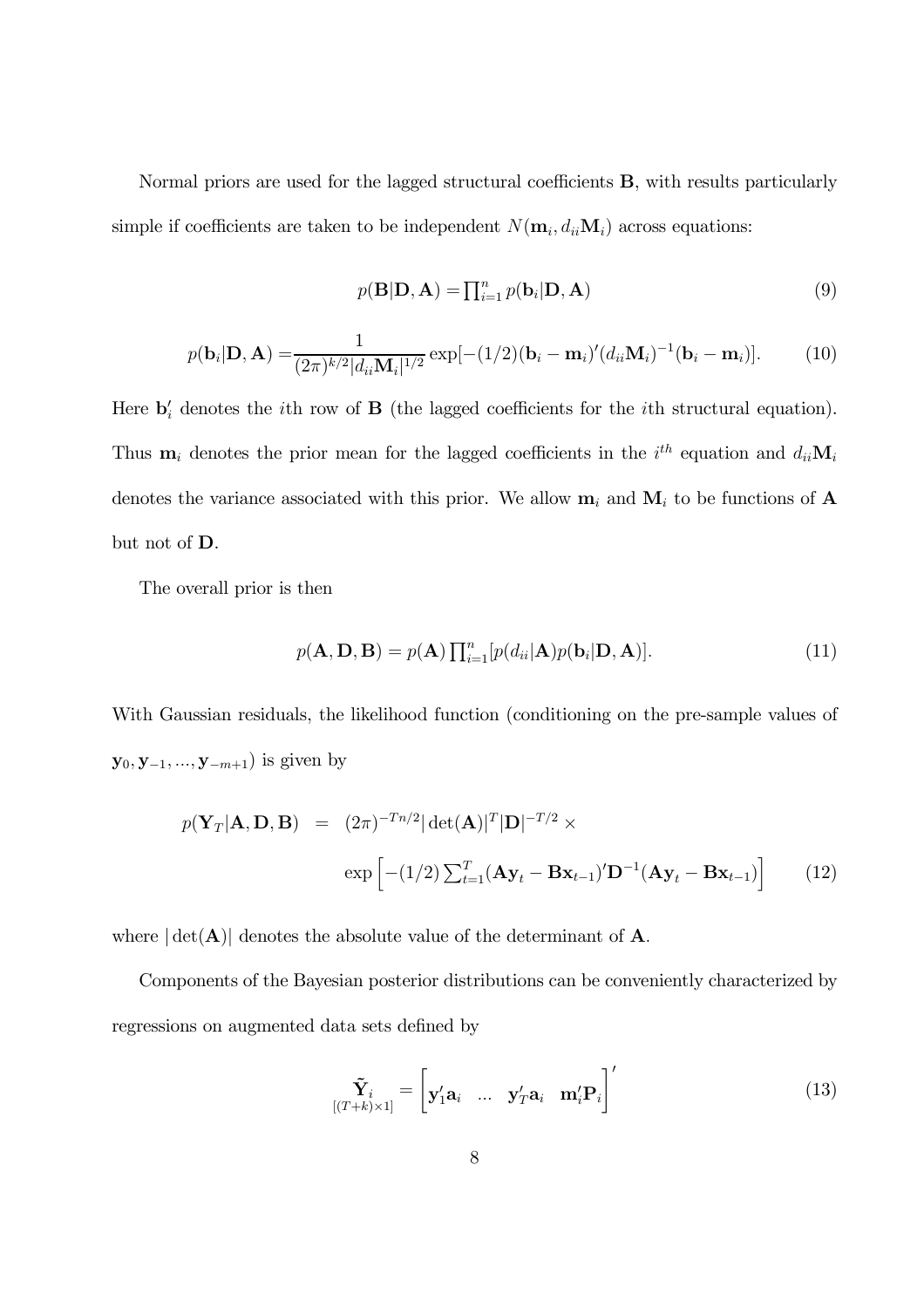Normal priors are used for the lagged structural coefficients $\mathbf{B}$, with results particularly simple if coefficients are taken to be independent $N(\mathbf{m}_i, d_{ii}\mathbf{M}_i)$ across equations:

$$p(\mathbf{B}|\mathbf{D}, \mathbf{A}) = \textstyle\prod_{i=1}^{n} p(\mathbf{b}_i|\mathbf{D}, \mathbf{A}) \tag{9}$$

$$p(\mathbf{b}_i|\mathbf{D}, \mathbf{A}) = \frac{1}{(2\pi)^{k/2}|d_{ii}\mathbf{M}_i|^{1/2}} \exp[-(1/2)(\mathbf{b}_i - \mathbf{m}_i)'(d_{ii}\mathbf{M}_i)^{-1}(\mathbf{b}_i - \mathbf{m}_i)]. \tag{10}$$

Here $\mathbf{b}_i'$ denotes the $i$th row of $\mathbf{B}$ (the lagged coefficients for the $i$th structural equation). Thus $\mathbf{m}_i$ denotes the prior mean for the lagged coefficients in the $i^{th}$ equation and $d_{ii}\mathbf{M}_i$ denotes the variance associated with this prior. We allow $\mathbf{m}_i$ and $\mathbf{M}_i$ to be functions of $\mathbf{A}$ but not of $\mathbf{D}$.

The overall prior is then

$$p(\mathbf{A}, \mathbf{D}, \mathbf{B}) = p(\mathbf{A}) \textstyle\prod_{i=1}^{n} [p(d_{ii}|\mathbf{A}) p(\mathbf{b}_i|\mathbf{D}, \mathbf{A})]. \tag{11}$$

With Gaussian residuals, the likelihood function (conditioning on the pre-sample values of $\mathbf{y}_0, \mathbf{y}_{-1}, ..., \mathbf{y}_{-m+1}$) is given by

$$\begin{aligned} p(\mathbf{Y}_T|\mathbf{A}, \mathbf{D}, \mathbf{B}) &= (2\pi)^{-Tn/2} |\det(\mathbf{A})|^T |\mathbf{D}|^{-T/2} \times \\ &\quad \exp\left[-(1/2) \textstyle\sum_{t=1}^{T} (\mathbf{A}\mathbf{y}_t - \mathbf{B}\mathbf{x}_{t-1})' \mathbf{D}^{-1} (\mathbf{A}\mathbf{y}_t - \mathbf{B}\mathbf{x}_{t-1})\right] \end{aligned} \tag{12}$$

where $|\det(\mathbf{A})|$ denotes the absolute value of the determinant of $\mathbf{A}$.

Components of the Bayesian posterior distributions can be conveniently characterized by regressions on augmented data sets defined by

$$\underset{[(T+k)\times 1]}{\tilde{\mathbf{Y}}_i} = \begin{bmatrix} \mathbf{y}_1'\mathbf{a}_i & \dots & \mathbf{y}_T'\mathbf{a}_i & \mathbf{m}_i'\mathbf{P}_i \end{bmatrix}' \tag{13}$$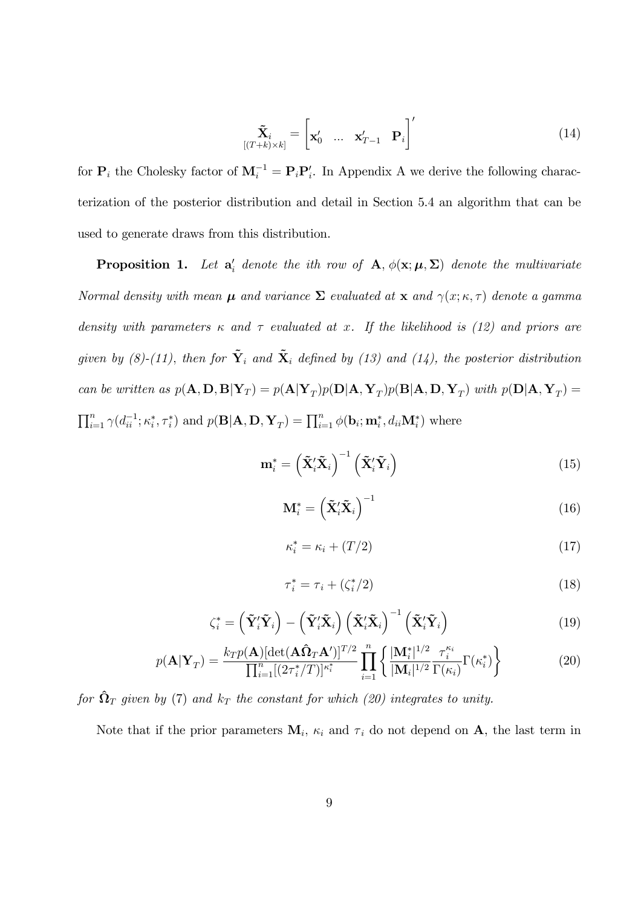$$\underset{[(T+k)\times k]}{\tilde{\mathbf{X}}_i} = \begin{bmatrix} \mathbf{x}_0' & \ldots & \mathbf{x}_{T-1}' & \mathbf{P}_i \end{bmatrix}' \tag{14}$$

for $\mathbf{P}_i$ the Cholesky factor of $\mathbf{M}_i^{-1} = \mathbf{P}_i\mathbf{P}_i'$. In Appendix A we derive the following characterization of the posterior distribution and detail in Section 5.4 an algorithm that can be used to generate draws from this distribution.

**Proposition 1.** *Let $\mathbf{a}_i'$ denote the ith row of $\mathbf{A}$, $\phi(\mathbf{x};\boldsymbol{\mu},\boldsymbol{\Sigma})$ denote the multivariate Normal density with mean $\boldsymbol{\mu}$ and variance $\boldsymbol{\Sigma}$ evaluated at $\mathbf{x}$ and $\gamma(x;\kappa,\tau)$ denote a gamma density with parameters $\kappa$ and $\tau$ evaluated at $x$. If the likelihood is (12) and priors are given by (8)-(11), then for $\tilde{\mathbf{Y}}_i$ and $\tilde{\mathbf{X}}_i$ defined by (13) and (14), the posterior distribution can be written as $p(\mathbf{A},\mathbf{D},\mathbf{B}|\mathbf{Y}_T) = p(\mathbf{A}|\mathbf{Y}_T)p(\mathbf{D}|\mathbf{A},\mathbf{Y}_T)p(\mathbf{B}|\mathbf{A},\mathbf{D},\mathbf{Y}_T)$ with $p(\mathbf{D}|\mathbf{A},\mathbf{Y}_T) = \prod_{i=1}^n \gamma(d_{ii}^{-1};\kappa_i^*,\tau_i^*)$ and $p(\mathbf{B}|\mathbf{A},\mathbf{D},\mathbf{Y}_T) = \prod_{i=1}^n \phi(\mathbf{b}_i;\mathbf{m}_i^*, d_{ii}\mathbf{M}_i^*)$ where*

$$\mathbf{m}_i^* = \left(\tilde{\mathbf{X}}_i'\tilde{\mathbf{X}}_i\right)^{-1}\left(\tilde{\mathbf{X}}_i'\tilde{\mathbf{Y}}_i\right) \tag{15}$$

$$\mathbf{M}_i^* = \left(\tilde{\mathbf{X}}_i'\tilde{\mathbf{X}}_i\right)^{-1} \tag{16}$$

$$\kappa_i^* = \kappa_i + (T/2) \tag{17}$$

$$\tau_i^* = \tau_i + (\zeta_i^*/2) \tag{18}$$

$$\zeta_i^* = \left(\tilde{\mathbf{Y}}_i'\tilde{\mathbf{Y}}_i\right) - \left(\tilde{\mathbf{Y}}_i'\tilde{\mathbf{X}}_i\right)\left(\tilde{\mathbf{X}}_i'\tilde{\mathbf{X}}_i\right)^{-1}\left(\tilde{\mathbf{X}}_i'\tilde{\mathbf{Y}}_i\right) \tag{19}$$

$$p(\mathbf{A}|\mathbf{Y}_T) = \frac{k_T p(\mathbf{A})[\det(\mathbf{A}\hat{\boldsymbol{\Omega}}_T\mathbf{A}')]^{T/2}}{\prod_{i=1}^n [(2\tau_i^*/T)]^{\kappa_i^*}} \prod_{i=1}^n \left\{ \frac{|\mathbf{M}_i^*|^{1/2}}{|\mathbf{M}_i|^{1/2}} \frac{\tau_i^{\kappa_i}}{\Gamma(\kappa_i)} \Gamma(\kappa_i^*) \right\} \tag{20}$$

*for $\hat{\boldsymbol{\Omega}}_T$ given by (7) and $k_T$ the constant for which (20) integrates to unity.*

Note that if the prior parameters $\mathbf{M}_i$, $\kappa_i$ and $\tau_i$ do not depend on $\mathbf{A}$, the last term in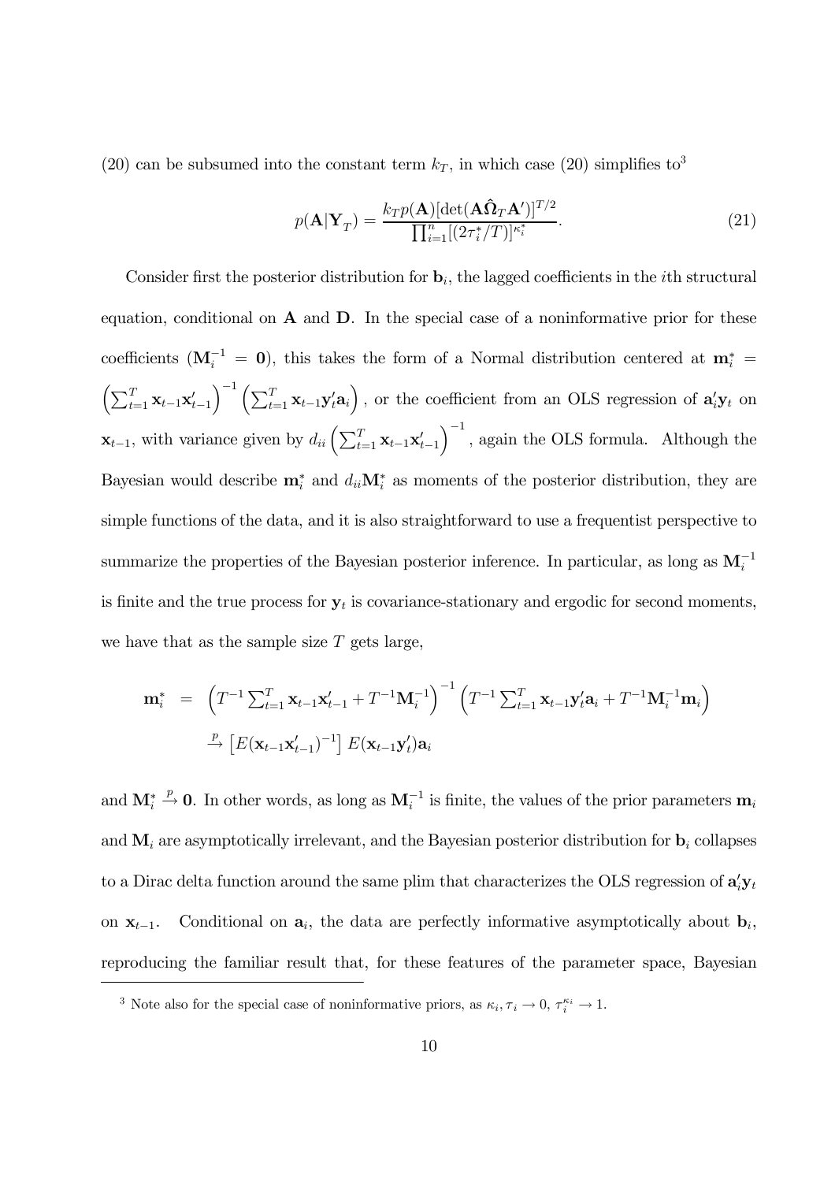(20) can be subsumed into the constant term $k_T$, in which case (20) simplifies to[3]

$$p(\mathbf{A}|\mathbf{Y}_T) = \frac{k_T p(\mathbf{A})[\det(\mathbf{A}\hat{\mathbf{\Omega}}_T\mathbf{A}')]^{T/2}}{\prod_{i=1}^n [(2\tau_i^*/T)]^{\kappa_i^*}}. \tag{21}$$

Consider first the posterior distribution for $\mathbf{b}_i$, the lagged coefficients in the $i$th structural equation, conditional on $\mathbf{A}$ and $\mathbf{D}$. In the special case of a noninformative prior for these coefficients ($\mathbf{M}_i^{-1} = \mathbf{0}$), this takes the form of a Normal distribution centered at $\mathbf{m}_i^* = \left(\sum_{t=1}^T \mathbf{x}_{t-1}\mathbf{x}_{t-1}'\right)^{-1}\left(\sum_{t=1}^T \mathbf{x}_{t-1}\mathbf{y}_t'\mathbf{a}_i\right)$, or the coefficient from an OLS regression of $\mathbf{a}_i'\mathbf{y}_t$ on $\mathbf{x}_{t-1}$, with variance given by $d_{ii}\left(\sum_{t=1}^T \mathbf{x}_{t-1}\mathbf{x}_{t-1}'\right)^{-1}$, again the OLS formula. Although the Bayesian would describe $\mathbf{m}_i^*$ and $d_{ii}\mathbf{M}_i^*$ as moments of the posterior distribution, they are simple functions of the data, and it is also straightforward to use a frequentist perspective to summarize the properties of the Bayesian posterior inference. In particular, as long as $\mathbf{M}_i^{-1}$ is finite and the true process for $\mathbf{y}_t$ is covariance-stationary and ergodic for second moments, we have that as the sample size $T$ gets large,

$$\begin{aligned}
\mathbf{m}_i^* &= \left(T^{-1}\sum_{t=1}^T \mathbf{x}_{t-1}\mathbf{x}_{t-1}' + T^{-1}\mathbf{M}_i^{-1}\right)^{-1}\left(T^{-1}\sum_{t=1}^T \mathbf{x}_{t-1}\mathbf{y}_t'\mathbf{a}_i + T^{-1}\mathbf{M}_i^{-1}\mathbf{m}_i\right) \\
&\xrightarrow{p} \left[E(\mathbf{x}_{t-1}\mathbf{x}_{t-1}')^{-1}\right] E(\mathbf{x}_{t-1}\mathbf{y}_t')\mathbf{a}_i
\end{aligned}$$

and $\mathbf{M}_i^* \xrightarrow{p} \mathbf{0}$. In other words, as long as $\mathbf{M}_i^{-1}$ is finite, the values of the prior parameters $\mathbf{m}_i$ and $\mathbf{M}_i$ are asymptotically irrelevant, and the Bayesian posterior distribution for $\mathbf{b}_i$ collapses to a Dirac delta function around the same plim that characterizes the OLS regression of $\mathbf{a}_i'\mathbf{y}_t$ on $\mathbf{x}_{t-1}$. Conditional on $\mathbf{a}_i$, the data are perfectly informative asymptotically about $\mathbf{b}_i$, reproducing the familiar result that, for these features of the parameter space, Bayesian

[3] Note also for the special case of noninformative priors, as $\kappa_i, \tau_i \to 0$, $\tau_i^{\kappa_i} \to 1$.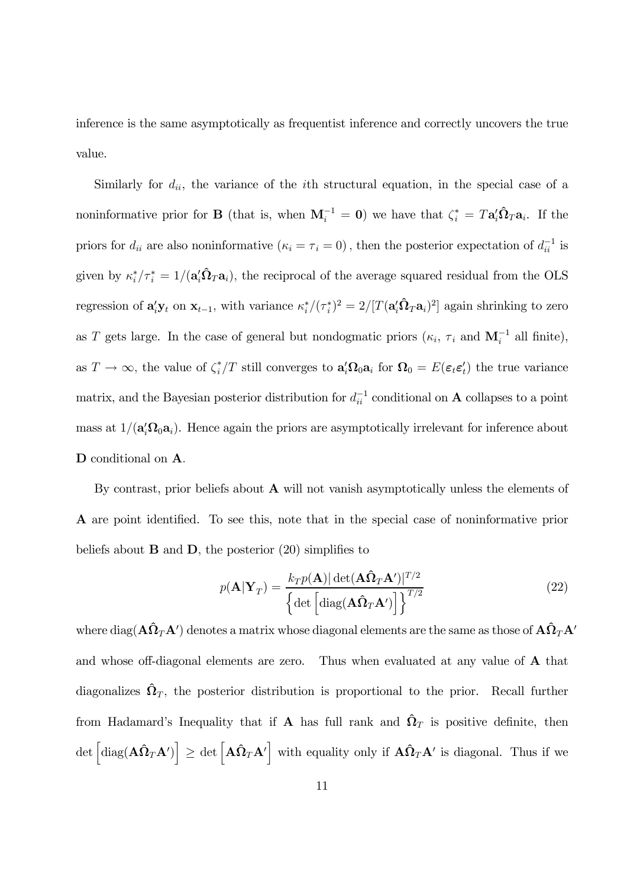inference is the same asymptotically as frequentist inference and correctly uncovers the true value.

Similarly for $d_{ii}$, the variance of the $i$th structural equation, in the special case of a noninformative prior for $\mathbf{B}$ (that is, when $\mathbf{M}_i^{-1} = \mathbf{0}$) we have that $\zeta_i^* = T\mathbf{a}_i'\hat{\boldsymbol{\Omega}}_T\mathbf{a}_i$. If the priors for $d_{ii}$ are also noninformative $(\kappa_i = \tau_i = 0)$, then the posterior expectation of $d_{ii}^{-1}$ is given by $\kappa_i^*/\tau_i^* = 1/(\mathbf{a}_i'\hat{\boldsymbol{\Omega}}_T\mathbf{a}_i)$, the reciprocal of the average squared residual from the OLS regression of $\mathbf{a}_i'\mathbf{y}_t$ on $\mathbf{x}_{t-1}$, with variance $\kappa_i^*/(\tau_i^*)^2 = 2/[T(\mathbf{a}_i'\hat{\boldsymbol{\Omega}}_T\mathbf{a}_i)^2]$ again shrinking to zero as $T$ gets large. In the case of general but nondogmatic priors ($\kappa_i$, $\tau_i$ and $\mathbf{M}_i^{-1}$ all finite), as $T \to \infty$, the value of $\zeta_i^*/T$ still converges to $\mathbf{a}_i'\boldsymbol{\Omega}_0\mathbf{a}_i$ for $\boldsymbol{\Omega}_0 = E(\boldsymbol{\varepsilon}_t\boldsymbol{\varepsilon}_t')$ the true variance matrix, and the Bayesian posterior distribution for $d_{ii}^{-1}$ conditional on $\mathbf{A}$ collapses to a point mass at $1/(\mathbf{a}_i'\boldsymbol{\Omega}_0\mathbf{a}_i)$. Hence again the priors are asymptotically irrelevant for inference about $\mathbf{D}$ conditional on $\mathbf{A}$.

By contrast, prior beliefs about $\mathbf{A}$ will not vanish asymptotically unless the elements of $\mathbf{A}$ are point identified. To see this, note that in the special case of noninformative prior beliefs about $\mathbf{B}$ and $\mathbf{D}$, the posterior (20) simplifies to

$$p(\mathbf{A}|\mathbf{Y}_T) = \frac{k_T p(\mathbf{A})|\det(\mathbf{A}\hat{\boldsymbol{\Omega}}_T\mathbf{A}')|^{T/2}}{\left\{\det\left[\operatorname{diag}(\mathbf{A}\hat{\boldsymbol{\Omega}}_T\mathbf{A}')\right]\right\}^{T/2}} \tag{22}$$

where $\operatorname{diag}(\mathbf{A}\hat{\boldsymbol{\Omega}}_T\mathbf{A}')$ denotes a matrix whose diagonal elements are the same as those of $\mathbf{A}\hat{\boldsymbol{\Omega}}_T\mathbf{A}'$ and whose off-diagonal elements are zero. Thus when evaluated at any value of $\mathbf{A}$ that diagonalizes $\hat{\boldsymbol{\Omega}}_T$, the posterior distribution is proportional to the prior. Recall further from Hadamard's Inequality that if $\mathbf{A}$ has full rank and $\hat{\boldsymbol{\Omega}}_T$ is positive definite, then $\det\left[\operatorname{diag}(\mathbf{A}\hat{\boldsymbol{\Omega}}_T\mathbf{A}')\right] \geq \det\left[\mathbf{A}\hat{\boldsymbol{\Omega}}_T\mathbf{A}'\right]$ with equality only if $\mathbf{A}\hat{\boldsymbol{\Omega}}_T\mathbf{A}'$ is diagonal. Thus if we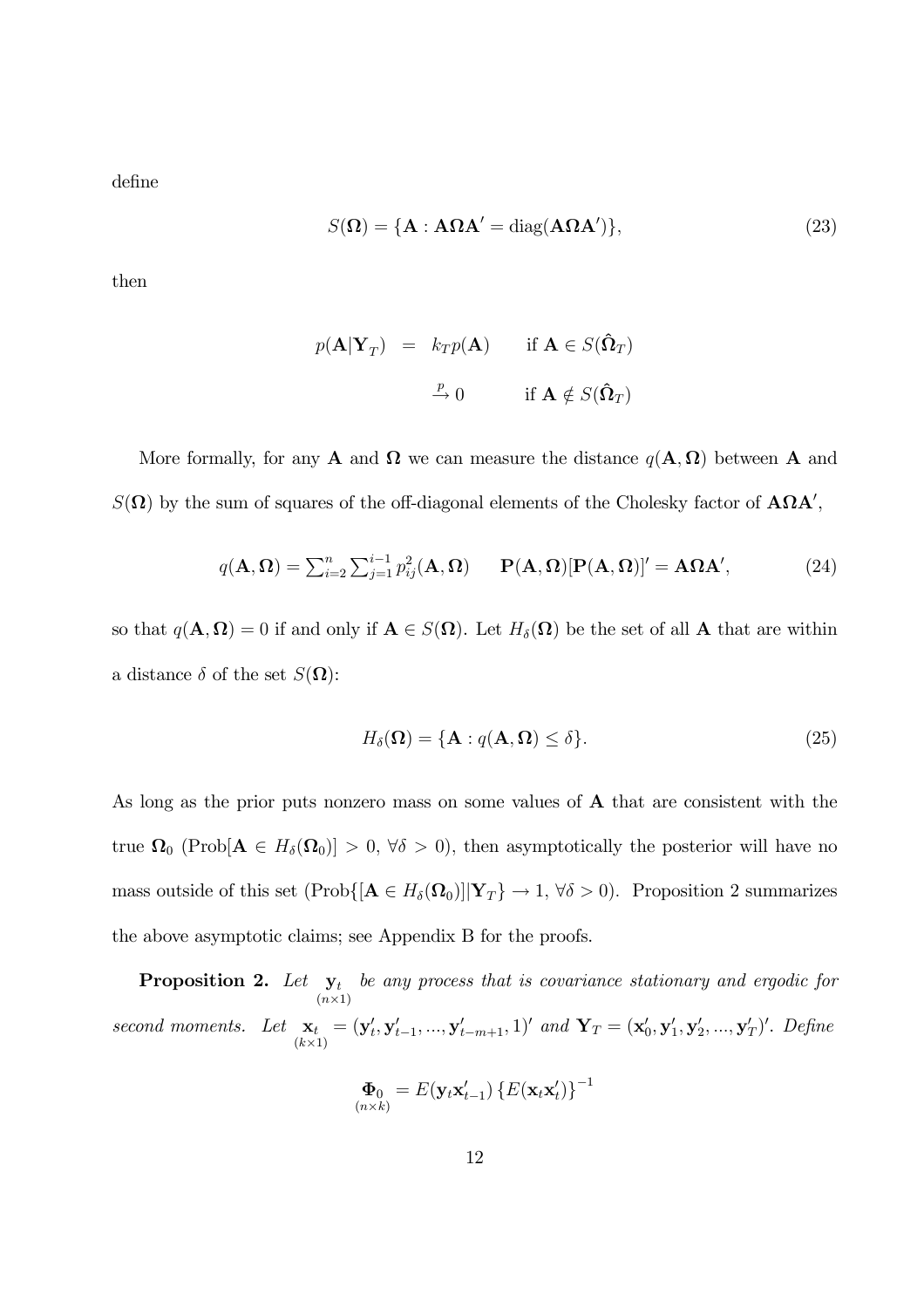define

$$S(\mathbf{\Omega}) = \{\mathbf{A} : \mathbf{A}\mathbf{\Omega}\mathbf{A}' = \text{diag}(\mathbf{A}\mathbf{\Omega}\mathbf{A}')\}, \tag{23}$$

then

$$\begin{aligned} p(\mathbf{A}|\mathbf{Y}_T) &= k_T p(\mathbf{A}) \qquad \text{if } \mathbf{A} \in S(\hat{\mathbf{\Omega}}_T) \\ &\xrightarrow{p} 0 \qquad\quad\;\; \text{if } \mathbf{A} \notin S(\hat{\mathbf{\Omega}}_T) \end{aligned}$$

More formally, for any $\mathbf{A}$ and $\mathbf{\Omega}$ we can measure the distance $q(\mathbf{A}, \mathbf{\Omega})$ between $\mathbf{A}$ and $S(\mathbf{\Omega})$ by the sum of squares of the off-diagonal elements of the Cholesky factor of $\mathbf{A}\mathbf{\Omega}\mathbf{A}'$,

$$q(\mathbf{A}, \mathbf{\Omega}) = \textstyle\sum_{i=2}^{n} \sum_{j=1}^{i-1} p_{ij}^2(\mathbf{A}, \mathbf{\Omega}) \qquad \mathbf{P}(\mathbf{A}, \mathbf{\Omega})[\mathbf{P}(\mathbf{A}, \mathbf{\Omega})]' = \mathbf{A}\mathbf{\Omega}\mathbf{A}', \tag{24}$$

so that $q(\mathbf{A}, \mathbf{\Omega}) = 0$ if and only if $\mathbf{A} \in S(\mathbf{\Omega})$. Let $H_\delta(\mathbf{\Omega})$ be the set of all $\mathbf{A}$ that are within a distance $\delta$ of the set $S(\mathbf{\Omega})$:

$$H_\delta(\mathbf{\Omega}) = \{\mathbf{A} : q(\mathbf{A}, \mathbf{\Omega}) \leq \delta\}. \tag{25}$$

As long as the prior puts nonzero mass on some values of $\mathbf{A}$ that are consistent with the true $\mathbf{\Omega}_0$ ($\text{Prob}[\mathbf{A} \in H_\delta(\mathbf{\Omega}_0)] > 0$, $\forall \delta > 0$), then asymptotically the posterior will have no mass outside of this set ($\text{Prob}\{[\mathbf{A} \in H_\delta(\mathbf{\Omega}_0)]|\mathbf{Y}_T\} \to 1$, $\forall \delta > 0$). Proposition 2 summarizes the above asymptotic claims; see Appendix B for the proofs.

**Proposition 2.** *Let* $\underset{(n\times 1)}{\mathbf{y}_t}$ *be any process that is covariance stationary and ergodic for second moments. Let* $\underset{(k\times 1)}{\mathbf{x}_t} = (\mathbf{y}_t', \mathbf{y}_{t-1}', ..., \mathbf{y}_{t-m+1}', 1)'$ *and* $\mathbf{Y}_T = (\mathbf{x}_0', \mathbf{y}_1', \mathbf{y}_2', ..., \mathbf{y}_T')'$*. Define*

$$\underset{(n\times k)}{\mathbf{\Phi}_0} = E(\mathbf{y}_t \mathbf{x}_{t-1}') \left\{E(\mathbf{x}_t \mathbf{x}_t')\right\}^{-1}$$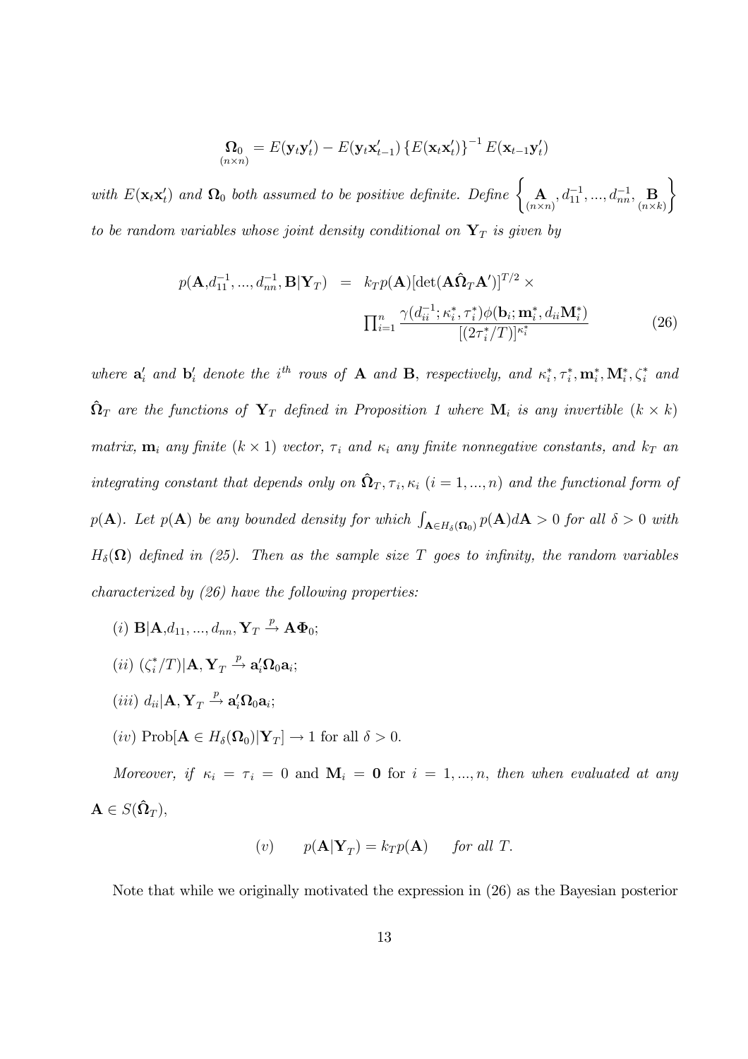$$\underset{(n\times n)}{\boldsymbol{\Omega}_0} = E(\mathbf{y}_t\mathbf{y}_t') - E(\mathbf{y}_t\mathbf{x}_{t-1}') \left\{E(\mathbf{x}_t\mathbf{x}_t')\right\}^{-1} E(\mathbf{x}_{t-1}\mathbf{y}_t')$$

*with* $E(\mathbf{x}_t\mathbf{x}_t')$ *and* $\boldsymbol{\Omega}_0$ *both assumed to be positive definite. Define* $\left\{ \underset{(n\times n)}{\mathbf{A}}, d_{11}^{-1}, ..., d_{nn}^{-1}, \underset{(n\times k)}{\mathbf{B}} \right\}$ *to be random variables whose joint density conditional on* $\mathbf{Y}_T$ *is given by*

$$p(\mathbf{A}, d_{11}^{-1}, ..., d_{nn}^{-1}, \mathbf{B}|\mathbf{Y}_T) = k_T p(\mathbf{A})[\det(\mathbf{A}\hat{\boldsymbol{\Omega}}_T\mathbf{A}')]^{T/2} \times \prod_{i=1}^{n} \frac{\gamma(d_{ii}^{-1}; \kappa_i^*, \tau_i^*)\phi(\mathbf{b}_i; \mathbf{m}_i^*, d_{ii}\mathbf{M}_i^*)}{[(2\tau_i^*/T)]^{\kappa_i^*}} \tag{26}$$

*where* $\mathbf{a}_i'$ *and* $\mathbf{b}_i'$ *denote the* $i^{th}$ *rows of* $\mathbf{A}$ *and* $\mathbf{B}$*, respectively, and* $\kappa_i^*, \tau_i^*, \mathbf{m}_i^*, \mathbf{M}_i^*, \zeta_i^*$ *and* $\hat{\boldsymbol{\Omega}}_T$ *are the functions of* $\mathbf{Y}_T$ *defined in Proposition 1 where* $\mathbf{M}_i$ *is any invertible* $(k \times k)$ *matrix,* $\mathbf{m}_i$ *any finite* $(k \times 1)$ *vector,* $\tau_i$ *and* $\kappa_i$ *any finite nonnegative constants, and* $k_T$ *an integrating constant that depends only on* $\hat{\boldsymbol{\Omega}}_T, \tau_i, \kappa_i$ $(i = 1, ..., n)$ *and the functional form of* $p(\mathbf{A})$*. Let* $p(\mathbf{A})$ *be any bounded density for which* $\int_{\mathbf{A}\in H_\delta(\boldsymbol{\Omega}_0)} p(\mathbf{A})d\mathbf{A} > 0$ *for all* $\delta > 0$ *with* $H_\delta(\boldsymbol{\Omega})$ *defined in (25). Then as the sample size* $T$ *goes to infinity, the random variables characterized by (26) have the following properties:*

$(i)$ $\mathbf{B}|\mathbf{A}, d_{11}, ..., d_{nn}, \mathbf{Y}_T \xrightarrow{p} \mathbf{A}\boldsymbol{\Phi}_0$;

$(ii)$ $(\zeta_i^*/T)|\mathbf{A}, \mathbf{Y}_T \xrightarrow{p} \mathbf{a}_i'\boldsymbol{\Omega}_0\mathbf{a}_i$;

$(iii)$ $d_{ii}|\mathbf{A}, \mathbf{Y}_T \xrightarrow{p} \mathbf{a}_i'\boldsymbol{\Omega}_0\mathbf{a}_i$;

$(iv)$ $\text{Prob}[\mathbf{A} \in H_\delta(\boldsymbol{\Omega}_0)|\mathbf{Y}_T] \to 1$ for all $\delta > 0$.

*Moreover, if* $\kappa_i = \tau_i = 0$ and $\mathbf{M}_i = \mathbf{0}$ for $i = 1, ..., n$, *then when evaluated at any* $\mathbf{A} \in S(\hat{\boldsymbol{\Omega}}_T)$,

$$(v) \qquad p(\mathbf{A}|\mathbf{Y}_T) = k_T p(\mathbf{A}) \qquad \textit{for all } T.$$

Note that while we originally motivated the expression in (26) as the Bayesian posterior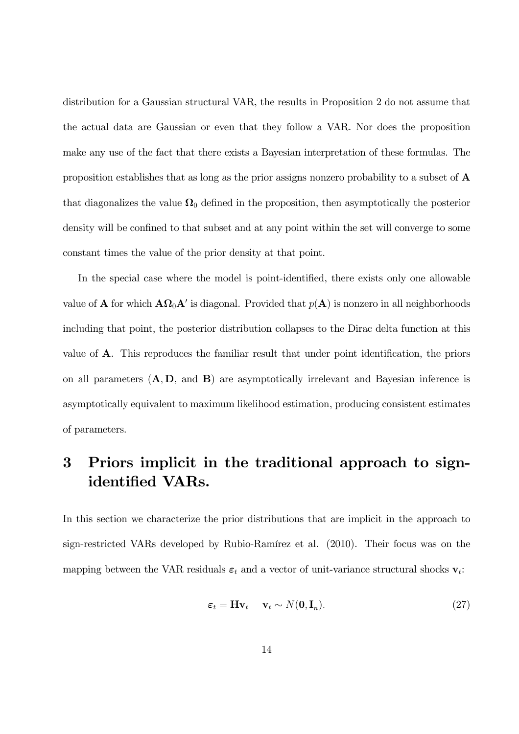distribution for a Gaussian structural VAR, the results in Proposition 2 do not assume that the actual data are Gaussian or even that they follow a VAR. Nor does the proposition make any use of the fact that there exists a Bayesian interpretation of these formulas. The proposition establishes that as long as the prior assigns nonzero probability to a subset of $\mathbf{A}$ that diagonalizes the value $\mathbf{\Omega}_0$ defined in the proposition, then asymptotically the posterior density will be confined to that subset and at any point within the set will converge to some constant times the value of the prior density at that point.

In the special case where the model is point-identified, there exists only one allowable value of $\mathbf{A}$ for which $\mathbf{A}\mathbf{\Omega}_0\mathbf{A}'$ is diagonal. Provided that $p(\mathbf{A})$ is nonzero in all neighborhoods including that point, the posterior distribution collapses to the Dirac delta function at this value of $\mathbf{A}$. This reproduces the familiar result that under point identification, the priors on all parameters ($\mathbf{A}, \mathbf{D}$, and $\mathbf{B}$) are asymptotically irrelevant and Bayesian inference is asymptotically equivalent to maximum likelihood estimation, producing consistent estimates of parameters.

# 3 Priors implicit in the traditional approach to sign-identified VARs.

In this section we characterize the prior distributions that are implicit in the approach to sign-restricted VARs developed by Rubio-Ramírez et al. (2010). Their focus was on the mapping between the VAR residuals $\boldsymbol{\varepsilon}_t$ and a vector of unit-variance structural shocks $\mathbf{v}_t$:

$$\boldsymbol{\varepsilon}_t = \mathbf{H}\mathbf{v}_t \quad \mathbf{v}_t \sim N(\mathbf{0}, \mathbf{I}_n). \tag{27}$$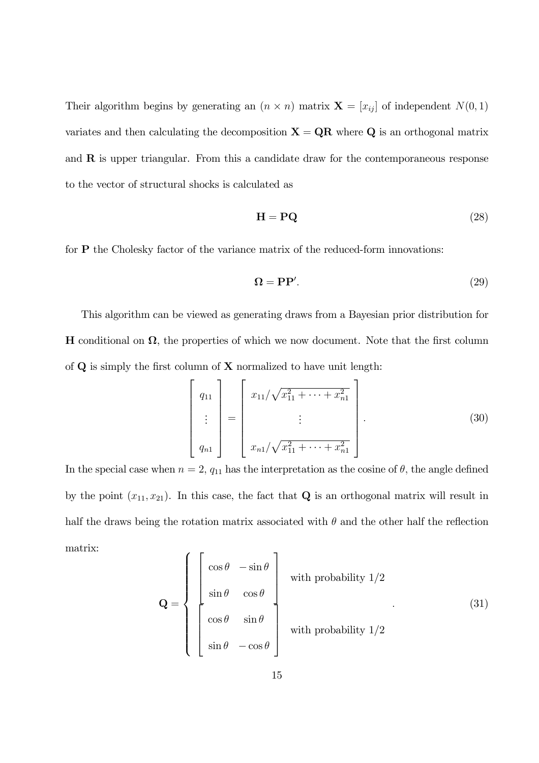Their algorithm begins by generating an $(n \times n)$ matrix $\mathbf{X} = [x_{ij}]$ of independent $N(0, 1)$ variates and then calculating the decomposition $\mathbf{X} = \mathbf{QR}$ where $\mathbf{Q}$ is an orthogonal matrix and $\mathbf{R}$ is upper triangular. From this a candidate draw for the contemporaneous response to the vector of structural shocks is calculated as

$$\mathbf{H} = \mathbf{PQ} \tag{28}$$

for $\mathbf{P}$ the Cholesky factor of the variance matrix of the reduced-form innovations:

$$\mathbf{\Omega} = \mathbf{PP}'. \tag{29}$$

This algorithm can be viewed as generating draws from a Bayesian prior distribution for $\mathbf{H}$ conditional on $\mathbf{\Omega}$, the properties of which we now document. Note that the first column of $\mathbf{Q}$ is simply the first column of $\mathbf{X}$ normalized to have unit length:

$$\begin{bmatrix} q_{11} \\ \vdots \\ q_{n1} \end{bmatrix} = \begin{bmatrix} x_{11}/\sqrt{x_{11}^2 + \cdots + x_{n1}^2} \\ \vdots \\ x_{n1}/\sqrt{x_{11}^2 + \cdots + x_{n1}^2} \end{bmatrix}. \tag{30}$$

In the special case when $n = 2$, $q_{11}$ has the interpretation as the cosine of $\theta$, the angle defined by the point $(x_{11}, x_{21})$. In this case, the fact that $\mathbf{Q}$ is an orthogonal matrix will result in half the draws being the rotation matrix associated with $\theta$ and the other half the reflection matrix:

$$\mathbf{Q} = \begin{cases} \begin{bmatrix} \cos\theta & -\sin\theta \\ \sin\theta & \cos\theta \end{bmatrix} & \text{with probability } 1/2 \\ \begin{bmatrix} \cos\theta & \sin\theta \\ \sin\theta & -\cos\theta \end{bmatrix} & \text{with probability } 1/2 \end{cases}. \tag{31}$$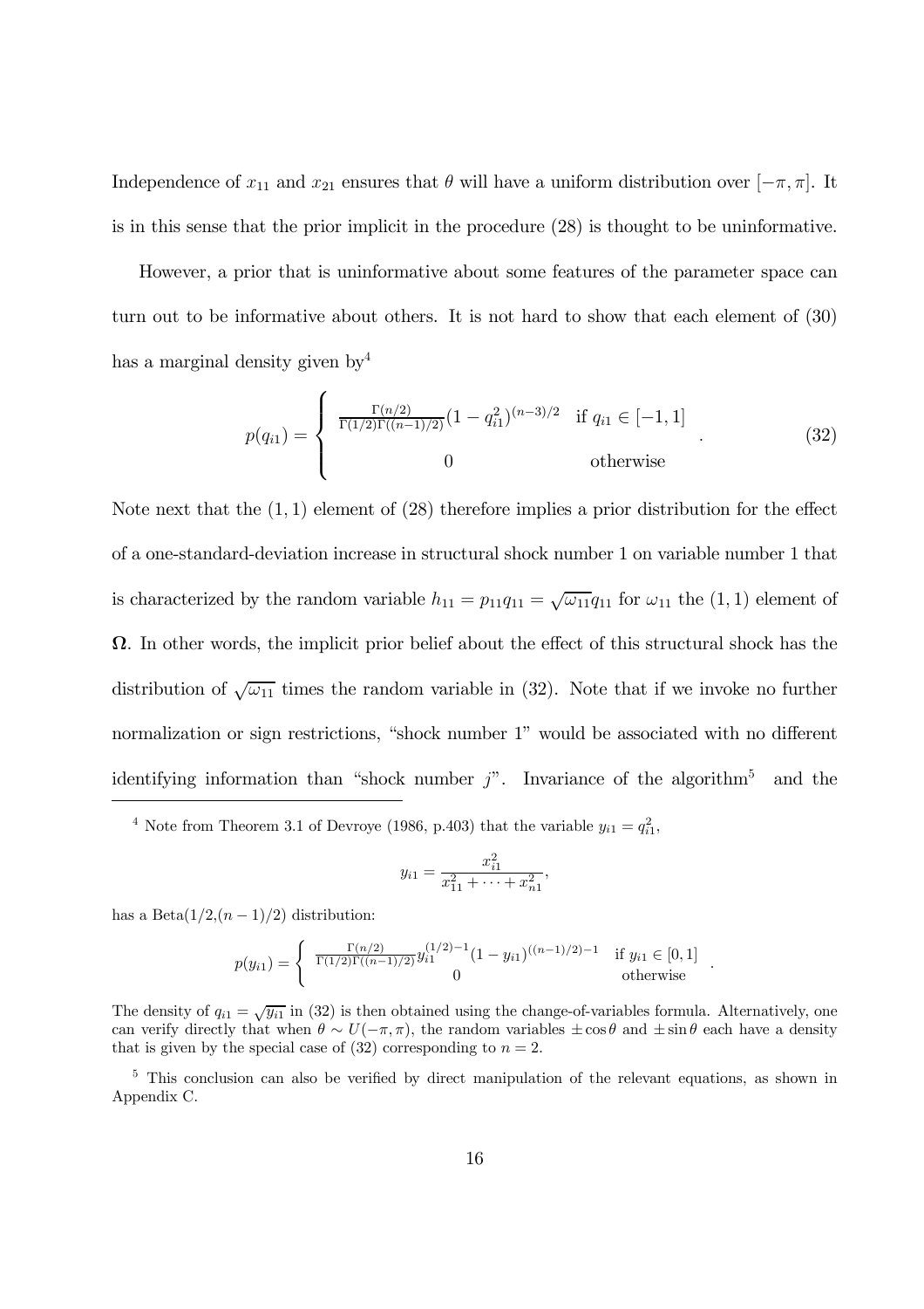Independence of $x_{11}$ and $x_{21}$ ensures that $\theta$ will have a uniform distribution over $[-\pi, \pi]$. It is in this sense that the prior implicit in the procedure (28) is thought to be uninformative.

However, a prior that is uninformative about some features of the parameter space can turn out to be informative about others. It is not hard to show that each element of (30) has a marginal density given by[4]

$$p(q_{i1}) = \begin{cases} \frac{\Gamma(n/2)}{\Gamma(1/2)\Gamma((n-1)/2)}(1 - q_{i1}^2)^{(n-3)/2} & \text{if } q_{i1} \in [-1, 1] \\ 0 & \text{otherwise} \end{cases} . \tag{32}$$

Note next that the $(1, 1)$ element of (28) therefore implies a prior distribution for the effect of a one-standard-deviation increase in structural shock number 1 on variable number 1 that is characterized by the random variable $h_{11} = p_{11}q_{11} = \sqrt{\omega_{11}}q_{11}$ for $\omega_{11}$ the $(1, 1)$ element of $\mathbf{\Omega}$. In other words, the implicit prior belief about the effect of this structural shock has the distribution of $\sqrt{\omega_{11}}$ times the random variable in (32). Note that if we invoke no further normalization or sign restrictions, "shock number 1" would be associated with no different identifying information than "shock number $j$". Invariance of the algorithm[5] and the

[4] Note from Theorem 3.1 of Devroye (1986, p.403) that the variable $y_{i1} = q_{i1}^2$,

$$y_{i1} = \frac{x_{i1}^2}{x_{11}^2 + \cdots + x_{n1}^2},$$

has a Beta$(1/2,(n-1)/2)$ distribution:

$$p(y_{i1}) = \begin{cases} \frac{\Gamma(n/2)}{\Gamma(1/2)\Gamma((n-1)/2)} y_{i1}^{(1/2)-1}(1 - y_{i1})^{((n-1)/2)-1} & \text{if } y_{i1} \in [0, 1] \\ 0 & \text{otherwise} \end{cases} .$$

The density of $q_{i1} = \sqrt{y_{i1}}$ in (32) is then obtained using the change-of-variables formula. Alternatively, one can verify directly that when $\theta \sim U(-\pi, \pi)$, the random variables $\pm \cos\theta$ and $\pm \sin\theta$ each have a density that is given by the special case of (32) corresponding to $n = 2$.

[5] This conclusion can also be verified by direct manipulation of the relevant equations, as shown in Appendix C.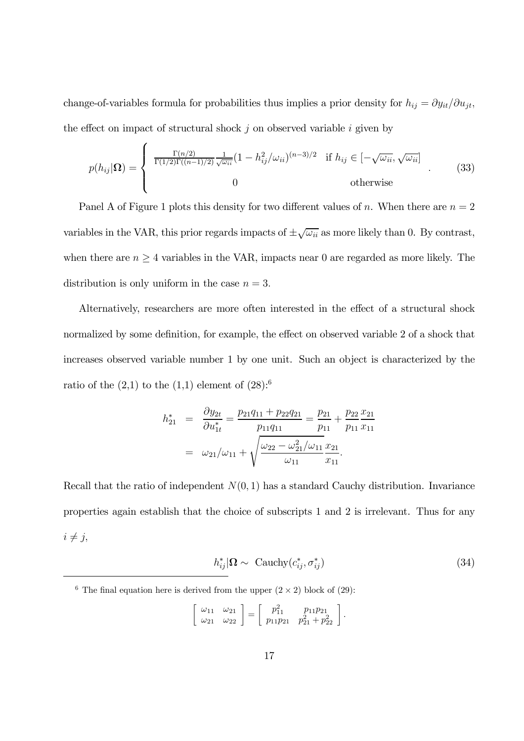change-of-variables formula for probabilities thus implies a prior density for $h_{ij} = \partial y_{it}/\partial u_{jt}$, the effect on impact of structural shock $j$ on observed variable $i$ given by

$$p(h_{ij}|\mathbf{\Omega}) = \begin{cases} \frac{\Gamma(n/2)}{\Gamma(1/2)\Gamma((n-1)/2)} \frac{1}{\sqrt{\omega_{ii}}} (1 - h_{ij}^2/\omega_{ii})^{(n-3)/2} & \text{if } h_{ij} \in [-\sqrt{\omega_{ii}}, \sqrt{\omega_{ii}}] \\ 0 & \text{otherwise} \end{cases} . \tag{33}$$

Panel A of Figure 1 plots this density for two different values of $n$. When there are $n = 2$ variables in the VAR, this prior regards impacts of $\pm\sqrt{\omega_{ii}}$ as more likely than 0. By contrast, when there are $n \geq 4$ variables in the VAR, impacts near 0 are regarded as more likely. The distribution is only uniform in the case $n = 3$.

Alternatively, researchers are more often interested in the effect of a structural shock normalized by some definition, for example, the effect on observed variable 2 of a shock that increases observed variable number 1 by one unit. Such an object is characterized by the ratio of the (2,1) to the (1,1) element of (28):[6]

$$\begin{aligned} h_{21}^* &= \frac{\partial y_{2t}}{\partial u_{1t}^*} = \frac{p_{21}q_{11} + p_{22}q_{21}}{p_{11}q_{11}} = \frac{p_{21}}{p_{11}} + \frac{p_{22}}{p_{11}}\frac{x_{21}}{x_{11}} \\ &= \omega_{21}/\omega_{11} + \sqrt{\frac{\omega_{22} - \omega_{21}^2/\omega_{11}}{\omega_{11}}}\frac{x_{21}}{x_{11}}. \end{aligned}$$

Recall that the ratio of independent $N(0,1)$ has a standard Cauchy distribution. Invariance properties again establish that the choice of subscripts 1 and 2 is irrelevant. Thus for any $i \neq j$,

$$h_{ij}^*|\mathbf{\Omega} \sim \text{ Cauchy}(c_{ij}^*, \sigma_{ij}^*) \tag{34}$$

[6] The final equation here is derived from the upper $(2 \times 2)$ block of (29):

$$\begin{bmatrix} \omega_{11} & \omega_{21} \\ \omega_{21} & \omega_{22} \end{bmatrix} = \begin{bmatrix} p_{11}^2 & p_{11}p_{21} \\ p_{11}p_{21} & p_{21}^2 + p_{22}^2 \end{bmatrix}.$$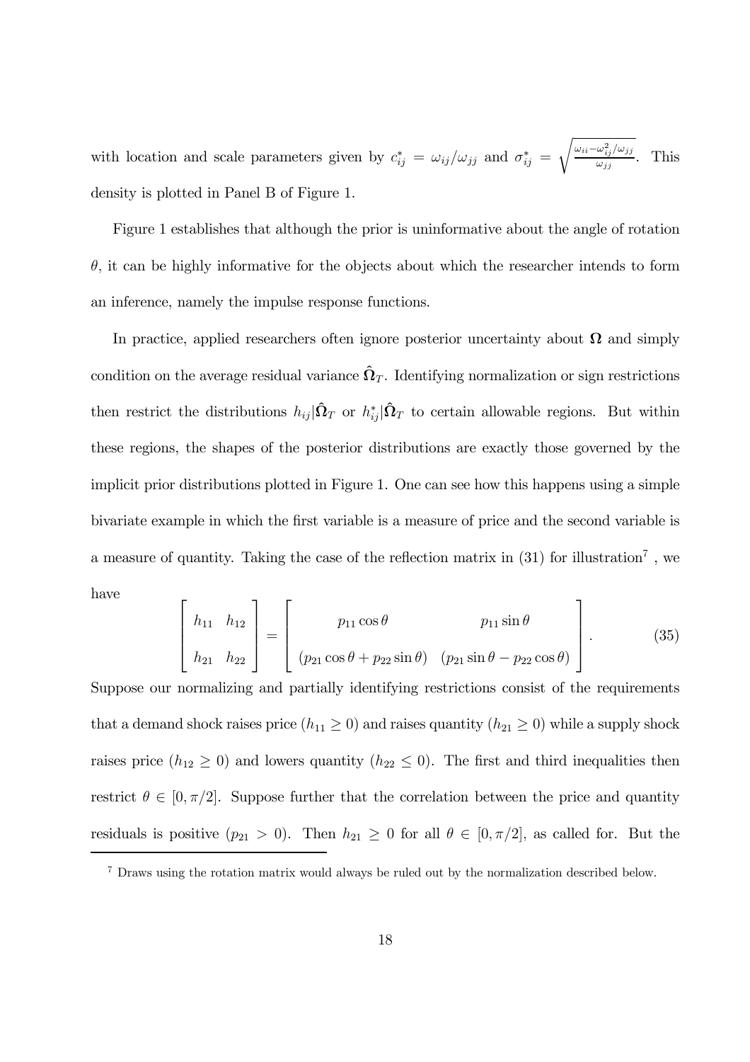with location and scale parameters given by $c^*_{ij} = \omega_{ij}/\omega_{jj}$ and $\sigma^*_{ij} = \sqrt{\frac{\omega_{ii} - \omega^2_{ij}/\omega_{jj}}{\omega_{jj}}}$. This density is plotted in Panel B of Figure 1.

Figure 1 establishes that although the prior is uninformative about the angle of rotation $\theta$, it can be highly informative for the objects about which the researcher intends to form an inference, namely the impulse response functions.

In practice, applied researchers often ignore posterior uncertainty about $\mathbf{\Omega}$ and simply condition on the average residual variance $\hat{\mathbf{\Omega}}_T$. Identifying normalization or sign restrictions then restrict the distributions $h_{ij}|\hat{\mathbf{\Omega}}_T$ or $h^*_{ij}|\hat{\mathbf{\Omega}}_T$ to certain allowable regions. But within these regions, the shapes of the posterior distributions are exactly those governed by the implicit prior distributions plotted in Figure 1. One can see how this happens using a simple bivariate example in which the first variable is a measure of price and the second variable is a measure of quantity. Taking the case of the reflection matrix in (31) for illustration[7] , we have

$$\begin{bmatrix} h_{11} & h_{12} \\ h_{21} & h_{22} \end{bmatrix} = \begin{bmatrix} p_{11}\cos\theta & p_{11}\sin\theta \\ (p_{21}\cos\theta + p_{22}\sin\theta) & (p_{21}\sin\theta - p_{22}\cos\theta) \end{bmatrix}. \tag{35}$$

Suppose our normalizing and partially identifying restrictions consist of the requirements that a demand shock raises price ($h_{11} \geq 0$) and raises quantity ($h_{21} \geq 0$) while a supply shock raises price ($h_{12} \geq 0$) and lowers quantity ($h_{22} \leq 0$). The first and third inequalities then restrict $\theta \in [0, \pi/2]$. Suppose further that the correlation between the price and quantity residuals is positive ($p_{21} > 0$). Then $h_{21} \geq 0$ for all $\theta \in [0, \pi/2]$, as called for. But the

[7] Draws using the rotation matrix would always be ruled out by the normalization described below.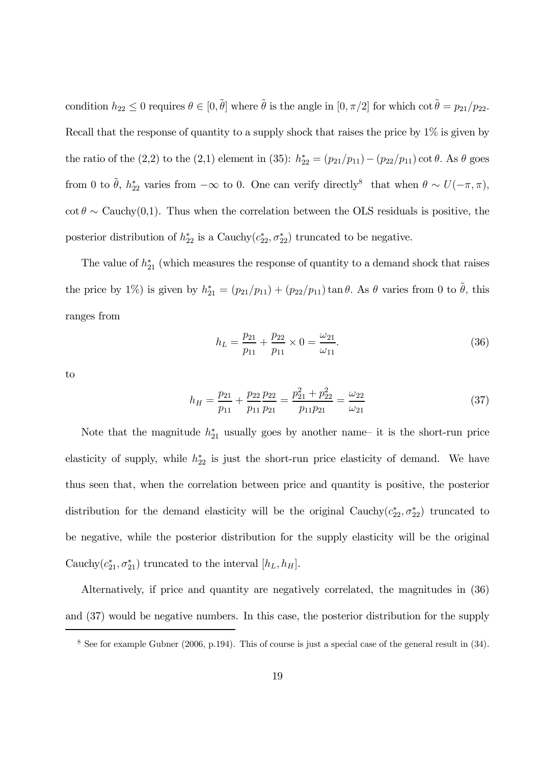condition $h_{22} \leq 0$ requires $\theta \in [0, \tilde{\theta}]$ where $\tilde{\theta}$ is the angle in $[0, \pi/2]$ for which $\cot \tilde{\theta} = p_{21}/p_{22}$. Recall that the response of quantity to a supply shock that raises the price by 1% is given by the ratio of the (2,2) to the (2,1) element in (35): $h_{22}^* = (p_{21}/p_{11}) - (p_{22}/p_{11}) \cot \theta$. As $\theta$ goes from 0 to $\tilde{\theta}$, $h_{22}^*$ varies from $-\infty$ to 0. One can verify directly[8] that when $\theta \sim U(-\pi, \pi)$, $\cot \theta \sim$ Cauchy(0,1). Thus when the correlation between the OLS residuals is positive, the posterior distribution of $h_{22}^*$ is a Cauchy$(c_{22}^*, \sigma_{22}^*)$ truncated to be negative.

The value of $h_{21}^*$ (which measures the response of quantity to a demand shock that raises the price by 1%) is given by $h_{21}^* = (p_{21}/p_{11}) + (p_{22}/p_{11}) \tan \theta$. As $\theta$ varies from 0 to $\tilde{\theta}$, this ranges from

$$h_L = \frac{p_{21}}{p_{11}} + \frac{p_{22}}{p_{11}} \times 0 = \frac{\omega_{21}}{\omega_{11}}. \tag{36}$$

to

$$h_H = \frac{p_{21}}{p_{11}} + \frac{p_{22}}{p_{11}} \frac{p_{22}}{p_{21}} = \frac{p_{21}^2 + p_{22}^2}{p_{11} p_{21}} = \frac{\omega_{22}}{\omega_{21}} \tag{37}$$

Note that the magnitude $h_{21}^*$ usually goes by another name– it is the short-run price elasticity of supply, while $h_{22}^*$ is just the short-run price elasticity of demand. We have thus seen that, when the correlation between price and quantity is positive, the posterior distribution for the demand elasticity will be the original Cauchy$(c_{22}^*, \sigma_{22}^*)$ truncated to be negative, while the posterior distribution for the supply elasticity will be the original Cauchy$(c_{21}^*, \sigma_{21}^*)$ truncated to the interval $[h_L, h_H]$.

Alternatively, if price and quantity are negatively correlated, the magnitudes in (36) and (37) would be negative numbers. In this case, the posterior distribution for the supply

[8] See for example Gubner (2006, p.194). This of course is just a special case of the general result in (34).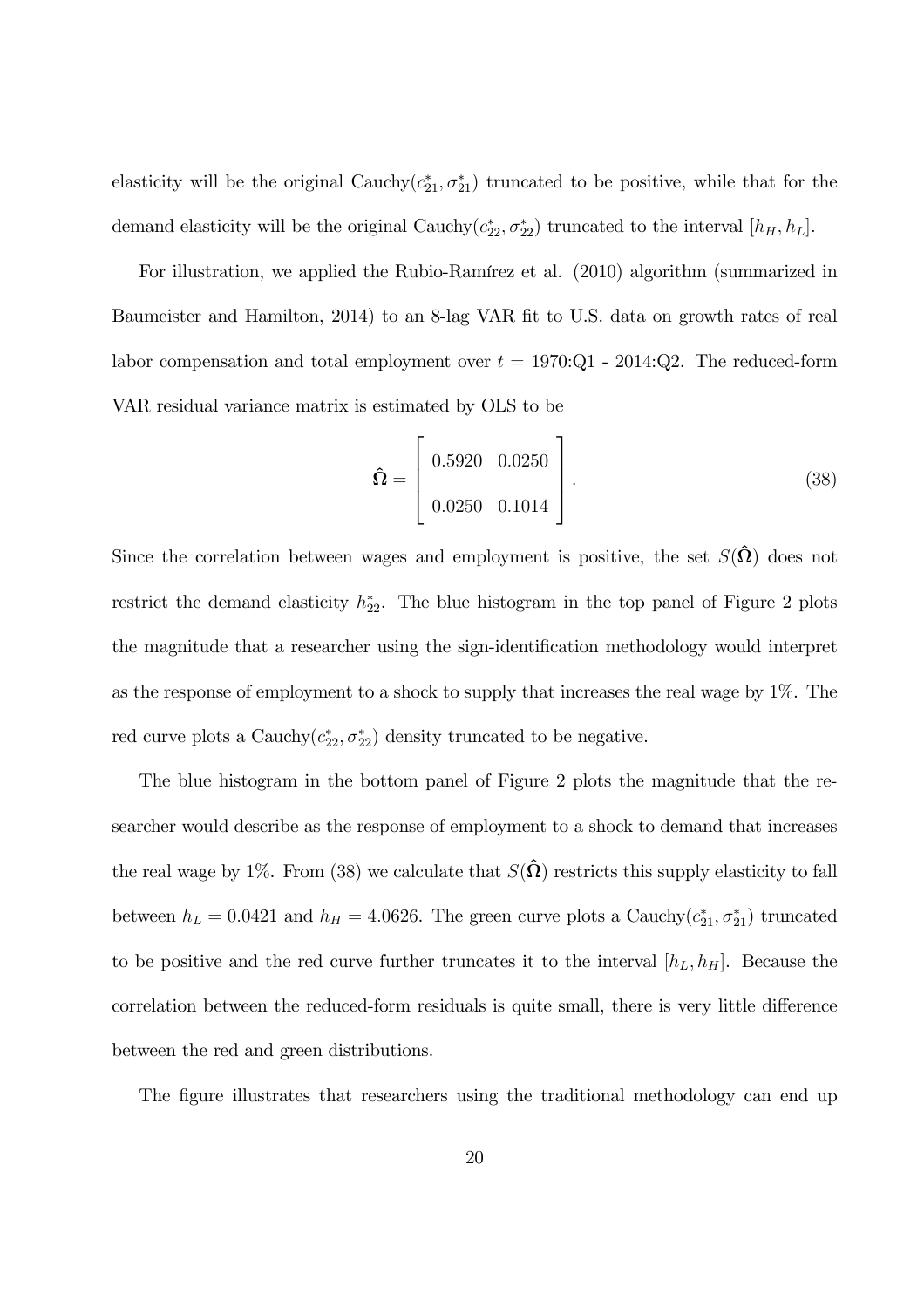elasticity will be the original Cauchy$(c_{21}^*, \sigma_{21}^*)$ truncated to be positive, while that for the demand elasticity will be the original Cauchy$(c_{22}^*, \sigma_{22}^*)$ truncated to the interval $[h_H, h_L]$.

For illustration, we applied the Rubio-Ramírez et al. (2010) algorithm (summarized in Baumeister and Hamilton, 2014) to an 8-lag VAR fit to U.S. data on growth rates of real labor compensation and total employment over $t =$ 1970:Q1 - 2014:Q2. The reduced-form VAR residual variance matrix is estimated by OLS to be

$$\hat{\mathbf{\Omega}} = \begin{bmatrix} 0.5920 & 0.0250 \\ 0.0250 & 0.1014 \end{bmatrix}. \tag{38}$$

Since the correlation between wages and employment is positive, the set $S(\hat{\mathbf{\Omega}})$ does not restrict the demand elasticity $h_{22}^*$. The blue histogram in the top panel of Figure 2 plots the magnitude that a researcher using the sign-identification methodology would interpret as the response of employment to a shock to supply that increases the real wage by 1%. The red curve plots a Cauchy$(c_{22}^*, \sigma_{22}^*)$ density truncated to be negative.

The blue histogram in the bottom panel of Figure 2 plots the magnitude that the researcher would describe as the response of employment to a shock to demand that increases the real wage by 1%. From (38) we calculate that $S(\hat{\mathbf{\Omega}})$ restricts this supply elasticity to fall between $h_L = 0.0421$ and $h_H = 4.0626$. The green curve plots a Cauchy$(c_{21}^*, \sigma_{21}^*)$ truncated to be positive and the red curve further truncates it to the interval $[h_L, h_H]$. Because the correlation between the reduced-form residuals is quite small, there is very little difference between the red and green distributions.

The figure illustrates that researchers using the traditional methodology can end up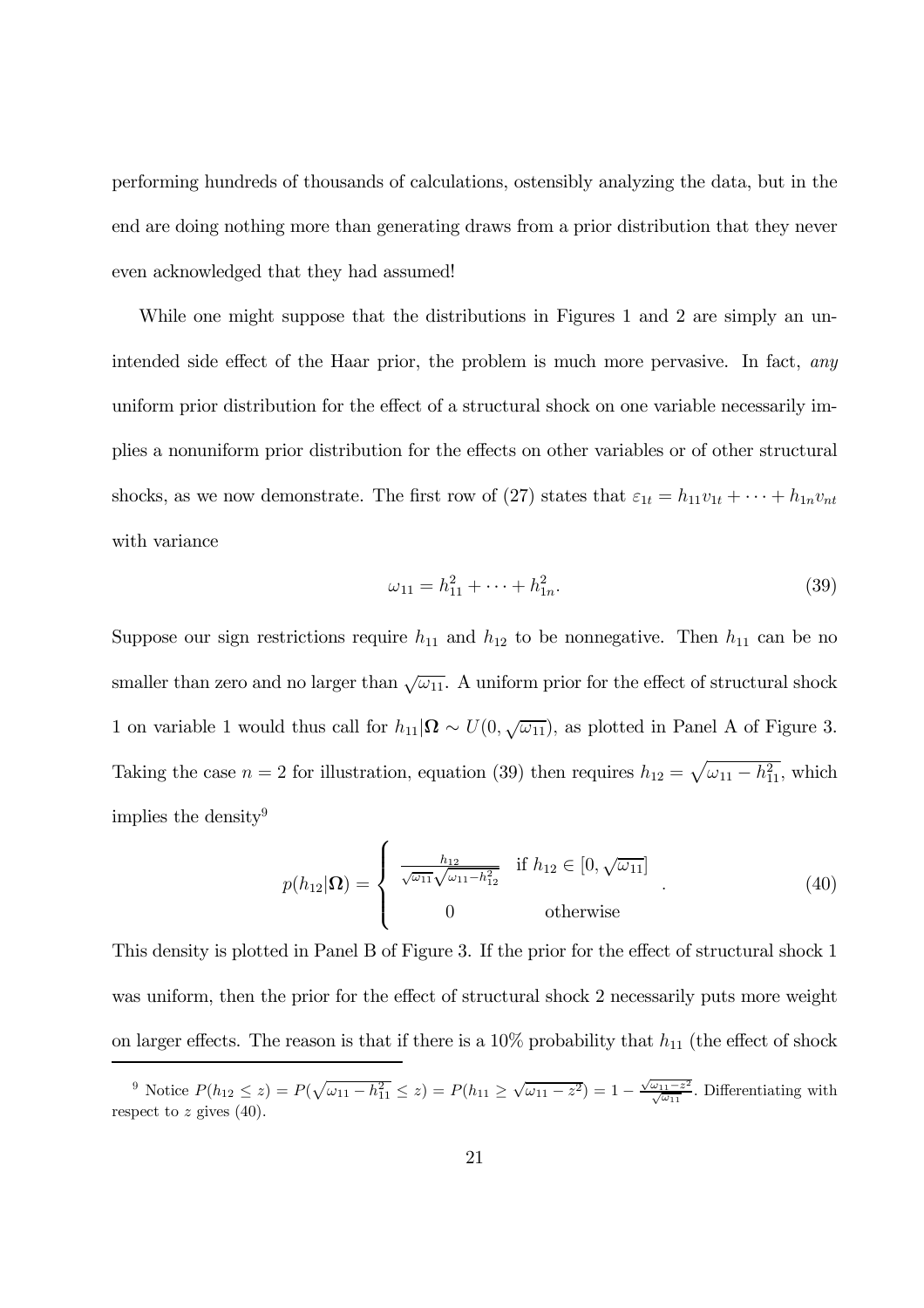performing hundreds of thousands of calculations, ostensibly analyzing the data, but in the end are doing nothing more than generating draws from a prior distribution that they never even acknowledged that they had assumed!

While one might suppose that the distributions in Figures 1 and 2 are simply an unintended side effect of the Haar prior, the problem is much more pervasive. In fact, *any* uniform prior distribution for the effect of a structural shock on one variable necessarily implies a nonuniform prior distribution for the effects on other variables or of other structural shocks, as we now demonstrate. The first row of (27) states that $\varepsilon_{1t} = h_{11}v_{1t} + \cdots + h_{1n}v_{nt}$ with variance

$$\omega_{11} = h_{11}^2 + \cdots + h_{1n}^2. \tag{39}$$

Suppose our sign restrictions require $h_{11}$ and $h_{12}$ to be nonnegative. Then $h_{11}$ can be no smaller than zero and no larger than $\sqrt{\omega_{11}}$. A uniform prior for the effect of structural shock 1 on variable 1 would thus call for $h_{11}|\mathbf{\Omega} \sim U(0, \sqrt{\omega_{11}})$, as plotted in Panel A of Figure 3. Taking the case $n = 2$ for illustration, equation (39) then requires $h_{12} = \sqrt{\omega_{11} - h_{11}^2}$, which implies the density[9]

$$p(h_{12}|\mathbf{\Omega}) = \begin{cases} \frac{h_{12}}{\sqrt{\omega_{11}}\sqrt{\omega_{11}-h_{12}^2}} & \text{if } h_{12} \in [0, \sqrt{\omega_{11}}] \\ 0 & \text{otherwise} \end{cases}. \tag{40}$$

This density is plotted in Panel B of Figure 3. If the prior for the effect of structural shock 1 was uniform, then the prior for the effect of structural shock 2 necessarily puts more weight on larger effects. The reason is that if there is a 10% probability that $h_{11}$ (the effect of shock

[9] Notice $P(h_{12} \leq z) = P(\sqrt{\omega_{11} - h_{11}^2} \leq z) = P(h_{11} \geq \sqrt{\omega_{11} - z^2}) = 1 - \frac{\sqrt{\omega_{11}-z^2}}{\sqrt{\omega_{11}}}$. Differentiating with respect to $z$ gives (40).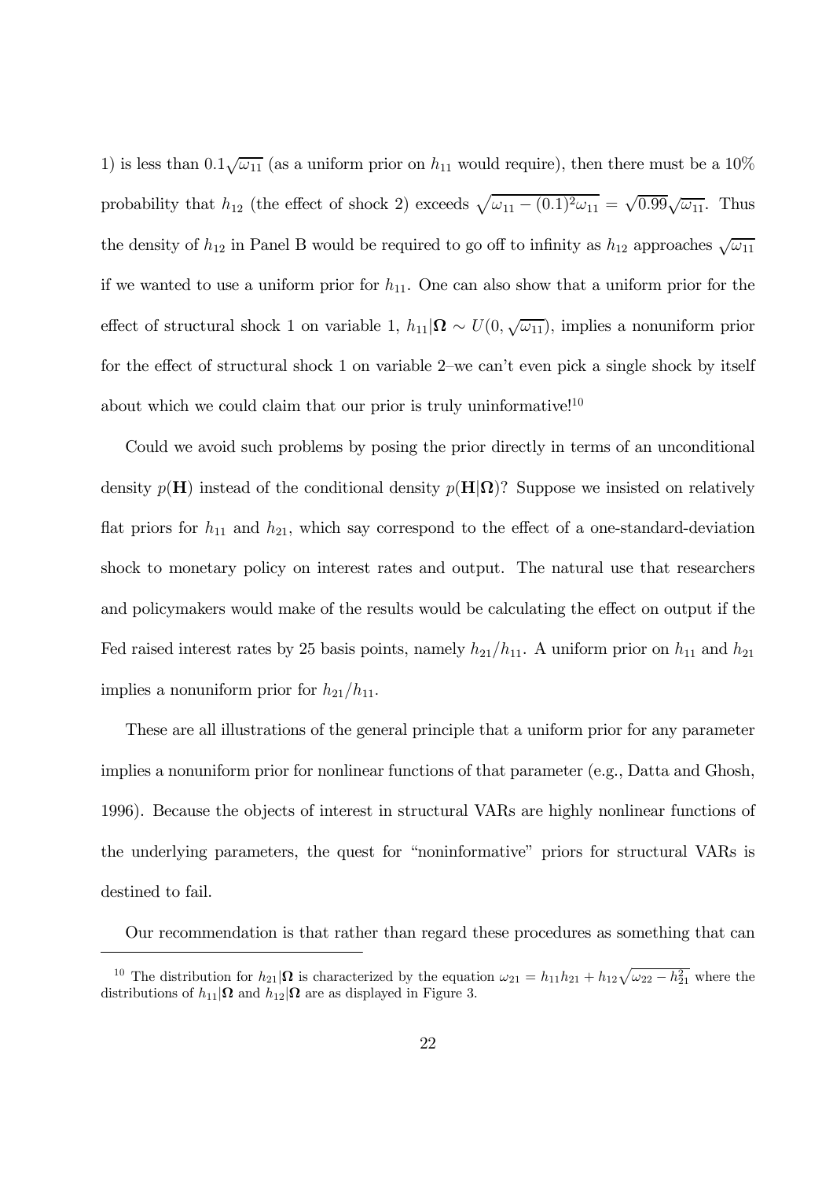1) is less than $0.1\sqrt{\omega_{11}}$ (as a uniform prior on $h_{11}$ would require), then there must be a 10% probability that $h_{12}$ (the effect of shock 2) exceeds $\sqrt{\omega_{11} - (0.1)^2\omega_{11}} = \sqrt{0.99}\sqrt{\omega_{11}}$. Thus the density of $h_{12}$ in Panel B would be required to go off to infinity as $h_{12}$ approaches $\sqrt{\omega_{11}}$ if we wanted to use a uniform prior for $h_{11}$. One can also show that a uniform prior for the effect of structural shock 1 on variable 1, $h_{11}|\mathbf{\Omega} \sim U(0, \sqrt{\omega_{11}})$, implies a nonuniform prior for the effect of structural shock 1 on variable 2–we can't even pick a single shock by itself about which we could claim that our prior is truly uninformative![10]

Could we avoid such problems by posing the prior directly in terms of an unconditional density $p(\mathbf{H})$ instead of the conditional density $p(\mathbf{H}|\mathbf{\Omega})$? Suppose we insisted on relatively flat priors for $h_{11}$ and $h_{21}$, which say correspond to the effect of a one-standard-deviation shock to monetary policy on interest rates and output. The natural use that researchers and policymakers would make of the results would be calculating the effect on output if the Fed raised interest rates by 25 basis points, namely $h_{21}/h_{11}$. A uniform prior on $h_{11}$ and $h_{21}$ implies a nonuniform prior for $h_{21}/h_{11}$.

These are all illustrations of the general principle that a uniform prior for any parameter implies a nonuniform prior for nonlinear functions of that parameter (e.g., Datta and Ghosh, 1996). Because the objects of interest in structural VARs are highly nonlinear functions of the underlying parameters, the quest for "noninformative" priors for structural VARs is destined to fail.

Our recommendation is that rather than regard these procedures as something that can

---

[10] The distribution for $h_{21}|\mathbf{\Omega}$ is characterized by the equation $\omega_{21} = h_{11}h_{21} + h_{12}\sqrt{\omega_{22} - h_{21}^2}$ where the distributions of $h_{11}|\mathbf{\Omega}$ and $h_{12}|\mathbf{\Omega}$ are as displayed in Figure 3.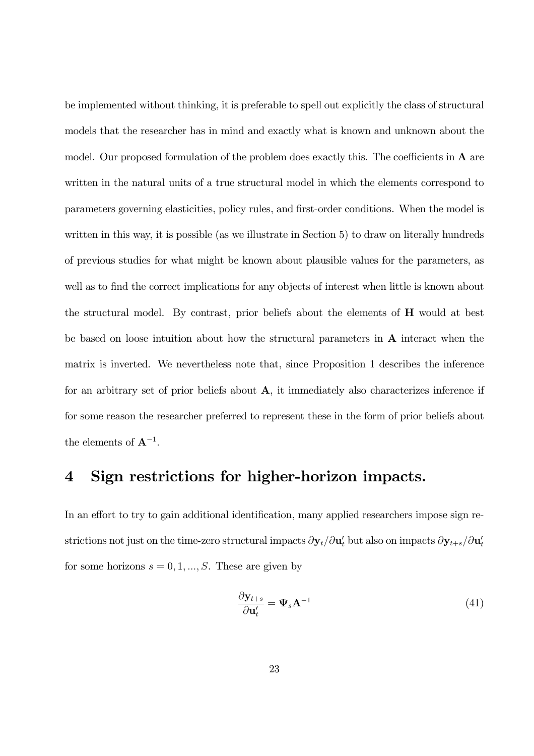be implemented without thinking, it is preferable to spell out explicitly the class of structural models that the researcher has in mind and exactly what is known and unknown about the model. Our proposed formulation of the problem does exactly this. The coefficients in $\mathbf{A}$ are written in the natural units of a true structural model in which the elements correspond to parameters governing elasticities, policy rules, and first-order conditions. When the model is written in this way, it is possible (as we illustrate in Section 5) to draw on literally hundreds of previous studies for what might be known about plausible values for the parameters, as well as to find the correct implications for any objects of interest when little is known about the structural model. By contrast, prior beliefs about the elements of $\mathbf{H}$ would at best be based on loose intuition about how the structural parameters in $\mathbf{A}$ interact when the matrix is inverted. We nevertheless note that, since Proposition 1 describes the inference for an arbitrary set of prior beliefs about $\mathbf{A}$, it immediately also characterizes inference if for some reason the researcher preferred to represent these in the form of prior beliefs about the elements of $\mathbf{A}^{-1}$.

# 4 Sign restrictions for higher-horizon impacts.

In an effort to try to gain additional identification, many applied researchers impose sign restrictions not just on the time-zero structural impacts $\partial \mathbf{y}_t / \partial \mathbf{u}_t'$ but also on impacts $\partial \mathbf{y}_{t+s} / \partial \mathbf{u}_t'$ for some horizons $s = 0, 1, ..., S$. These are given by

$$\frac{\partial \mathbf{y}_{t+s}}{\partial \mathbf{u}_t'} = \mathbf{\Psi}_s \mathbf{A}^{-1} \tag{41}$$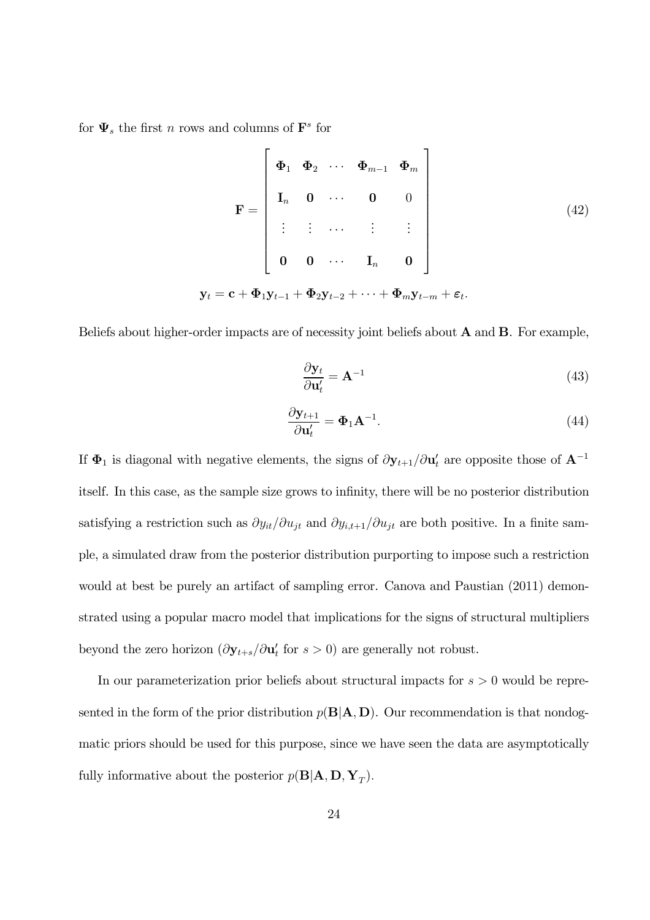for $\mathbf{\Psi}_s$ the first $n$ rows and columns of $\mathbf{F}^s$ for

$$
\mathbf{F} = \begin{bmatrix} \mathbf{\Phi}_1 & \mathbf{\Phi}_2 & \cdots & \mathbf{\Phi}_{m-1} & \mathbf{\Phi}_m \\ \mathbf{I}_n & \mathbf{0} & \cdots & \mathbf{0} & 0 \\ \vdots & \vdots & \cdots & \vdots & \vdots \\ \mathbf{0} & \mathbf{0} & \cdots & \mathbf{I}_n & \mathbf{0} \end{bmatrix} \tag{42}
$$

$$
\mathbf{y}_t = \mathbf{c} + \mathbf{\Phi}_1 \mathbf{y}_{t-1} + \mathbf{\Phi}_2 \mathbf{y}_{t-2} + \cdots + \mathbf{\Phi}_m \mathbf{y}_{t-m} + \boldsymbol{\varepsilon}_t.
$$

Beliefs about higher-order impacts are of necessity joint beliefs about $\mathbf{A}$ and $\mathbf{B}$. For example,

$$
\frac{\partial \mathbf{y}_t}{\partial \mathbf{u}_t'} = \mathbf{A}^{-1} \tag{43}
$$

$$
\frac{\partial \mathbf{y}_{t+1}}{\partial \mathbf{u}_t'} = \mathbf{\Phi}_1 \mathbf{A}^{-1}. \tag{44}
$$

If $\mathbf{\Phi}_1$ is diagonal with negative elements, the signs of $\partial \mathbf{y}_{t+1}/\partial \mathbf{u}_t'$ are opposite those of $\mathbf{A}^{-1}$ itself. In this case, as the sample size grows to infinity, there will be no posterior distribution satisfying a restriction such as $\partial y_{it}/\partial u_{jt}$ and $\partial y_{i,t+1}/\partial u_{jt}$ are both positive. In a finite sample, a simulated draw from the posterior distribution purporting to impose such a restriction would at best be purely an artifact of sampling error. Canova and Paustian (2011) demonstrated using a popular macro model that implications for the signs of structural multipliers beyond the zero horizon ($\partial \mathbf{y}_{t+s}/\partial \mathbf{u}_t'$ for $s > 0$) are generally not robust.

In our parameterization prior beliefs about structural impacts for $s > 0$ would be represented in the form of the prior distribution $p(\mathbf{B}|\mathbf{A}, \mathbf{D})$. Our recommendation is that nondogmatic priors should be used for this purpose, since we have seen the data are asymptotically fully informative about the posterior $p(\mathbf{B}|\mathbf{A}, \mathbf{D}, \mathbf{Y}_T)$.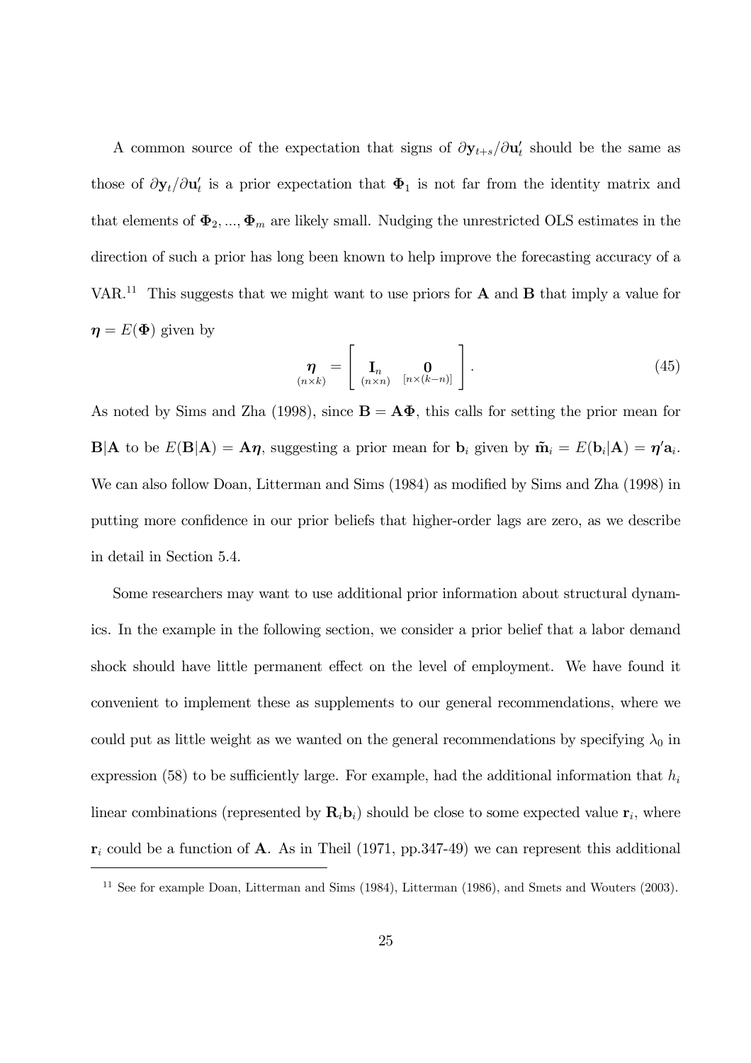A common source of the expectation that signs of $\partial \mathbf{y}_{t+s}/\partial \mathbf{u}_t'$ should be the same as those of $\partial \mathbf{y}_t/\partial \mathbf{u}_t'$ is a prior expectation that $\boldsymbol{\Phi}_1$ is not far from the identity matrix and that elements of $\boldsymbol{\Phi}_2, ..., \boldsymbol{\Phi}_m$ are likely small. Nudging the unrestricted OLS estimates in the direction of such a prior has long been known to help improve the forecasting accuracy of a VAR.[11] This suggests that we might want to use priors for $\mathbf{A}$ and $\mathbf{B}$ that imply a value for $\boldsymbol{\eta} = E(\boldsymbol{\Phi})$ given by

$$\underset{(n\times k)}{\boldsymbol{\eta}} = \begin{bmatrix} \underset{(n\times n)}{\mathbf{I}_n} & \underset{[n\times(k-n)]}{\mathbf{0}} \end{bmatrix}. \tag{45}$$

As noted by Sims and Zha (1998), since $\mathbf{B} = \mathbf{A}\boldsymbol{\Phi}$, this calls for setting the prior mean for $\mathbf{B}|\mathbf{A}$ to be $E(\mathbf{B}|\mathbf{A}) = \mathbf{A}\boldsymbol{\eta}$, suggesting a prior mean for $\mathbf{b}_i$ given by $\tilde{\mathbf{m}}_i = E(\mathbf{b}_i|\mathbf{A}) = \boldsymbol{\eta}'\mathbf{a}_i$. We can also follow Doan, Litterman and Sims (1984) as modified by Sims and Zha (1998) in putting more confidence in our prior beliefs that higher-order lags are zero, as we describe in detail in Section 5.4.

Some researchers may want to use additional prior information about structural dynamics. In the example in the following section, we consider a prior belief that a labor demand shock should have little permanent effect on the level of employment. We have found it convenient to implement these as supplements to our general recommendations, where we could put as little weight as we wanted on the general recommendations by specifying $\lambda_0$ in expression (58) to be sufficiently large. For example, had the additional information that $h_i$ linear combinations (represented by $\mathbf{R}_i\mathbf{b}_i$) should be close to some expected value $\mathbf{r}_i$, where $\mathbf{r}_i$ could be a function of $\mathbf{A}$. As in Theil (1971, pp.347-49) we can represent this additional

[11] See for example Doan, Litterman and Sims (1984), Litterman (1986), and Smets and Wouters (2003).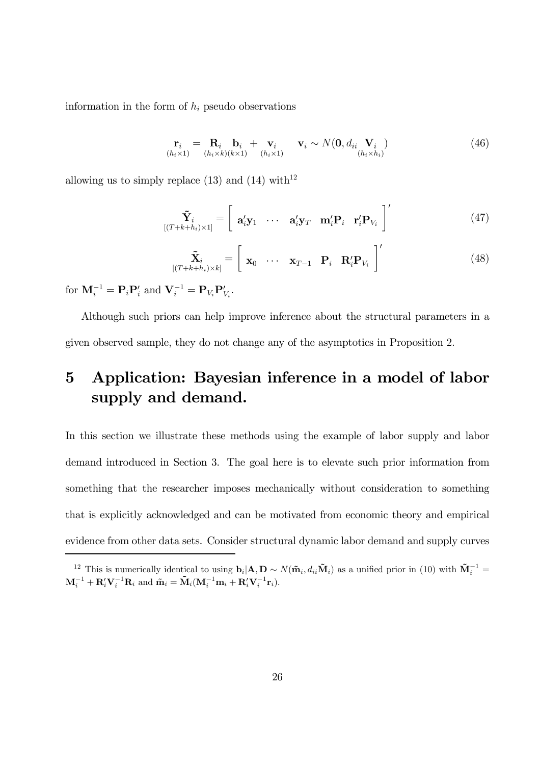information in the form of $h_i$ pseudo observations

$$\underset{(h_i \times 1)}{\mathbf{r}_i} = \underset{(h_i \times k)}{\mathbf{R}_i} \underset{(k \times 1)}{\mathbf{b}_i} + \underset{(h_i \times 1)}{\mathbf{v}_i} \qquad \mathbf{v}_i \sim N(\mathbf{0}, d_{ii} \underset{(h_i \times h_i)}{\mathbf{V}_i}) \tag{46}$$

allowing us to simply replace (13) and (14) with[12]

$$\underset{[(T+k+h_i)\times 1]}{\tilde{\mathbf{Y}}_i} = \left[ \begin{array}{cccccc} \mathbf{a}_i'\mathbf{y}_1 & \cdots & \mathbf{a}_i'\mathbf{y}_T & \mathbf{m}_i'\mathbf{P}_i & \mathbf{r}_i'\mathbf{P}_{V_i} \end{array} \right]' \tag{47}$$

$$\underset{[(T+k+h_i)\times k]}{\tilde{\mathbf{X}}_i} = \left[ \begin{array}{cccccc} \mathbf{x}_0 & \cdots & \mathbf{x}_{T-1} & \mathbf{P}_i & \mathbf{R}_i'\mathbf{P}_{V_i} \end{array} \right]' \tag{48}$$

for $\mathbf{M}_i^{-1} = \mathbf{P}_i\mathbf{P}_i'$ and $\mathbf{V}_i^{-1} = \mathbf{P}_{V_i}\mathbf{P}_{V_i}'$.

Although such priors can help improve inference about the structural parameters in a given observed sample, they do not change any of the asymptotics in Proposition 2.

# 5 Application: Bayesian inference in a model of labor supply and demand.

In this section we illustrate these methods using the example of labor supply and labor demand introduced in Section 3. The goal here is to elevate such prior information from something that the researcher imposes mechanically without consideration to something that is explicitly acknowledged and can be motivated from economic theory and empirical evidence from other data sets. Consider structural dynamic labor demand and supply curves

[12] This is numerically identical to using $\mathbf{b}_i|\mathbf{A}, \mathbf{D} \sim N(\tilde{\mathbf{m}}_i, d_{ii}\tilde{\mathbf{M}}_i)$ as a unified prior in (10) with $\tilde{\mathbf{M}}_i^{-1} = \mathbf{M}_i^{-1} + \mathbf{R}_i'\mathbf{V}_i^{-1}\mathbf{R}_i$ and $\tilde{\mathbf{m}}_i = \tilde{\mathbf{M}}_i(\mathbf{M}_i^{-1}\mathbf{m}_i + \mathbf{R}_i'\mathbf{V}_i^{-1}\mathbf{r}_i)$.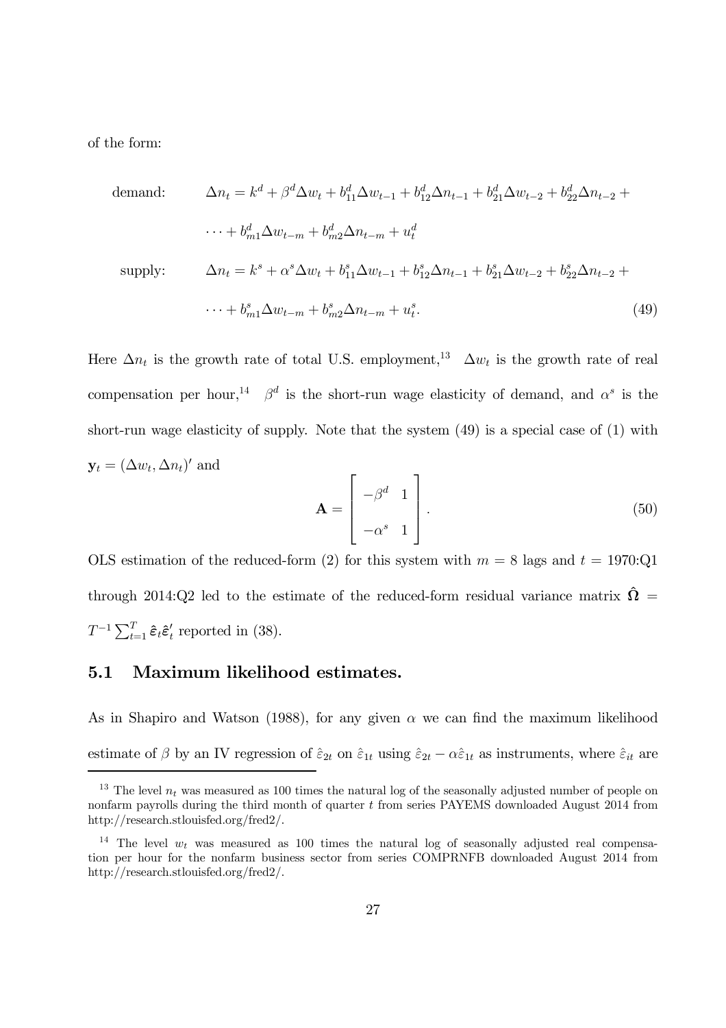of the form:

$$
\begin{aligned}
\text{demand:} \qquad & \Delta n_t = k^d + \beta^d \Delta w_t + b_{11}^d \Delta w_{t-1} + b_{12}^d \Delta n_{t-1} + b_{21}^d \Delta w_{t-2} + b_{22}^d \Delta n_{t-2} + \\
& \cdots + b_{m1}^d \Delta w_{t-m} + b_{m2}^d \Delta n_{t-m} + u_t^d \\
\text{supply:} \qquad & \Delta n_t = k^s + \alpha^s \Delta w_t + b_{11}^s \Delta w_{t-1} + b_{12}^s \Delta n_{t-1} + b_{21}^s \Delta w_{t-2} + b_{22}^s \Delta n_{t-2} + \\
& \cdots + b_{m1}^s \Delta w_{t-m} + b_{m2}^s \Delta n_{t-m} + u_t^s. \qquad (49)
\end{aligned}
$$

Here $\Delta n_t$ is the growth rate of total U.S. employment,[13] $\Delta w_t$ is the growth rate of real compensation per hour,[14] $\beta^d$ is the short-run wage elasticity of demand, and $\alpha^s$ is the short-run wage elasticity of supply. Note that the system (49) is a special case of (1) with $\mathbf{y}_t = (\Delta w_t, \Delta n_t)'$ and

$$
\mathbf{A} = \begin{bmatrix} -\beta^d & 1 \\ -\alpha^s & 1 \end{bmatrix}. \qquad (50)
$$

OLS estimation of the reduced-form (2) for this system with $m = 8$ lags and $t =$ 1970:Q1 through 2014:Q2 led to the estimate of the reduced-form residual variance matrix $\hat{\boldsymbol{\Omega}} = T^{-1} \sum_{t=1}^{T} \hat{\boldsymbol{\varepsilon}}_t \hat{\boldsymbol{\varepsilon}}_t'$ reported in (38).

## 5.1 Maximum likelihood estimates.

As in Shapiro and Watson (1988), for any given $\alpha$ we can find the maximum likelihood estimate of $\beta$ by an IV regression of $\hat{\varepsilon}_{2t}$ on $\hat{\varepsilon}_{1t}$ using $\hat{\varepsilon}_{2t} - \alpha \hat{\varepsilon}_{1t}$ as instruments, where $\hat{\varepsilon}_{it}$ are

[13] The level $n_t$ was measured as 100 times the natural log of the seasonally adjusted number of people on nonfarm payrolls during the third month of quarter $t$ from series PAYEMS downloaded August 2014 from http://research.stlouisfed.org/fred2/.

[14] The level $w_t$ was measured as 100 times the natural log of seasonally adjusted real compensation per hour for the nonfarm business sector from series COMPRNFB downloaded August 2014 from http://research.stlouisfed.org/fred2/.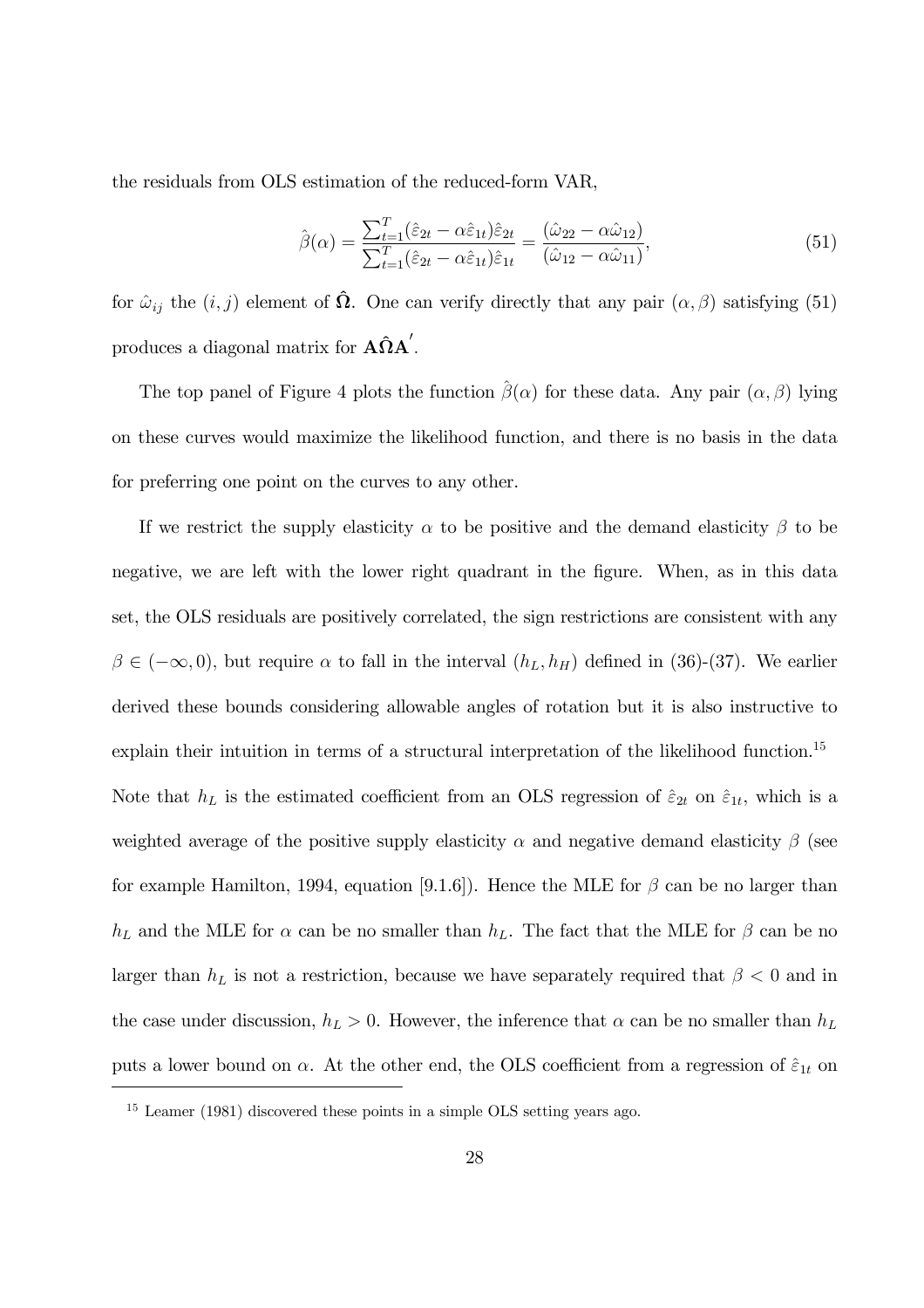the residuals from OLS estimation of the reduced-form VAR,

$$\hat{\beta}(\alpha) = \frac{\sum_{t=1}^{T}(\hat{\varepsilon}_{2t} - \alpha\hat{\varepsilon}_{1t})\hat{\varepsilon}_{2t}}{\sum_{t=1}^{T}(\hat{\varepsilon}_{2t} - \alpha\hat{\varepsilon}_{1t})\hat{\varepsilon}_{1t}} = \frac{(\hat{\omega}_{22} - \alpha\hat{\omega}_{12})}{(\hat{\omega}_{12} - \alpha\hat{\omega}_{11})}, \tag{51}$$

for $\hat{\omega}_{ij}$ the $(i,j)$ element of $\hat{\mathbf{\Omega}}$. One can verify directly that any pair $(\alpha, \beta)$ satisfying (51) produces a diagonal matrix for $\mathbf{A}\hat{\mathbf{\Omega}}\mathbf{A}'$.

The top panel of Figure 4 plots the function $\hat{\beta}(\alpha)$ for these data. Any pair $(\alpha, \beta)$ lying on these curves would maximize the likelihood function, and there is no basis in the data for preferring one point on the curves to any other.

If we restrict the supply elasticity $\alpha$ to be positive and the demand elasticity $\beta$ to be negative, we are left with the lower right quadrant in the figure. When, as in this data set, the OLS residuals are positively correlated, the sign restrictions are consistent with any $\beta \in (-\infty, 0)$, but require $\alpha$ to fall in the interval $(h_L, h_H)$ defined in (36)-(37). We earlier derived these bounds considering allowable angles of rotation but it is also instructive to explain their intuition in terms of a structural interpretation of the likelihood function.[15] Note that $h_L$ is the estimated coefficient from an OLS regression of $\hat{\varepsilon}_{2t}$ on $\hat{\varepsilon}_{1t}$, which is a weighted average of the positive supply elasticity $\alpha$ and negative demand elasticity $\beta$ (see for example Hamilton, 1994, equation [9.1.6]). Hence the MLE for $\beta$ can be no larger than $h_L$ and the MLE for $\alpha$ can be no smaller than $h_L$. The fact that the MLE for $\beta$ can be no larger than $h_L$ is not a restriction, because we have separately required that $\beta < 0$ and in the case under discussion, $h_L > 0$. However, the inference that $\alpha$ can be no smaller than $h_L$ puts a lower bound on $\alpha$. At the other end, the OLS coefficient from a regression of $\hat{\varepsilon}_{1t}$ on

[15] Leamer (1981) discovered these points in a simple OLS setting years ago.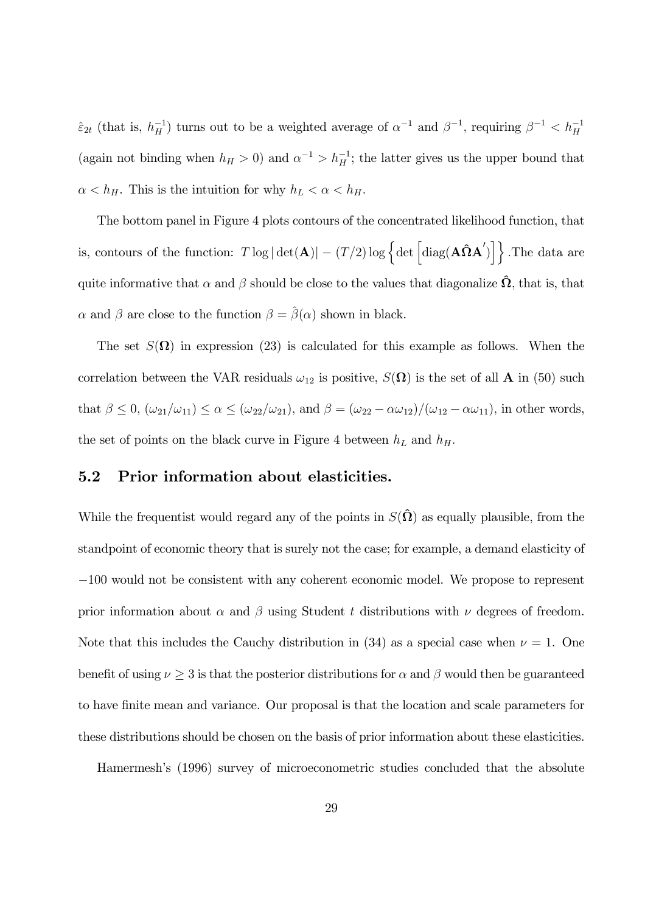$\hat{\varepsilon}_{2t}$ (that is, $h_H^{-1}$) turns out to be a weighted average of $\alpha^{-1}$ and $\beta^{-1}$, requiring $\beta^{-1} < h_H^{-1}$ (again not binding when $h_H > 0$) and $\alpha^{-1} > h_H^{-1}$; the latter gives us the upper bound that $\alpha < h_H$. This is the intuition for why $h_L < \alpha < h_H$.

The bottom panel in Figure 4 plots contours of the concentrated likelihood function, that is, contours of the function: $T \log |\det(\mathbf{A})| - (T/2) \log \left\{ \det \left[ \text{diag}(\mathbf{A}\hat{\mathbf{\Omega}}\mathbf{A}') \right] \right\}$. The data are quite informative that $\alpha$ and $\beta$ should be close to the values that diagonalize $\hat{\mathbf{\Omega}}$, that is, that $\alpha$ and $\beta$ are close to the function $\beta = \hat{\beta}(\alpha)$ shown in black.

The set $S(\mathbf{\Omega})$ in expression (23) is calculated for this example as follows. When the correlation between the VAR residuals $\omega_{12}$ is positive, $S(\mathbf{\Omega})$ is the set of all $\mathbf{A}$ in (50) such that $\beta \leq 0$, $(\omega_{21}/\omega_{11}) \leq \alpha \leq (\omega_{22}/\omega_{21})$, and $\beta = (\omega_{22} - \alpha\omega_{12})/(\omega_{12} - \alpha\omega_{11})$, in other words, the set of points on the black curve in Figure 4 between $h_L$ and $h_H$.

## 5.2 Prior information about elasticities.

While the frequentist would regard any of the points in $S(\hat{\mathbf{\Omega}})$ as equally plausible, from the standpoint of economic theory that is surely not the case; for example, a demand elasticity of $-100$ would not be consistent with any coherent economic model. We propose to represent prior information about $\alpha$ and $\beta$ using Student $t$ distributions with $\nu$ degrees of freedom. Note that this includes the Cauchy distribution in (34) as a special case when $\nu = 1$. One benefit of using $\nu \geq 3$ is that the posterior distributions for $\alpha$ and $\beta$ would then be guaranteed to have finite mean and variance. Our proposal is that the location and scale parameters for these distributions should be chosen on the basis of prior information about these elasticities.

Hamermesh's (1996) survey of microeconometric studies concluded that the absolute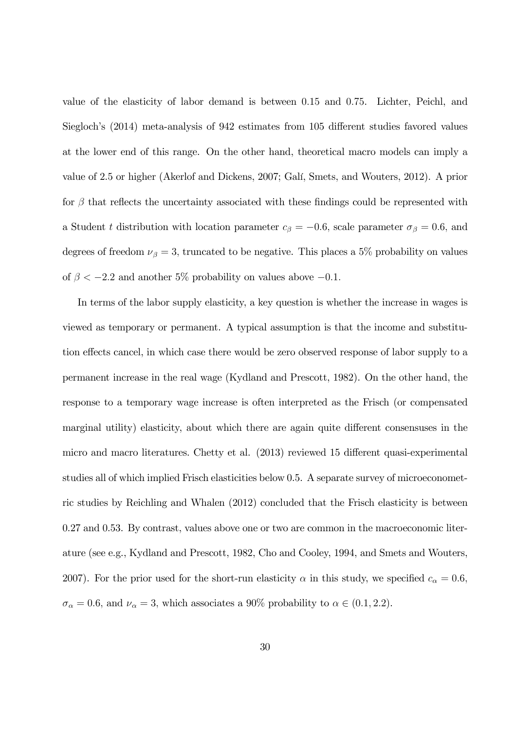value of the elasticity of labor demand is between 0.15 and 0.75. Lichter, Peichl, and Siegloch's (2014) meta-analysis of 942 estimates from 105 different studies favored values at the lower end of this range. On the other hand, theoretical macro models can imply a value of 2.5 or higher (Akerlof and Dickens, 2007; Galí, Smets, and Wouters, 2012). A prior for $\beta$ that reflects the uncertainty associated with these findings could be represented with a Student $t$ distribution with location parameter $c_\beta = -0.6$, scale parameter $\sigma_\beta = 0.6$, and degrees of freedom $\nu_\beta = 3$, truncated to be negative. This places a 5% probability on values of $\beta < -2.2$ and another 5% probability on values above $-0.1$.

In terms of the labor supply elasticity, a key question is whether the increase in wages is viewed as temporary or permanent. A typical assumption is that the income and substitution effects cancel, in which case there would be zero observed response of labor supply to a permanent increase in the real wage (Kydland and Prescott, 1982). On the other hand, the response to a temporary wage increase is often interpreted as the Frisch (or compensated marginal utility) elasticity, about which there are again quite different consensuses in the micro and macro literatures. Chetty et al. (2013) reviewed 15 different quasi-experimental studies all of which implied Frisch elasticities below 0.5. A separate survey of microeconometric studies by Reichling and Whalen (2012) concluded that the Frisch elasticity is between 0.27 and 0.53. By contrast, values above one or two are common in the macroeconomic literature (see e.g., Kydland and Prescott, 1982, Cho and Cooley, 1994, and Smets and Wouters, 2007). For the prior used for the short-run elasticity $\alpha$ in this study, we specified $c_\alpha = 0.6$, $\sigma_\alpha = 0.6$, and $\nu_\alpha = 3$, which associates a 90% probability to $\alpha \in (0.1, 2.2)$.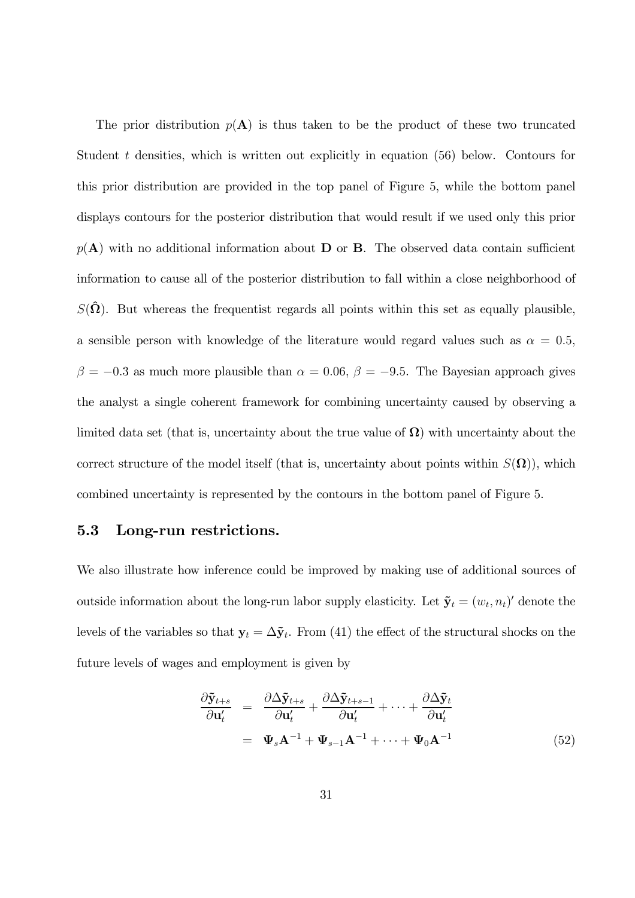The prior distribution $p(\mathbf{A})$ is thus taken to be the product of these two truncated Student $t$ densities, which is written out explicitly in equation (56) below. Contours for this prior distribution are provided in the top panel of Figure 5, while the bottom panel displays contours for the posterior distribution that would result if we used only this prior $p(\mathbf{A})$ with no additional information about $\mathbf{D}$ or $\mathbf{B}$. The observed data contain sufficient information to cause all of the posterior distribution to fall within a close neighborhood of $S(\hat{\mathbf{\Omega}})$. But whereas the frequentist regards all points within this set as equally plausible, a sensible person with knowledge of the literature would regard values such as $\alpha = 0.5$, $\beta = -0.3$ as much more plausible than $\alpha = 0.06$, $\beta = -9.5$. The Bayesian approach gives the analyst a single coherent framework for combining uncertainty caused by observing a limited data set (that is, uncertainty about the true value of $\mathbf{\Omega}$) with uncertainty about the correct structure of the model itself (that is, uncertainty about points within $S(\mathbf{\Omega})$), which combined uncertainty is represented by the contours in the bottom panel of Figure 5.

### 5.3 Long-run restrictions.

We also illustrate how inference could be improved by making use of additional sources of outside information about the long-run labor supply elasticity. Let $\tilde{\mathbf{y}}_t = (w_t, n_t)'$ denote the levels of the variables so that $\mathbf{y}_t = \Delta\tilde{\mathbf{y}}_t$. From (41) the effect of the structural shocks on the future levels of wages and employment is given by

$$
\begin{aligned}
\frac{\partial \tilde{\mathbf{y}}_{t+s}}{\partial \mathbf{u}_t'} &= \frac{\partial \Delta\tilde{\mathbf{y}}_{t+s}}{\partial \mathbf{u}_t'} + \frac{\partial \Delta\tilde{\mathbf{y}}_{t+s-1}}{\partial \mathbf{u}_t'} + \cdots + \frac{\partial \Delta\tilde{\mathbf{y}}_{t}}{\partial \mathbf{u}_t'} \\
&= \mathbf{\Psi}_s \mathbf{A}^{-1} + \mathbf{\Psi}_{s-1} \mathbf{A}^{-1} + \cdots + \mathbf{\Psi}_0 \mathbf{A}^{-1} \qquad (52)
\end{aligned}
$$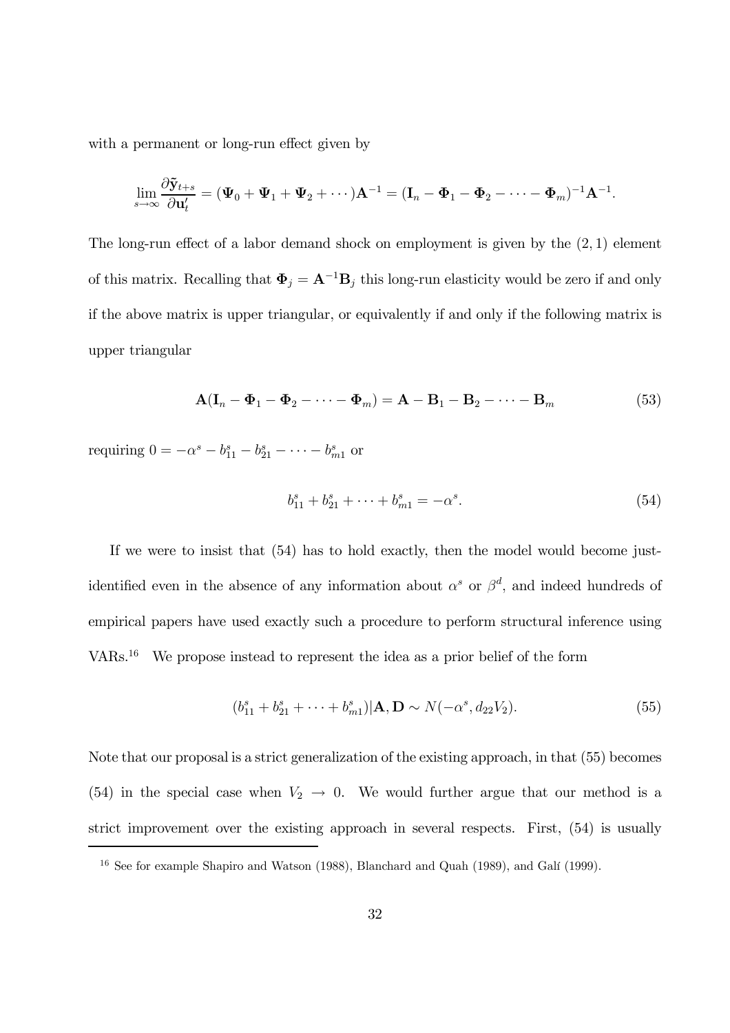with a permanent or long-run effect given by

$$\lim_{s \to \infty} \frac{\partial \tilde{\mathbf{y}}_{t+s}}{\partial \mathbf{u}_t'} = (\mathbf{\Psi}_0 + \mathbf{\Psi}_1 + \mathbf{\Psi}_2 + \cdots)\mathbf{A}^{-1} = (\mathbf{I}_n - \mathbf{\Phi}_1 - \mathbf{\Phi}_2 - \cdots - \mathbf{\Phi}_m)^{-1}\mathbf{A}^{-1}.$$

The long-run effect of a labor demand shock on employment is given by the $(2, 1)$ element of this matrix. Recalling that $\mathbf{\Phi}_j = \mathbf{A}^{-1}\mathbf{B}_j$ this long-run elasticity would be zero if and only if the above matrix is upper triangular, or equivalently if and only if the following matrix is upper triangular

$$\mathbf{A}(\mathbf{I}_n - \mathbf{\Phi}_1 - \mathbf{\Phi}_2 - \cdots - \mathbf{\Phi}_m) = \mathbf{A} - \mathbf{B}_1 - \mathbf{B}_2 - \cdots - \mathbf{B}_m \tag{53}$$

requiring $0 = -\alpha^s - b_{11}^s - b_{21}^s - \cdots - b_{m1}^s$ or

$$b_{11}^s + b_{21}^s + \cdots + b_{m1}^s = -\alpha^s. \tag{54}$$

If we were to insist that (54) has to hold exactly, then the model would become just-identified even in the absence of any information about $\alpha^s$ or $\beta^d$, and indeed hundreds of empirical papers have used exactly such a procedure to perform structural inference using VARs.[16] We propose instead to represent the idea as a prior belief of the form

$$(b_{11}^s + b_{21}^s + \cdots + b_{m1}^s)|\mathbf{A}, \mathbf{D} \sim N(-\alpha^s, d_{22}V_2). \tag{55}$$

Note that our proposal is a strict generalization of the existing approach, in that (55) becomes (54) in the special case when $V_2 \to 0$. We would further argue that our method is a strict improvement over the existing approach in several respects. First, (54) is usually

[16] See for example Shapiro and Watson (1988), Blanchard and Quah (1989), and Galí (1999).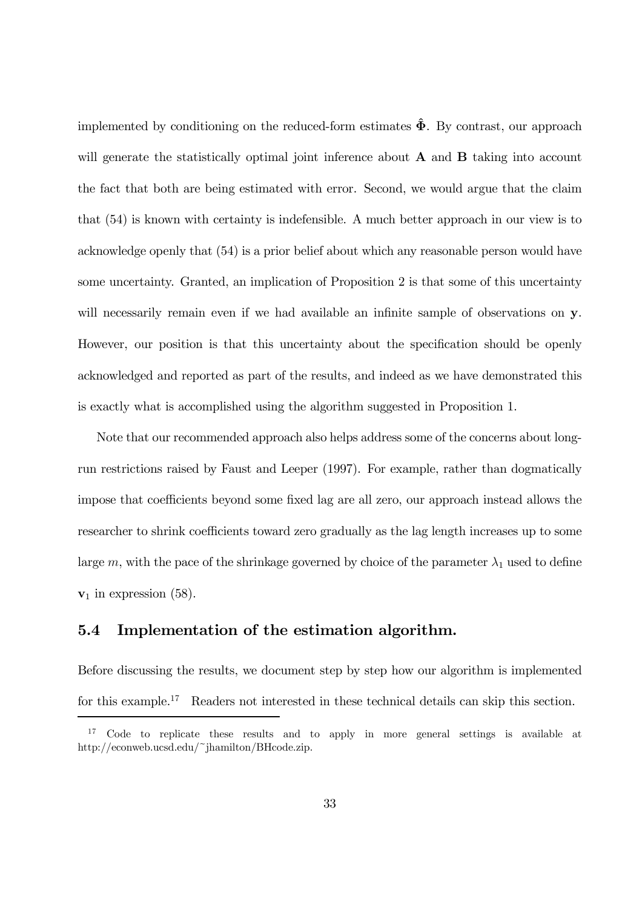implemented by conditioning on the reduced-form estimates $\hat{\mathbf{\Phi}}$. By contrast, our approach will generate the statistically optimal joint inference about $\mathbf{A}$ and $\mathbf{B}$ taking into account the fact that both are being estimated with error. Second, we would argue that the claim that (54) is known with certainty is indefensible. A much better approach in our view is to acknowledge openly that (54) is a prior belief about which any reasonable person would have some uncertainty. Granted, an implication of Proposition 2 is that some of this uncertainty will necessarily remain even if we had available an infinite sample of observations on $\mathbf{y}$. However, our position is that this uncertainty about the specification should be openly acknowledged and reported as part of the results, and indeed as we have demonstrated this is exactly what is accomplished using the algorithm suggested in Proposition 1.

Note that our recommended approach also helps address some of the concerns about long-run restrictions raised by Faust and Leeper (1997). For example, rather than dogmatically impose that coefficients beyond some fixed lag are all zero, our approach instead allows the researcher to shrink coefficients toward zero gradually as the lag length increases up to some large $m$, with the pace of the shrinkage governed by choice of the parameter $\lambda_1$ used to define $\mathbf{v}_1$ in expression (58).

## 5.4 Implementation of the estimation algorithm.

Before discussing the results, we document step by step how our algorithm is implemented for this example.[17] Readers not interested in these technical details can skip this section.

[17] Code to replicate these results and to apply in more general settings is available at http://econweb.ucsd.edu/~jhamilton/BHcode.zip.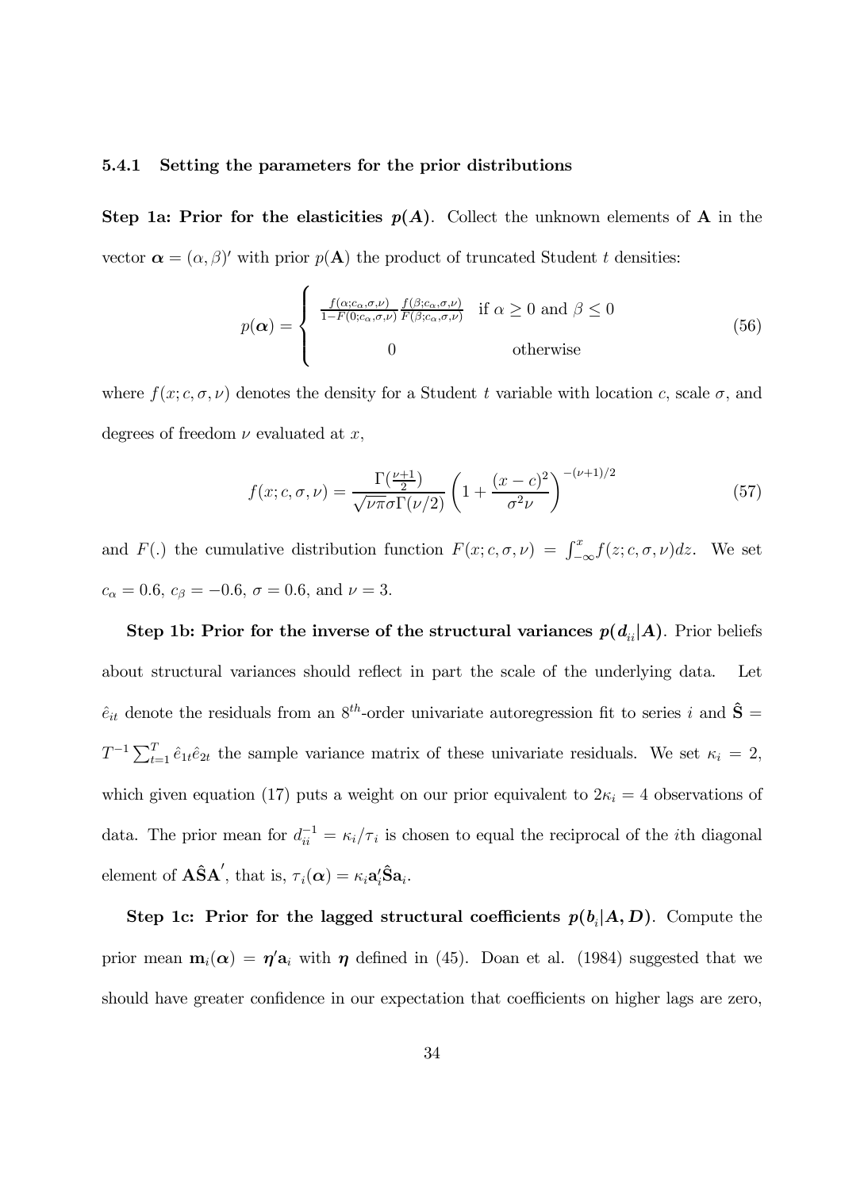#### 5.4.1 Setting the parameters for the prior distributions

**Step 1a: Prior for the elasticities $p(\mathbf{A})$.** Collect the unknown elements of $\mathbf{A}$ in the vector $\boldsymbol{\alpha} = (\alpha, \beta)'$ with prior $p(\mathbf{A})$ the product of truncated Student $t$ densities:

$$p(\boldsymbol{\alpha}) = \begin{cases} \frac{f(\alpha; c_\alpha, \sigma, \nu)}{1 - F(0; c_\alpha, \sigma, \nu)} \frac{f(\beta; c_\alpha, \sigma, \nu)}{F(\beta; c_\alpha, \sigma, \nu)} & \text{if } \alpha \geq 0 \text{ and } \beta \leq 0 \\ 0 & \text{otherwise} \end{cases} \tag{56}$$

where $f(x; c, \sigma, \nu)$ denotes the density for a Student $t$ variable with location $c$, scale $\sigma$, and degrees of freedom $\nu$ evaluated at $x$,

$$f(x; c, \sigma, \nu) = \frac{\Gamma(\frac{\nu+1}{2})}{\sqrt{\nu \pi} \sigma \Gamma(\nu/2)} \left(1 + \frac{(x - c)^2}{\sigma^2 \nu}\right)^{-(\nu+1)/2} \tag{57}$$

and $F(.)$ the cumulative distribution function $F(x; c, \sigma, \nu) = \int_{-\infty}^{x} f(z; c, \sigma, \nu) dz$. We set $c_\alpha = 0.6$, $c_\beta = -0.6$, $\sigma = 0.6$, and $\nu = 3$.

**Step 1b: Prior for the inverse of the structural variances $p(d_{ii}|\mathbf{A})$.** Prior beliefs about structural variances should reflect in part the scale of the underlying data. Let $\hat{e}_{it}$ denote the residuals from an $8^{th}$-order univariate autoregression fit to series $i$ and $\hat{\mathbf{S}} = T^{-1} \sum_{t=1}^{T} \hat{e}_{1t} \hat{e}_{2t}$ the sample variance matrix of these univariate residuals. We set $\kappa_i = 2$, which given equation (17) puts a weight on our prior equivalent to $2\kappa_i = 4$ observations of data. The prior mean for $d_{ii}^{-1} = \kappa_i / \tau_i$ is chosen to equal the reciprocal of the $i$th diagonal element of $\mathbf{A}\hat{\mathbf{S}}\mathbf{A}'$, that is, $\tau_i(\boldsymbol{\alpha}) = \kappa_i \mathbf{a}_i' \hat{\mathbf{S}} \mathbf{a}_i$.

**Step 1c: Prior for the lagged structural coefficients $p(\mathbf{b}_i|\mathbf{A}, \mathbf{D})$.** Compute the prior mean $\mathbf{m}_i(\boldsymbol{\alpha}) = \boldsymbol{\eta}' \mathbf{a}_i$ with $\boldsymbol{\eta}$ defined in (45). Doan et al. (1984) suggested that we should have greater confidence in our expectation that coefficients on higher lags are zero,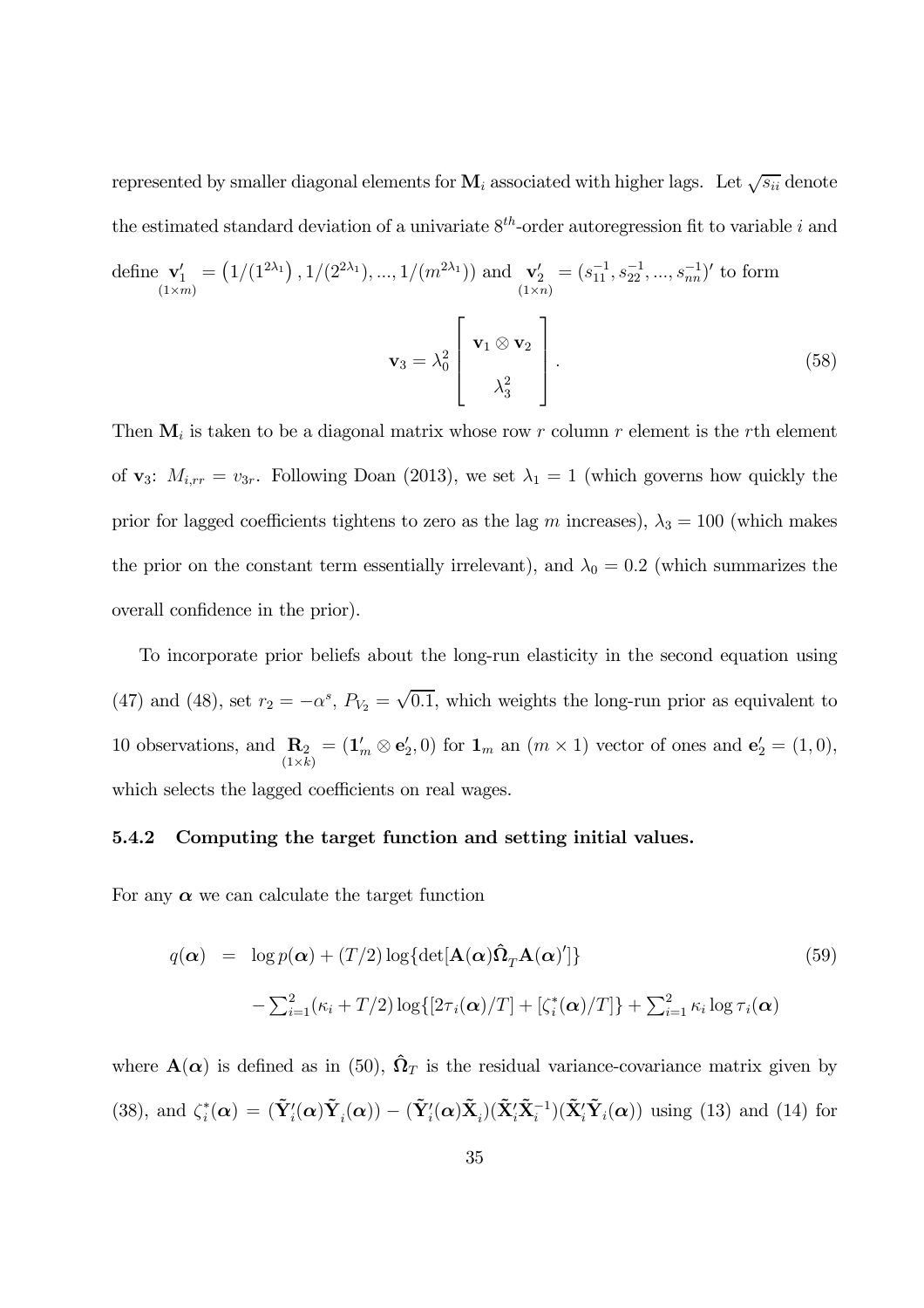represented by smaller diagonal elements for $\mathbf{M}_i$ associated with higher lags. Let $\sqrt{s_{ii}}$ denote the estimated standard deviation of a univariate $8^{th}$-order autoregression fit to variable $i$ and define $\underset{(1\times m)}{\mathbf{v}_1'} = \left(1/(1^{2\lambda_1}), 1/(2^{2\lambda_1}), ..., 1/(m^{2\lambda_1})\right)$ and $\underset{(1\times n)}{\mathbf{v}_2'} = (s_{11}^{-1}, s_{22}^{-1}, ..., s_{nn}^{-1})'$ to form

$$
\mathbf{v}_3 = \lambda_0^2 \begin{bmatrix} \mathbf{v}_1 \otimes \mathbf{v}_2 \\ \lambda_3^2 \end{bmatrix}. \tag{58}
$$

Then $\mathbf{M}_i$ is taken to be a diagonal matrix whose row $r$ column $r$ element is the $r$th element of $\mathbf{v}_3$: $M_{i,rr} = v_{3r}$. Following Doan (2013), we set $\lambda_1 = 1$ (which governs how quickly the prior for lagged coefficients tightens to zero as the lag $m$ increases), $\lambda_3 = 100$ (which makes the prior on the constant term essentially irrelevant), and $\lambda_0 = 0.2$ (which summarizes the overall confidence in the prior).

To incorporate prior beliefs about the long-run elasticity in the second equation using (47) and (48), set $r_2 = -\alpha^s$, $P_{V_2} = \sqrt{0.1}$, which weights the long-run prior as equivalent to 10 observations, and $\underset{(1\times k)}{\mathbf{R}_2} = (\mathbf{1}_m' \otimes \mathbf{e}_2', 0)$ for $\mathbf{1}_m$ an $(m \times 1)$ vector of ones and $\mathbf{e}_2' = (1, 0)$, which selects the lagged coefficients on real wages.

### 5.4.2 Computing the target function and setting initial values.

For any $\boldsymbol{\alpha}$ we can calculate the target function

$$
\begin{aligned}
q(\boldsymbol{\alpha}) &= \log p(\boldsymbol{\alpha}) + (T/2)\log\{\det[\mathbf{A}(\boldsymbol{\alpha})\hat{\boldsymbol{\Omega}}_T\mathbf{A}(\boldsymbol{\alpha})']\} \\
&\quad - \textstyle\sum_{i=1}^2 (\kappa_i + T/2)\log\{[2\tau_i(\boldsymbol{\alpha})/T] + [\zeta_i^*(\boldsymbol{\alpha})/T]\} + \sum_{i=1}^2 \kappa_i \log \tau_i(\boldsymbol{\alpha})
\end{aligned} \tag{59}
$$

where $\mathbf{A}(\boldsymbol{\alpha})$ is defined as in (50), $\hat{\boldsymbol{\Omega}}_T$ is the residual variance-covariance matrix given by (38), and $\zeta_i^*(\boldsymbol{\alpha}) = (\tilde{\mathbf{Y}}_i'(\boldsymbol{\alpha})\tilde{\mathbf{Y}}_i(\boldsymbol{\alpha})) - (\tilde{\mathbf{Y}}_i'(\boldsymbol{\alpha})\tilde{\mathbf{X}}_i)(\tilde{\mathbf{X}}_i'\tilde{\mathbf{X}}_i^{-1})(\tilde{\mathbf{X}}_i'\tilde{\mathbf{Y}}_i(\boldsymbol{\alpha}))$ using (13) and (14) for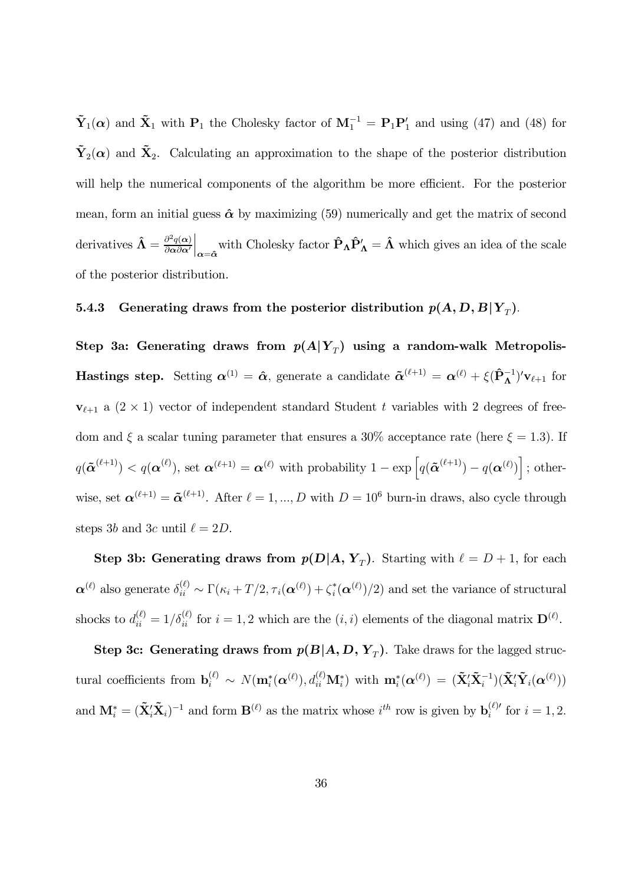$\tilde{\mathbf{Y}}_1(\boldsymbol{\alpha})$ and $\tilde{\mathbf{X}}_1$ with $\mathbf{P}_1$ the Cholesky factor of $\mathbf{M}_1^{-1} = \mathbf{P}_1\mathbf{P}_1'$ and using (47) and (48) for $\tilde{\mathbf{Y}}_2(\boldsymbol{\alpha})$ and $\tilde{\mathbf{X}}_2$. Calculating an approximation to the shape of the posterior distribution will help the numerical components of the algorithm be more efficient. For the posterior mean, form an initial guess $\hat{\boldsymbol{\alpha}}$ by maximizing (59) numerically and get the matrix of second derivatives $\hat{\boldsymbol{\Lambda}} = \left.\frac{\partial^2 q(\boldsymbol{\alpha})}{\partial\boldsymbol{\alpha}\partial\boldsymbol{\alpha}'}\right|_{\boldsymbol{\alpha}=\hat{\boldsymbol{\alpha}}}$ with Cholesky factor $\hat{\mathbf{P}}_{\boldsymbol{\Lambda}}\hat{\mathbf{P}}_{\boldsymbol{\Lambda}}' = \hat{\boldsymbol{\Lambda}}$ which gives an idea of the scale of the posterior distribution.

### 5.4.3 Generating draws from the posterior distribution $p(A, D, B|Y_T)$.

**Step 3a: Generating draws from $p(A|Y_T)$ using a random-walk Metropolis-Hastings step.** Setting $\boldsymbol{\alpha}^{(1)} = \hat{\boldsymbol{\alpha}}$, generate a candidate $\tilde{\boldsymbol{\alpha}}^{(\ell+1)} = \boldsymbol{\alpha}^{(\ell)} + \xi(\hat{\mathbf{P}}_{\boldsymbol{\Lambda}}^{-1})'\mathbf{v}_{\ell+1}$ for $\mathbf{v}_{\ell+1}$ a $(2 \times 1)$ vector of independent standard Student $t$ variables with 2 degrees of freedom and $\xi$ a scalar tuning parameter that ensures a 30% acceptance rate (here $\xi = 1.3$). If $q(\tilde{\boldsymbol{\alpha}}^{(\ell+1)}) < q(\boldsymbol{\alpha}^{(\ell)})$, set $\boldsymbol{\alpha}^{(\ell+1)} = \boldsymbol{\alpha}^{(\ell)}$ with probability $1 - \exp\left[q(\tilde{\boldsymbol{\alpha}}^{(\ell+1)}) - q(\boldsymbol{\alpha}^{(\ell)})\right]$; otherwise, set $\boldsymbol{\alpha}^{(\ell+1)} = \tilde{\boldsymbol{\alpha}}^{(\ell+1)}$. After $\ell = 1, ..., D$ with $D = 10^6$ burn-in draws, also cycle through steps $3b$ and $3c$ until $\ell = 2D$.

**Step 3b: Generating draws from $p(D|A, Y_T)$.** Starting with $\ell = D + 1$, for each $\boldsymbol{\alpha}^{(\ell)}$ also generate $\delta_{ii}^{(\ell)} \sim \Gamma(\kappa_i + T/2, \tau_i(\boldsymbol{\alpha}^{(\ell)}) + \zeta_i^*(\boldsymbol{\alpha}^{(\ell)})/2)$ and set the variance of structural shocks to $d_{ii}^{(\ell)} = 1/\delta_{ii}^{(\ell)}$ for $i = 1, 2$ which are the $(i, i)$ elements of the diagonal matrix $\mathbf{D}^{(\ell)}$.

**Step 3c: Generating draws from $p(B|A, D, Y_T)$.** Take draws for the lagged structural coefficients from $\mathbf{b}_i^{(\ell)} \sim N(\mathbf{m}_i^*(\boldsymbol{\alpha}^{(\ell)}), d_{ii}^{(\ell)}\mathbf{M}_i^*)$ with $\mathbf{m}_i^*(\boldsymbol{\alpha}^{(\ell)}) = (\tilde{\mathbf{X}}_i'\tilde{\mathbf{X}}_i^{-1})(\tilde{\mathbf{X}}_i'\tilde{\mathbf{Y}}_i(\boldsymbol{\alpha}^{(\ell)}))$ and $\mathbf{M}_i^* = (\tilde{\mathbf{X}}_i'\tilde{\mathbf{X}}_i)^{-1}$ and form $\mathbf{B}^{(\ell)}$ as the matrix whose $i^{th}$ row is given by $\mathbf{b}_i^{(\ell)\prime}$ for $i = 1, 2$.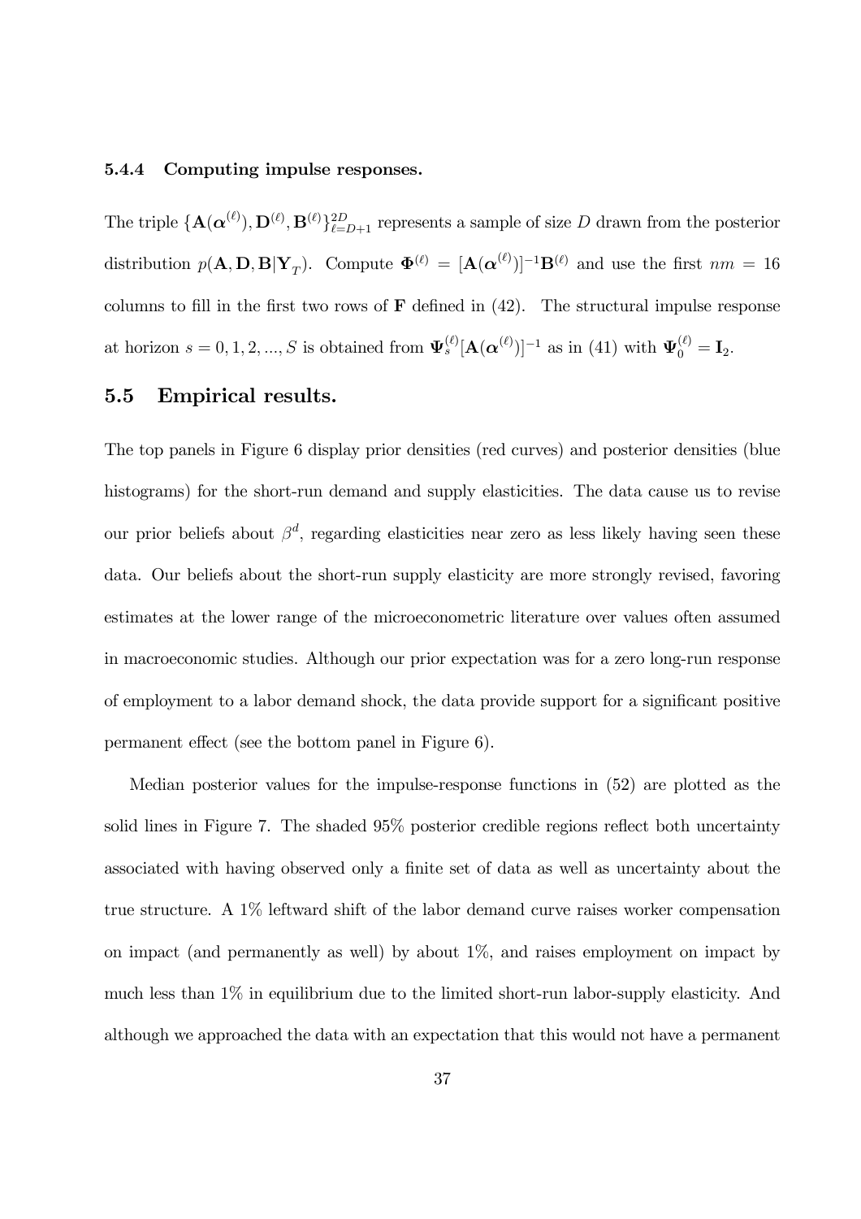#### 5.4.4 Computing impulse responses.

The triple $\{\mathbf{A}(\boldsymbol{\alpha}^{(\ell)}), \mathbf{D}^{(\ell)}, \mathbf{B}^{(\ell)}\}_{\ell=D+1}^{2D}$ represents a sample of size $D$ drawn from the posterior distribution $p(\mathbf{A}, \mathbf{D}, \mathbf{B}|\mathbf{Y}_T)$. Compute $\boldsymbol{\Phi}^{(\ell)} = [\mathbf{A}(\boldsymbol{\alpha}^{(\ell)})]^{-1}\mathbf{B}^{(\ell)}$ and use the first $nm = 16$ columns to fill in the first two rows of $\mathbf{F}$ defined in (42). The structural impulse response at horizon $s = 0, 1, 2, ..., S$ is obtained from $\boldsymbol{\Psi}_s^{(\ell)}[\mathbf{A}(\boldsymbol{\alpha}^{(\ell)})]^{-1}$ as in (41) with $\boldsymbol{\Psi}_0^{(\ell)} = \mathbf{I}_2$.

### 5.5 Empirical results.

The top panels in Figure 6 display prior densities (red curves) and posterior densities (blue histograms) for the short-run demand and supply elasticities. The data cause us to revise our prior beliefs about $\beta^d$, regarding elasticities near zero as less likely having seen these data. Our beliefs about the short-run supply elasticity are more strongly revised, favoring estimates at the lower range of the microeconometric literature over values often assumed in macroeconomic studies. Although our prior expectation was for a zero long-run response of employment to a labor demand shock, the data provide support for a significant positive permanent effect (see the bottom panel in Figure 6).

Median posterior values for the impulse-response functions in (52) are plotted as the solid lines in Figure 7. The shaded 95% posterior credible regions reflect both uncertainty associated with having observed only a finite set of data as well as uncertainty about the true structure. A 1% leftward shift of the labor demand curve raises worker compensation on impact (and permanently as well) by about 1%, and raises employment on impact by much less than 1% in equilibrium due to the limited short-run labor-supply elasticity. And although we approached the data with an expectation that this would not have a permanent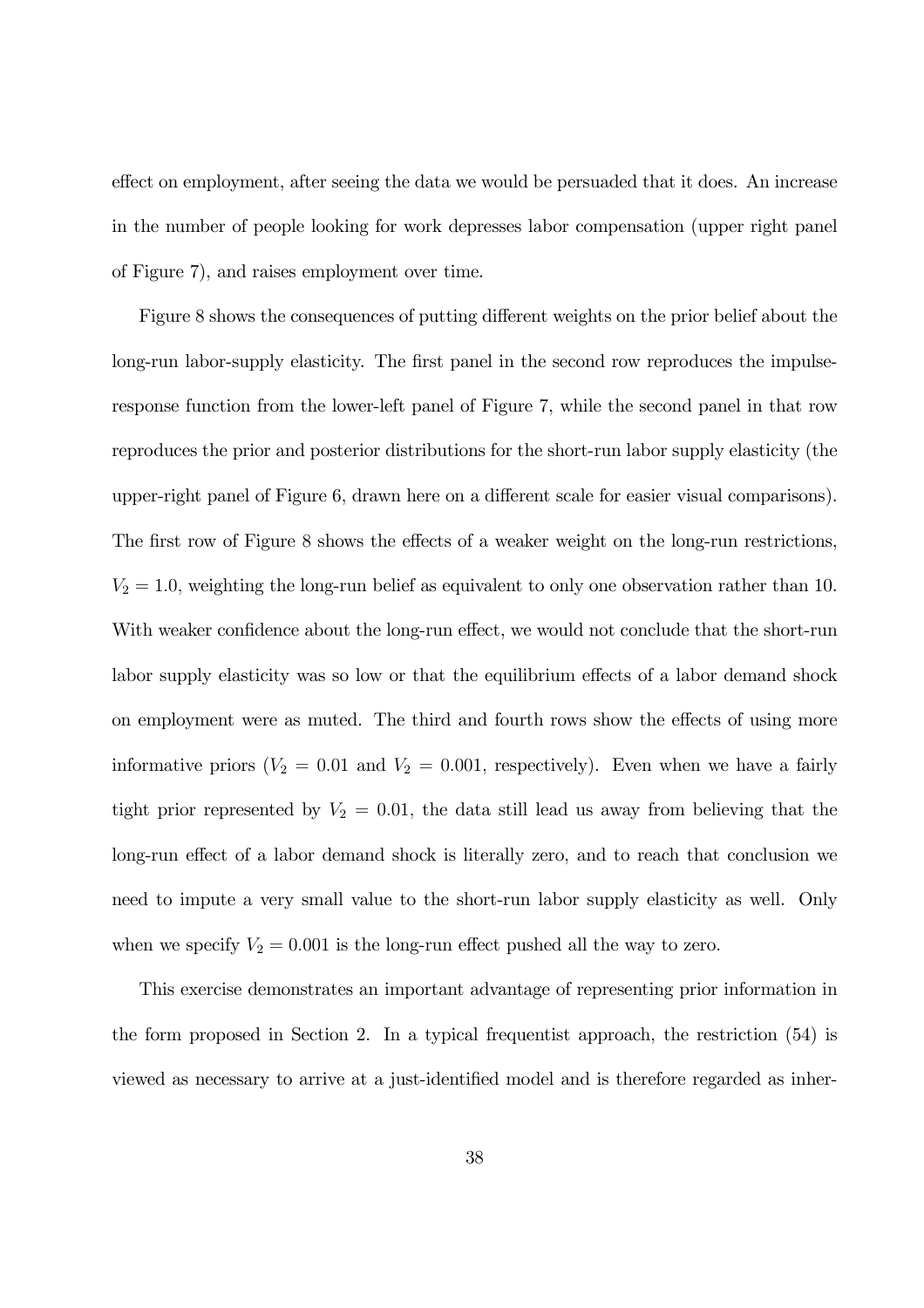effect on employment, after seeing the data we would be persuaded that it does. An increase in the number of people looking for work depresses labor compensation (upper right panel of Figure 7), and raises employment over time.

Figure 8 shows the consequences of putting different weights on the prior belief about the long-run labor-supply elasticity. The first panel in the second row reproduces the impulse-response function from the lower-left panel of Figure 7, while the second panel in that row reproduces the prior and posterior distributions for the short-run labor supply elasticity (the upper-right panel of Figure 6, drawn here on a different scale for easier visual comparisons). The first row of Figure 8 shows the effects of a weaker weight on the long-run restrictions, $V_2 = 1.0$, weighting the long-run belief as equivalent to only one observation rather than 10. With weaker confidence about the long-run effect, we would not conclude that the short-run labor supply elasticity was so low or that the equilibrium effects of a labor demand shock on employment were as muted. The third and fourth rows show the effects of using more informative priors ($V_2 = 0.01$ and $V_2 = 0.001$, respectively). Even when we have a fairly tight prior represented by $V_2 = 0.01$, the data still lead us away from believing that the long-run effect of a labor demand shock is literally zero, and to reach that conclusion we need to impute a very small value to the short-run labor supply elasticity as well. Only when we specify $V_2 = 0.001$ is the long-run effect pushed all the way to zero.

This exercise demonstrates an important advantage of representing prior information in the form proposed in Section 2. In a typical frequentist approach, the restriction (54) is viewed as necessary to arrive at a just-identified model and is therefore regarded as inher-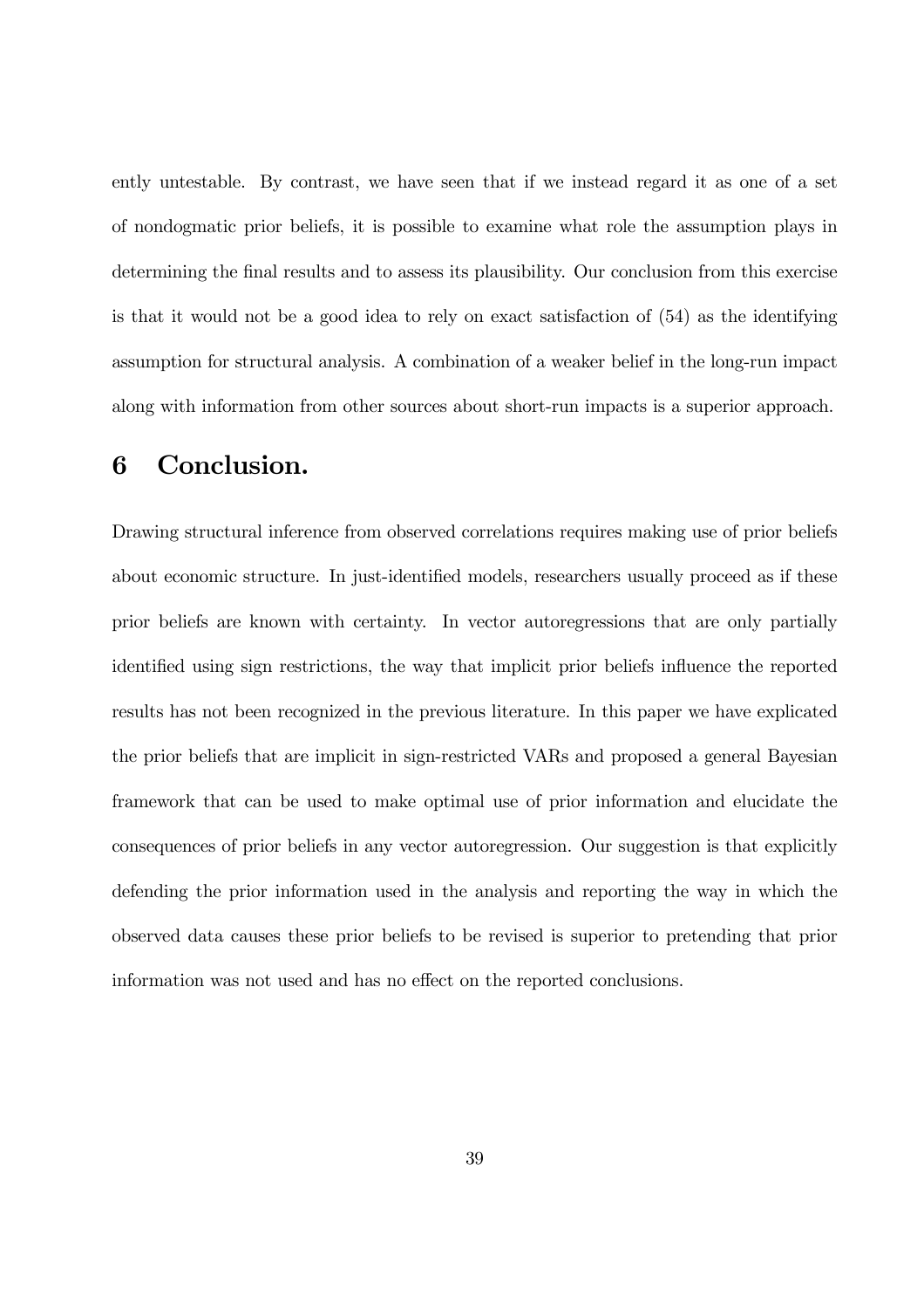ently untestable. By contrast, we have seen that if we instead regard it as one of a set of nondogmatic prior beliefs, it is possible to examine what role the assumption plays in determining the final results and to assess its plausibility. Our conclusion from this exercise is that it would not be a good idea to rely on exact satisfaction of (54) as the identifying assumption for structural analysis. A combination of a weaker belief in the long-run impact along with information from other sources about short-run impacts is a superior approach.

# 6 Conclusion.

Drawing structural inference from observed correlations requires making use of prior beliefs about economic structure. In just-identified models, researchers usually proceed as if these prior beliefs are known with certainty. In vector autoregressions that are only partially identified using sign restrictions, the way that implicit prior beliefs influence the reported results has not been recognized in the previous literature. In this paper we have explicated the prior beliefs that are implicit in sign-restricted VARs and proposed a general Bayesian framework that can be used to make optimal use of prior information and elucidate the consequences of prior beliefs in any vector autoregression. Our suggestion is that explicitly defending the prior information used in the analysis and reporting the way in which the observed data causes these prior beliefs to be revised is superior to pretending that prior information was not used and has no effect on the reported conclusions.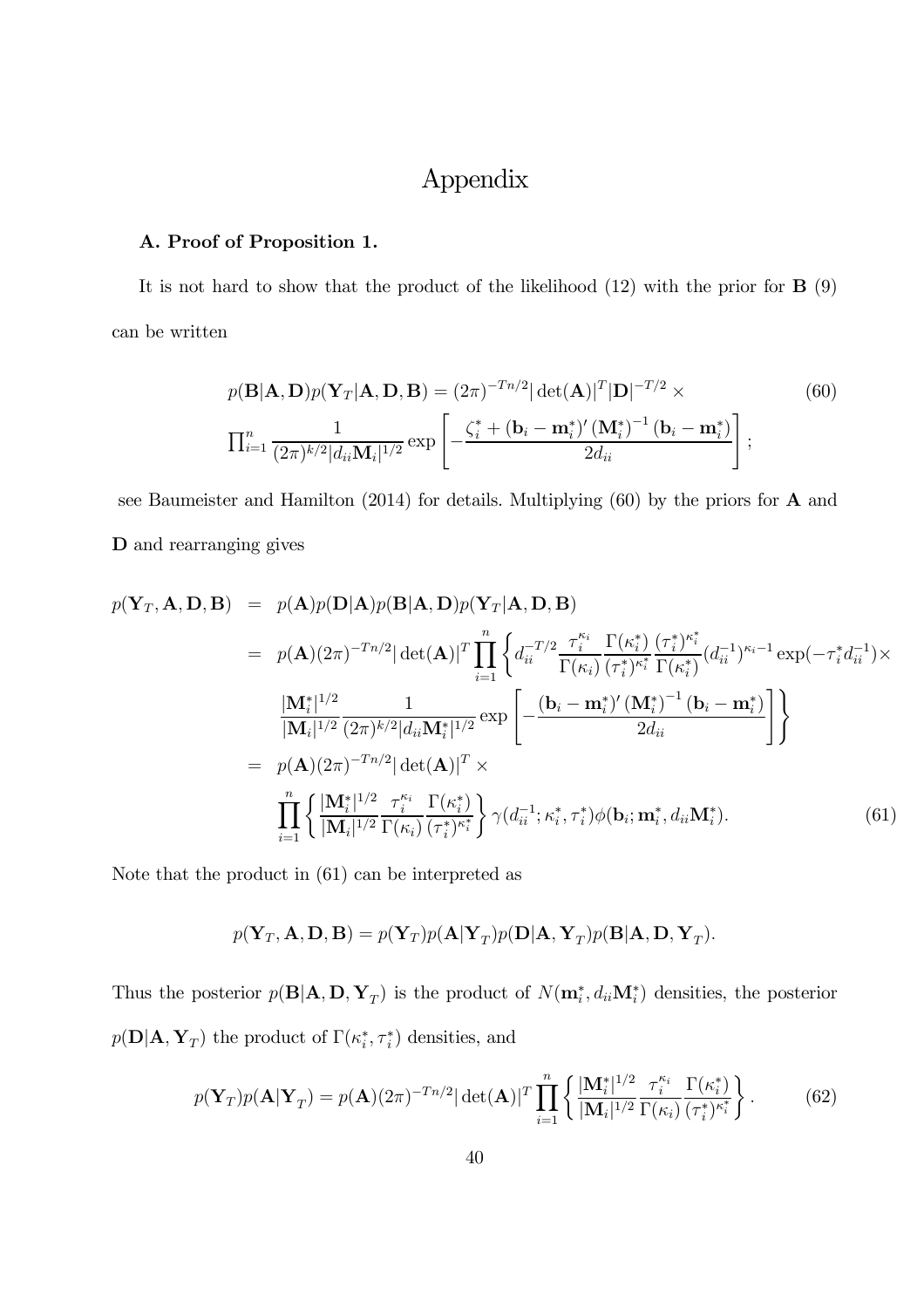# Appendix

**A. Proof of Proposition 1.**

It is not hard to show that the product of the likelihood (12) with the prior for $\mathbf{B}$ (9) can be written

$$p(\mathbf{B}|\mathbf{A},\mathbf{D})p(\mathbf{Y}_T|\mathbf{A},\mathbf{D},\mathbf{B}) = (2\pi)^{-Tn/2}|\det(\mathbf{A})|^T|\mathbf{D}|^{-T/2} \times \tag{60}$$
$$\prod_{i=1}^n \frac{1}{(2\pi)^{k/2}|d_{ii}\mathbf{M}_i|^{1/2}} \exp\left[-\frac{\zeta_i^* + (\mathbf{b}_i - \mathbf{m}_i^*)' (\mathbf{M}_i^*)^{-1} (\mathbf{b}_i - \mathbf{m}_i^*)}{2d_{ii}}\right];$$

see Baumeister and Hamilton (2014) for details. Multiplying (60) by the priors for $\mathbf{A}$ and $\mathbf{D}$ and rearranging gives

$$\begin{aligned}
p(\mathbf{Y}_T,\mathbf{A},\mathbf{D},\mathbf{B}) &= p(\mathbf{A})p(\mathbf{D}|\mathbf{A})p(\mathbf{B}|\mathbf{A},\mathbf{D})p(\mathbf{Y}_T|\mathbf{A},\mathbf{D},\mathbf{B}) \\
&= p(\mathbf{A})(2\pi)^{-Tn/2}|\det(\mathbf{A})|^T \prod_{i=1}^n \left\{ d_{ii}^{-T/2} \frac{\tau_i^{\kappa_i}}{\Gamma(\kappa_i)} \frac{\Gamma(\kappa_i^*)}{(\tau_i^*)^{\kappa_i^*}} \frac{(\tau_i^*)^{\kappa_i^*}}{\Gamma(\kappa_i^*)} (d_{ii}^{-1})^{\kappa_i - 1} \exp(-\tau_i^* d_{ii}^{-1}) \times \right. \\
&\quad \left. \frac{|\mathbf{M}_i^*|^{1/2}}{|\mathbf{M}_i|^{1/2}} \frac{1}{(2\pi)^{k/2}|d_{ii}\mathbf{M}_i^*|^{1/2}} \exp\left[-\frac{(\mathbf{b}_i - \mathbf{m}_i^*)' (\mathbf{M}_i^*)^{-1} (\mathbf{b}_i - \mathbf{m}_i^*)}{2d_{ii}}\right] \right\} \\
&= p(\mathbf{A})(2\pi)^{-Tn/2}|\det(\mathbf{A})|^T \times \\
&\quad \prod_{i=1}^n \left\{ \frac{|\mathbf{M}_i^*|^{1/2}}{|\mathbf{M}_i|^{1/2}} \frac{\tau_i^{\kappa_i}}{\Gamma(\kappa_i)} \frac{\Gamma(\kappa_i^*)}{(\tau_i^*)^{\kappa_i^*}} \right\} \gamma(d_{ii}^{-1}; \kappa_i^*, \tau_i^*) \phi(\mathbf{b}_i; \mathbf{m}_i^*, d_{ii}\mathbf{M}_i^*).
\end{aligned} \tag{61}$$

Note that the product in (61) can be interpreted as

$$p(\mathbf{Y}_T,\mathbf{A},\mathbf{D},\mathbf{B}) = p(\mathbf{Y}_T)p(\mathbf{A}|\mathbf{Y}_T)p(\mathbf{D}|\mathbf{A},\mathbf{Y}_T)p(\mathbf{B}|\mathbf{A},\mathbf{D},\mathbf{Y}_T).$$

Thus the posterior $p(\mathbf{B}|\mathbf{A},\mathbf{D},\mathbf{Y}_T)$ is the product of $N(\mathbf{m}_i^*, d_{ii}\mathbf{M}_i^*)$ densities, the posterior $p(\mathbf{D}|\mathbf{A},\mathbf{Y}_T)$ the product of $\Gamma(\kappa_i^*, \tau_i^*)$ densities, and

$$p(\mathbf{Y}_T)p(\mathbf{A}|\mathbf{Y}_T) = p(\mathbf{A})(2\pi)^{-Tn/2}|\det(\mathbf{A})|^T \prod_{i=1}^n \left\{ \frac{|\mathbf{M}_i^*|^{1/2}}{|\mathbf{M}_i|^{1/2}} \frac{\tau_i^{\kappa_i}}{\Gamma(\kappa_i)} \frac{\Gamma(\kappa_i^*)}{(\tau_i^*)^{\kappa_i^*}} \right\}. \tag{62}$$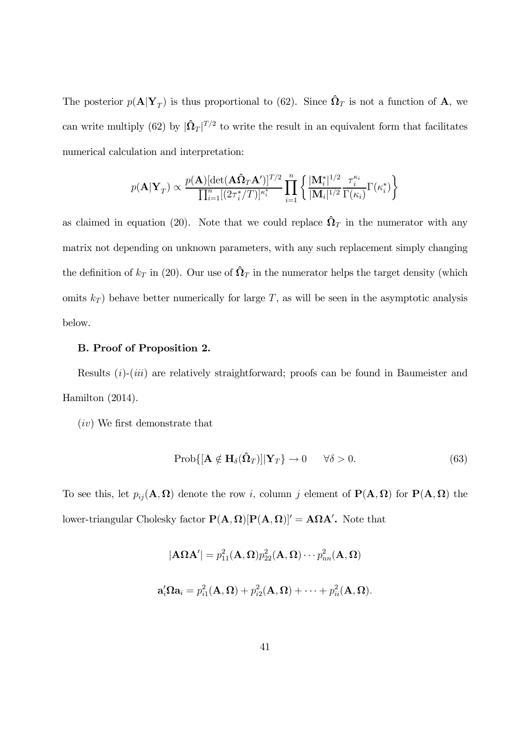The posterior $p(\mathbf{A}|\mathbf{Y}_T)$ is thus proportional to (62). Since $\hat{\mathbf{\Omega}}_T$ is not a function of $\mathbf{A}$, we can write multiply (62) by $|\hat{\mathbf{\Omega}}_T|^{T/2}$ to write the result in an equivalent form that facilitates numerical calculation and interpretation:

$$p(\mathbf{A}|\mathbf{Y}_T) \propto \frac{p(\mathbf{A})[\det(\mathbf{A}\hat{\mathbf{\Omega}}_T\mathbf{A}')]^{T/2}}{\prod_{i=1}^{n}[(2\tau_i^*/T)]^{\kappa_i^*}} \prod_{i=1}^{n} \left\{ \frac{|\mathbf{M}_i^*|^{1/2}}{|\mathbf{M}_i|^{1/2}} \frac{\tau_i^{\kappa_i}}{\Gamma(\kappa_i)} \Gamma(\kappa_i^*) \right\}$$

as claimed in equation (20). Note that we could replace $\hat{\mathbf{\Omega}}_T$ in the numerator with any matrix not depending on unknown parameters, with any such replacement simply changing the definition of $k_T$ in (20). Our use of $\hat{\mathbf{\Omega}}_T$ in the numerator helps the target density (which omits $k_T$) behave better numerically for large $T$, as will be seen in the asymptotic analysis below.

### B. Proof of Proposition 2.

Results $(i)$-$(iii)$ are relatively straightforward; proofs can be found in Baumeister and Hamilton (2014).

$(iv)$ We first demonstrate that

$$\text{Prob}\{[\mathbf{A} \notin \mathbf{H}_\delta(\hat{\mathbf{\Omega}}_T)]|\mathbf{Y}_T\} \to 0 \qquad \forall \delta > 0. \tag{63}$$

To see this, let $p_{ij}(\mathbf{A}, \mathbf{\Omega})$ denote the row $i$, column $j$ element of $\mathbf{P}(\mathbf{A}, \mathbf{\Omega})$ for $\mathbf{P}(\mathbf{A}, \mathbf{\Omega})$ the lower-triangular Cholesky factor $\mathbf{P}(\mathbf{A}, \mathbf{\Omega})[\mathbf{P}(\mathbf{A}, \mathbf{\Omega})]' = \mathbf{A}\mathbf{\Omega}\mathbf{A}'$. Note that

$$|\mathbf{A}\mathbf{\Omega}\mathbf{A}'| = p_{11}^2(\mathbf{A}, \mathbf{\Omega})p_{22}^2(\mathbf{A}, \mathbf{\Omega}) \cdots p_{nn}^2(\mathbf{A}, \mathbf{\Omega})$$

$$\mathbf{a}_i'\mathbf{\Omega}\mathbf{a}_i = p_{i1}^2(\mathbf{A}, \mathbf{\Omega}) + p_{i2}^2(\mathbf{A}, \mathbf{\Omega}) + \cdots + p_{ii}^2(\mathbf{A}, \mathbf{\Omega}).$$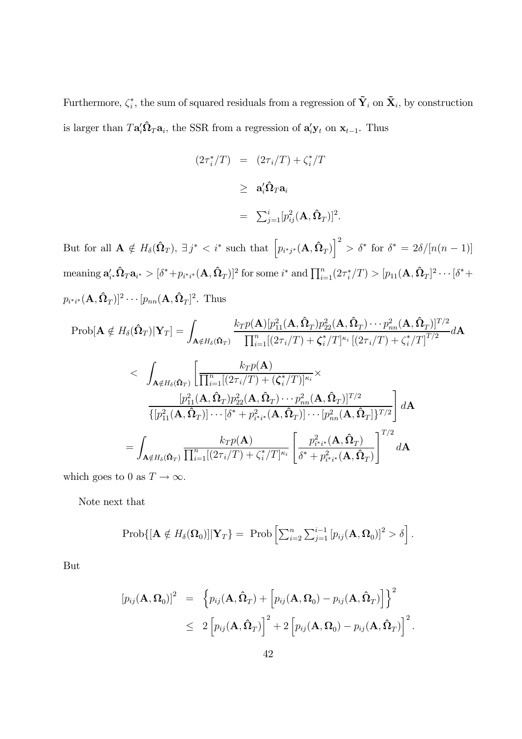Furthermore, $\zeta_i^*$, the sum of squared residuals from a regression of $\tilde{\mathbf{Y}}_i$ on $\tilde{\mathbf{X}}_i$, by construction is larger than $T\mathbf{a}_i'\hat{\mathbf{\Omega}}_T\mathbf{a}_i$, the SSR from a regression of $\mathbf{a}_i'\mathbf{y}_t$ on $\mathbf{x}_{t-1}$. Thus

$$
\begin{aligned}
(2\tau_i^*/T) &= (2\tau_i/T) + \zeta_i^*/T \\
&\geq \mathbf{a}_i'\hat{\mathbf{\Omega}}_T\mathbf{a}_i \\
&= \textstyle\sum_{j=1}^{i}[p_{ij}^2(\mathbf{A}, \hat{\mathbf{\Omega}}_T)]^2.
\end{aligned}
$$

But for all $\mathbf{A} \notin H_\delta(\hat{\mathbf{\Omega}}_T)$, $\exists\, j^* < i^*$ such that $\left[p_{i^*j^*}(\mathbf{A}, \hat{\mathbf{\Omega}}_T)\right]^2 > \delta^*$ for $\delta^* = 2\delta/[n(n-1)]$ meaning $\mathbf{a}_{i^*}'\hat{\mathbf{\Omega}}_T\mathbf{a}_{i^*} > [\delta^* + p_{i^*i^*}(\mathbf{A}, \hat{\mathbf{\Omega}}_T)]^2$ for some $i^*$ and $\prod_{i=1}^{n}(2\tau_i^*/T) > [p_{11}(\mathbf{A}, \hat{\mathbf{\Omega}}_T]^2 \cdots [\delta^* + p_{i^*i^*}(\mathbf{A}, \hat{\mathbf{\Omega}}_T)]^2 \cdots [p_{nn}(\mathbf{A}, \hat{\mathbf{\Omega}}_T]^2$. Thus

$$
\text{Prob}[\mathbf{A} \notin H_\delta(\hat{\mathbf{\Omega}}_T)|\mathbf{Y}_T] = \int_{\mathbf{A}\notin H_\delta(\hat{\mathbf{\Omega}}_T)} \frac{k_T p(\mathbf{A})[p_{11}^2(\mathbf{A}, \hat{\mathbf{\Omega}}_T)p_{22}^2(\mathbf{A}, \hat{\mathbf{\Omega}}_T)\cdots p_{nn}^2(\mathbf{A}, \hat{\mathbf{\Omega}}_T)]^{T/2}}{\prod_{i=1}^{n}[(2\tau_i/T) + \boldsymbol{\zeta}_i^*/T]^{\kappa_i}\,[(2\tau_i/T) + \zeta_i^*/T]^{T/2}} d\mathbf{A}
$$

$$
\begin{aligned}
&< \int_{\mathbf{A}\notin H_\delta(\hat{\mathbf{\Omega}}_T)} \left[\frac{k_T p(\mathbf{A})}{\prod_{i=1}^{n}[(2\tau_i/T) + (\boldsymbol{\zeta}_i^*/T)]^{\kappa_i}} \times \right. \\
&\qquad \left. \frac{[p_{11}^2(\mathbf{A}, \hat{\mathbf{\Omega}}_T)p_{22}^2(\mathbf{A}, \hat{\mathbf{\Omega}}_T)\cdots p_{nn}^2(\mathbf{A}, \hat{\mathbf{\Omega}}_T)]^{T/2}}{\{[p_{11}^2(\mathbf{A}, \hat{\mathbf{\Omega}}_T)]\cdots[\delta^* + p_{i^*i^*}^2(\mathbf{A}, \hat{\mathbf{\Omega}}_T)]\cdots[p_{nn}^2(\mathbf{A}, \hat{\mathbf{\Omega}}_T]\}^{T/2}}\right] d\mathbf{A} \\
&= \int_{\mathbf{A}\notin H_\delta(\hat{\mathbf{\Omega}}_T)} \frac{k_T p(\mathbf{A})}{\prod_{i=1}^{n}[(2\tau_i/T) + \zeta_i^*/T]^{\kappa_i}} \left[\frac{p_{i^*i^*}^2(\mathbf{A}, \hat{\mathbf{\Omega}}_T)}{\delta^* + p_{i^*i^*}^2(\mathbf{A}, \hat{\mathbf{\Omega}}_T)}\right]^{T/2} d\mathbf{A}
\end{aligned}
$$

which goes to 0 as $T \to \infty$.

Note next that

$$
\text{Prob}\{[\mathbf{A} \notin H_\delta(\mathbf{\Omega}_0)]|\mathbf{Y}_T\} = \text{ Prob}\left[\textstyle\sum_{i=2}^{n}\sum_{j=1}^{i-1}\left[p_{ij}(\mathbf{A}, \mathbf{\Omega}_0)\right]^2 > \delta\right].
$$

But

$$
\begin{aligned}
\left[p_{ij}(\mathbf{A}, \mathbf{\Omega}_0)\right]^2 &= \left\{p_{ij}(\mathbf{A}, \hat{\mathbf{\Omega}}_T) + \left[p_{ij}(\mathbf{A}, \mathbf{\Omega}_0) - p_{ij}(\mathbf{A}, \hat{\mathbf{\Omega}}_T)\right]\right\}^2 \\
&\leq 2\left[p_{ij}(\mathbf{A}, \hat{\mathbf{\Omega}}_T)\right]^2 + 2\left[p_{ij}(\mathbf{A}, \mathbf{\Omega}_0) - p_{ij}(\mathbf{A}, \hat{\mathbf{\Omega}}_T)\right]^2.
\end{aligned}
$$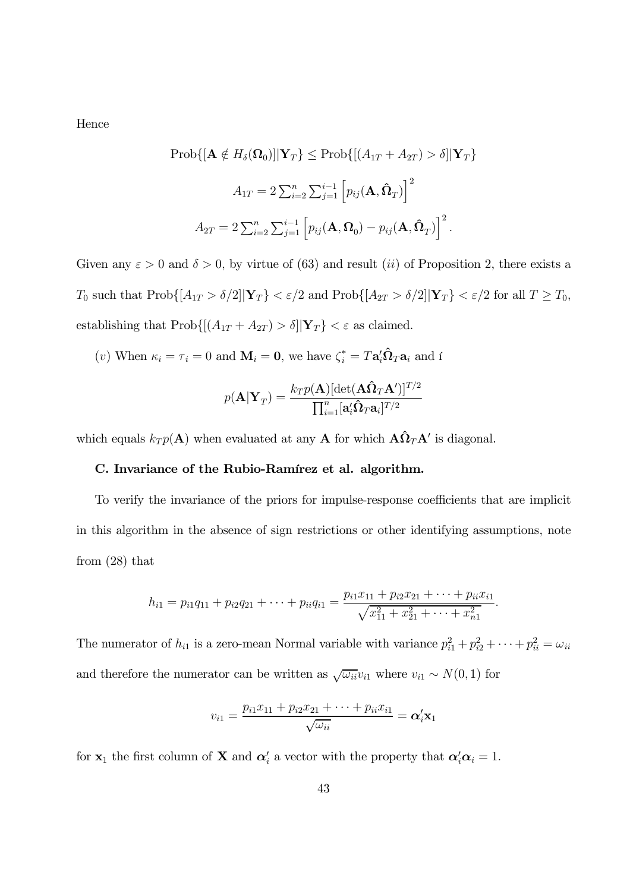Hence

$$\text{Prob}\{[\mathbf{A} \notin H_\delta(\mathbf{\Omega}_0)]|\mathbf{Y}_T\} \leq \text{Prob}\{[(A_{1T} + A_{2T}) > \delta]|\mathbf{Y}_T\}$$

$$A_{1T} = 2\textstyle\sum_{i=2}^n \sum_{j=1}^{i-1} \left[p_{ij}(\mathbf{A}, \hat{\mathbf{\Omega}}_T)\right]^2$$

$$A_{2T} = 2\textstyle\sum_{i=2}^n \sum_{j=1}^{i-1} \left[p_{ij}(\mathbf{A}, \mathbf{\Omega}_0) - p_{ij}(\mathbf{A}, \hat{\mathbf{\Omega}}_T)\right]^2.$$

Given any $\varepsilon > 0$ and $\delta > 0$, by virtue of (63) and result $(ii)$ of Proposition 2, there exists a $T_0$ such that $\text{Prob}\{[A_{1T} > \delta/2]|\mathbf{Y}_T\} < \varepsilon/2$ and $\text{Prob}\{[A_{2T} > \delta/2]|\mathbf{Y}_T\} < \varepsilon/2$ for all $T \geq T_0$, establishing that $\text{Prob}\{[(A_{1T} + A_{2T}) > \delta]|\mathbf{Y}_T\} < \varepsilon$ as claimed.

$(v)$ When $\kappa_i = \tau_i = 0$ and $\mathbf{M}_i = \mathbf{0}$, we have $\zeta_i^* = T\mathbf{a}_i'\hat{\mathbf{\Omega}}_T\mathbf{a}_i$ and 

$$p(\mathbf{A}|\mathbf{Y}_T) = \frac{k_T p(\mathbf{A})[\det(\mathbf{A}\hat{\mathbf{\Omega}}_T\mathbf{A}')]^{T/2}}{\prod_{i=1}^n [\mathbf{a}_i'\hat{\mathbf{\Omega}}_T\mathbf{a}_i]^{T/2}}$$

which equals $k_T p(\mathbf{A})$ when evaluated at any $\mathbf{A}$ for which $\mathbf{A}\hat{\mathbf{\Omega}}_T\mathbf{A}'$ is diagonal.

**C. Invariance of the Rubio-Ramírez et al. algorithm.**

To verify the invariance of the priors for impulse-response coefficients that are implicit in this algorithm in the absence of sign restrictions or other identifying assumptions, note from (28) that

$$h_{i1} = p_{i1}q_{11} + p_{i2}q_{21} + \cdots + p_{ii}q_{i1} = \frac{p_{i1}x_{11} + p_{i2}x_{21} + \cdots + p_{ii}x_{i1}}{\sqrt{x_{11}^2 + x_{21}^2 + \cdots + x_{n1}^2}}.$$

The numerator of $h_{i1}$ is a zero-mean Normal variable with variance $p_{i1}^2 + p_{i2}^2 + \cdots + p_{ii}^2 = \omega_{ii}$ and therefore the numerator can be written as $\sqrt{\omega_{ii}}v_{i1}$ where $v_{i1} \sim N(0, 1)$ for

$$v_{i1} = \frac{p_{i1}x_{11} + p_{i2}x_{21} + \cdots + p_{ii}x_{i1}}{\sqrt{\omega_{ii}}} = \boldsymbol{\alpha}_i'\mathbf{x}_1$$

for $\mathbf{x}_1$ the first column of $\mathbf{X}$ and $\boldsymbol{\alpha}_i'$ a vector with the property that $\boldsymbol{\alpha}_i'\boldsymbol{\alpha}_i = 1$.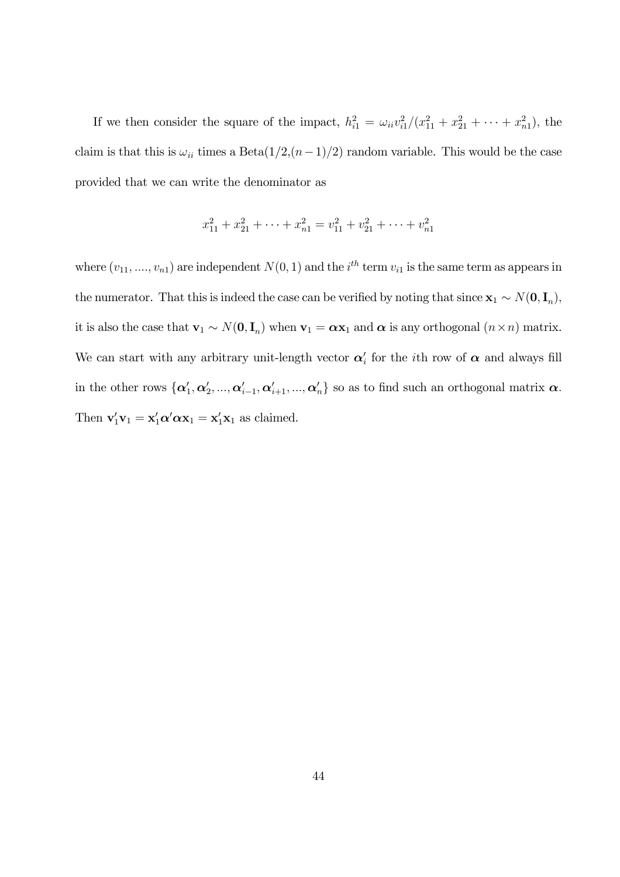If we then consider the square of the impact, $h_{i1}^2 = \omega_{ii} v_{i1}^2 / (x_{11}^2 + x_{21}^2 + \cdots + x_{n1}^2)$, the claim is that this is $\omega_{ii}$ times a Beta$(1/2,(n-1)/2)$ random variable. This would be the case provided that we can write the denominator as

$$x_{11}^2 + x_{21}^2 + \cdots + x_{n1}^2 = v_{11}^2 + v_{21}^2 + \cdots + v_{n1}^2$$

where $(v_{11}, ...., v_{n1})$ are independent $N(0, 1)$ and the $i^{th}$ term $v_{i1}$ is the same term as appears in the numerator. That this is indeed the case can be verified by noting that since $\mathbf{x}_1 \sim N(\mathbf{0}, \mathbf{I}_n)$, it is also the case that $\mathbf{v}_1 \sim N(\mathbf{0}, \mathbf{I}_n)$ when $\mathbf{v}_1 = \boldsymbol{\alpha}\mathbf{x}_1$ and $\boldsymbol{\alpha}$ is any orthogonal $(n \times n)$ matrix. We can start with any arbitrary unit-length vector $\boldsymbol{\alpha}_i'$ for the $i$th row of $\boldsymbol{\alpha}$ and always fill in the other rows $\{\boldsymbol{\alpha}_1', \boldsymbol{\alpha}_2', ..., \boldsymbol{\alpha}_{i-1}', \boldsymbol{\alpha}_{i+1}', ..., \boldsymbol{\alpha}_n'\}$ so as to find such an orthogonal matrix $\boldsymbol{\alpha}$. Then $\mathbf{v}_1'\mathbf{v}_1 = \mathbf{x}_1'\boldsymbol{\alpha}'\boldsymbol{\alpha}\mathbf{x}_1 = \mathbf{x}_1'\mathbf{x}_1$ as claimed.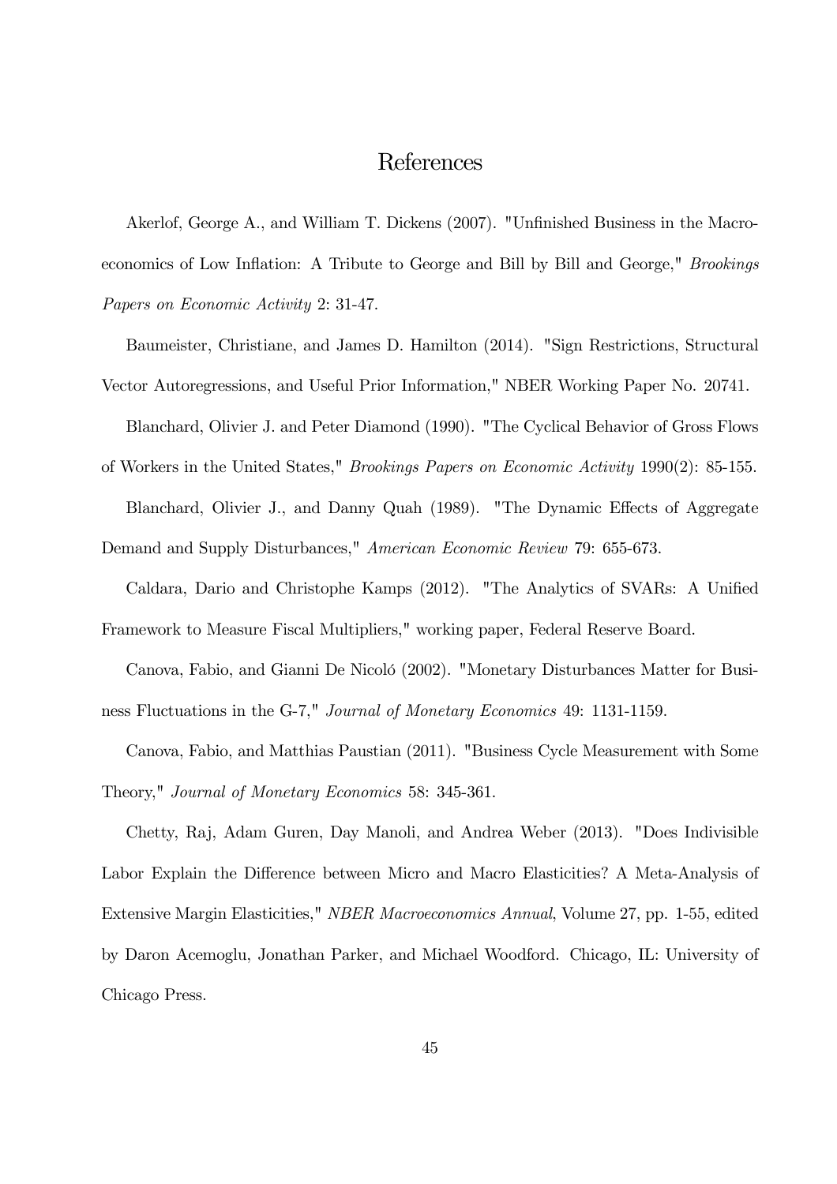# References

Akerlof, George A., and William T. Dickens (2007). "Unfinished Business in the Macroeconomics of Low Inflation: A Tribute to George and Bill by Bill and George," *Brookings Papers on Economic Activity* 2: 31-47.

Baumeister, Christiane, and James D. Hamilton (2014). "Sign Restrictions, Structural Vector Autoregressions, and Useful Prior Information," NBER Working Paper No. 20741.

Blanchard, Olivier J. and Peter Diamond (1990). "The Cyclical Behavior of Gross Flows of Workers in the United States," *Brookings Papers on Economic Activity* 1990(2): 85-155.

Blanchard, Olivier J., and Danny Quah (1989). "The Dynamic Effects of Aggregate Demand and Supply Disturbances," *American Economic Review* 79: 655-673.

Caldara, Dario and Christophe Kamps (2012). "The Analytics of SVARs: A Unified Framework to Measure Fiscal Multipliers," working paper, Federal Reserve Board.

Canova, Fabio, and Gianni De Nicoló (2002). "Monetary Disturbances Matter for Business Fluctuations in the G-7," *Journal of Monetary Economics* 49: 1131-1159.

Canova, Fabio, and Matthias Paustian (2011). "Business Cycle Measurement with Some Theory," *Journal of Monetary Economics* 58: 345-361.

Chetty, Raj, Adam Guren, Day Manoli, and Andrea Weber (2013). "Does Indivisible Labor Explain the Difference between Micro and Macro Elasticities? A Meta-Analysis of Extensive Margin Elasticities," *NBER Macroeconomics Annual*, Volume 27, pp. 1-55, edited by Daron Acemoglu, Jonathan Parker, and Michael Woodford. Chicago, IL: University of Chicago Press.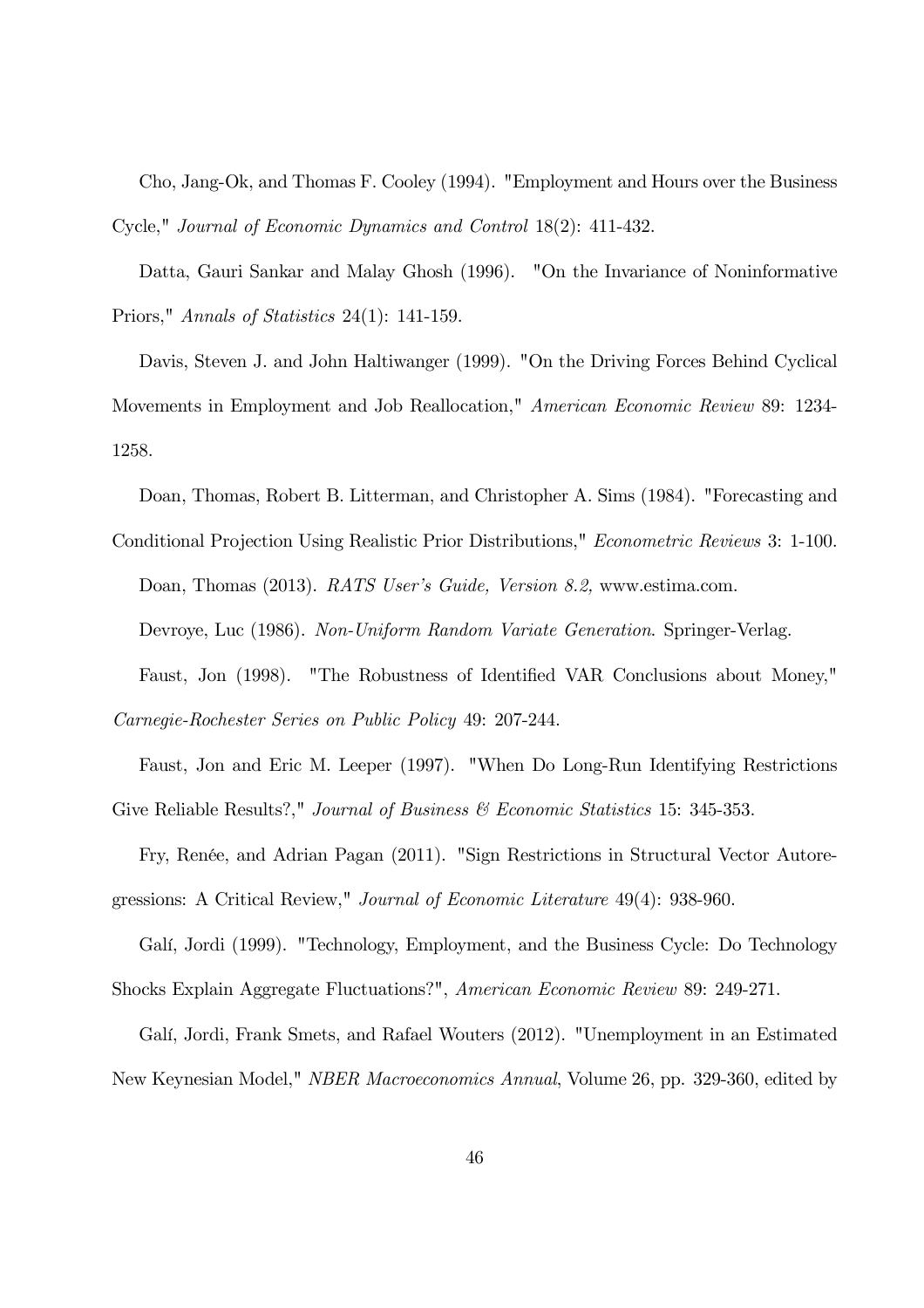Cho, Jang-Ok, and Thomas F. Cooley (1994). "Employment and Hours over the Business Cycle," *Journal of Economic Dynamics and Control* 18(2): 411-432.

Datta, Gauri Sankar and Malay Ghosh (1996). "On the Invariance of Noninformative Priors," *Annals of Statistics* 24(1): 141-159.

Davis, Steven J. and John Haltiwanger (1999). "On the Driving Forces Behind Cyclical Movements in Employment and Job Reallocation," *American Economic Review* 89: 1234-1258.

Doan, Thomas, Robert B. Litterman, and Christopher A. Sims (1984). "Forecasting and Conditional Projection Using Realistic Prior Distributions," *Econometric Reviews* 3: 1-100.

Doan, Thomas (2013). *RATS User's Guide, Version 8.2,* www.estima.com.

Devroye, Luc (1986). *Non-Uniform Random Variate Generation*. Springer-Verlag.

Faust, Jon (1998). "The Robustness of Identified VAR Conclusions about Money," *Carnegie-Rochester Series on Public Policy* 49: 207-244.

Faust, Jon and Eric M. Leeper (1997). "When Do Long-Run Identifying Restrictions Give Reliable Results?," *Journal of Business & Economic Statistics* 15: 345-353.

Fry, Renée, and Adrian Pagan (2011). "Sign Restrictions in Structural Vector Autoregressions: A Critical Review," *Journal of Economic Literature* 49(4): 938-960.

Galí, Jordi (1999). "Technology, Employment, and the Business Cycle: Do Technology Shocks Explain Aggregate Fluctuations?", *American Economic Review* 89: 249-271.

Galí, Jordi, Frank Smets, and Rafael Wouters (2012). "Unemployment in an Estimated New Keynesian Model," *NBER Macroeconomics Annual*, Volume 26, pp. 329-360, edited by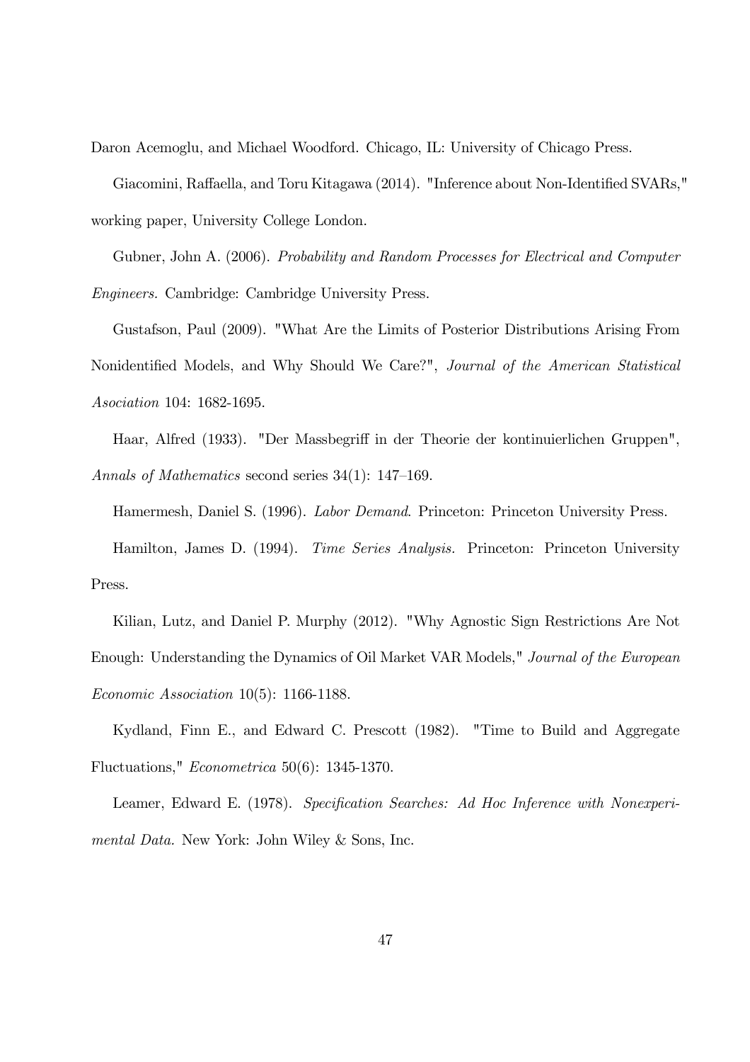Daron Acemoglu, and Michael Woodford. Chicago, IL: University of Chicago Press.

Giacomini, Raffaella, and Toru Kitagawa (2014). "Inference about Non-Identified SVARs," working paper, University College London.

Gubner, John A. (2006). *Probability and Random Processes for Electrical and Computer Engineers.* Cambridge: Cambridge University Press.

Gustafson, Paul (2009). "What Are the Limits of Posterior Distributions Arising From Nonidentified Models, and Why Should We Care?", *Journal of the American Statistical Asociation* 104: 1682-1695.

Haar, Alfred (1933). "Der Massbegriff in der Theorie der kontinuierlichen Gruppen", *Annals of Mathematics* second series 34(1): 147–169.

Hamermesh, Daniel S. (1996). *Labor Demand*. Princeton: Princeton University Press.

Hamilton, James D. (1994). *Time Series Analysis.* Princeton: Princeton University Press.

Kilian, Lutz, and Daniel P. Murphy (2012). "Why Agnostic Sign Restrictions Are Not Enough: Understanding the Dynamics of Oil Market VAR Models," *Journal of the European Economic Association* 10(5): 1166-1188.

Kydland, Finn E., and Edward C. Prescott (1982). "Time to Build and Aggregate Fluctuations," *Econometrica* 50(6): 1345-1370.

Leamer, Edward E. (1978). *Specification Searches: Ad Hoc Inference with Nonexperimental Data.* New York: John Wiley & Sons, Inc.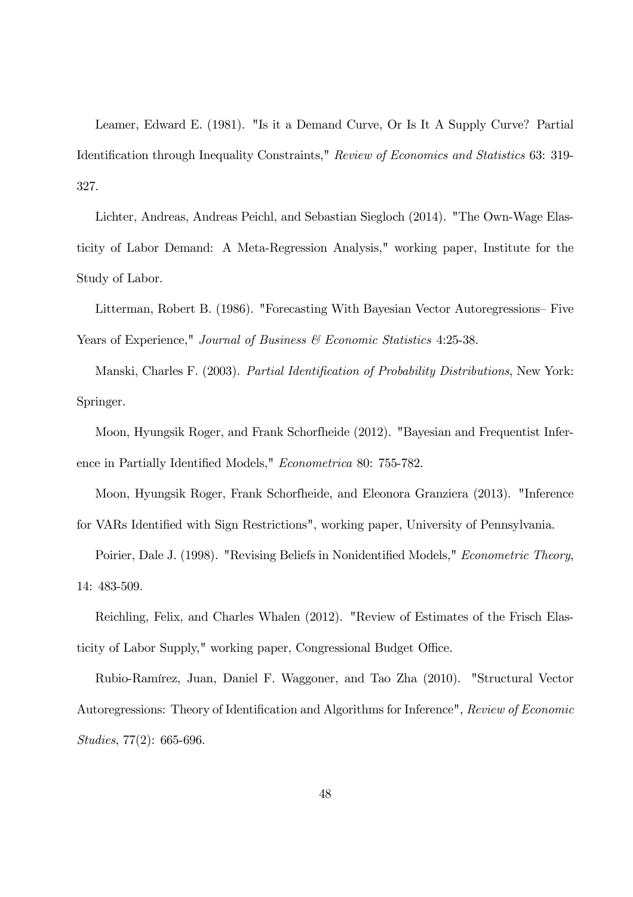Leamer, Edward E. (1981). "Is it a Demand Curve, Or Is It A Supply Curve? Partial Identification through Inequality Constraints," *Review of Economics and Statistics* 63: 319-327.

Lichter, Andreas, Andreas Peichl, and Sebastian Siegloch (2014). "The Own-Wage Elasticity of Labor Demand: A Meta-Regression Analysis," working paper, Institute for the Study of Labor.

Litterman, Robert B. (1986). "Forecasting With Bayesian Vector Autoregressions– Five Years of Experience," *Journal of Business & Economic Statistics* 4:25-38.

Manski, Charles F. (2003). *Partial Identification of Probability Distributions*, New York: Springer.

Moon, Hyungsik Roger, and Frank Schorfheide (2012). "Bayesian and Frequentist Inference in Partially Identified Models," *Econometrica* 80: 755-782.

Moon, Hyungsik Roger, Frank Schorfheide, and Eleonora Granziera (2013). "Inference for VARs Identified with Sign Restrictions", working paper, University of Pennsylvania.

Poirier, Dale J. (1998). "Revising Beliefs in Nonidentified Models," *Econometric Theory*, 14: 483-509.

Reichling, Felix, and Charles Whalen (2012). "Review of Estimates of the Frisch Elasticity of Labor Supply," working paper, Congressional Budget Office.

Rubio-Ramírez, Juan, Daniel F. Waggoner, and Tao Zha (2010). "Structural Vector Autoregressions: Theory of Identification and Algorithms for Inference", *Review of Economic Studies*, 77(2): 665-696.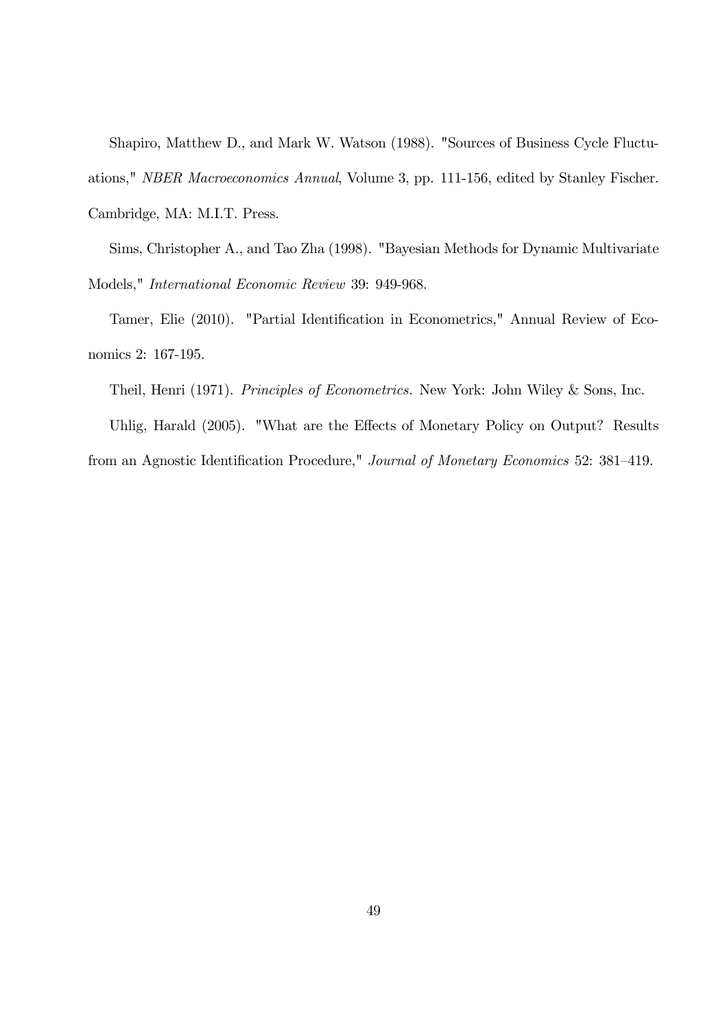Shapiro, Matthew D., and Mark W. Watson (1988). "Sources of Business Cycle Fluctuations," *NBER Macroeconomics Annual*, Volume 3, pp. 111-156, edited by Stanley Fischer. Cambridge, MA: M.I.T. Press.

Sims, Christopher A., and Tao Zha (1998). "Bayesian Methods for Dynamic Multivariate Models," *International Economic Review* 39: 949-968.

Tamer, Elie (2010). "Partial Identification in Econometrics," Annual Review of Economics 2: 167-195.

Theil, Henri (1971). *Principles of Econometrics.* New York: John Wiley & Sons, Inc.

Uhlig, Harald (2005). "What are the Effects of Monetary Policy on Output? Results from an Agnostic Identification Procedure," *Journal of Monetary Economics* 52: 381–419.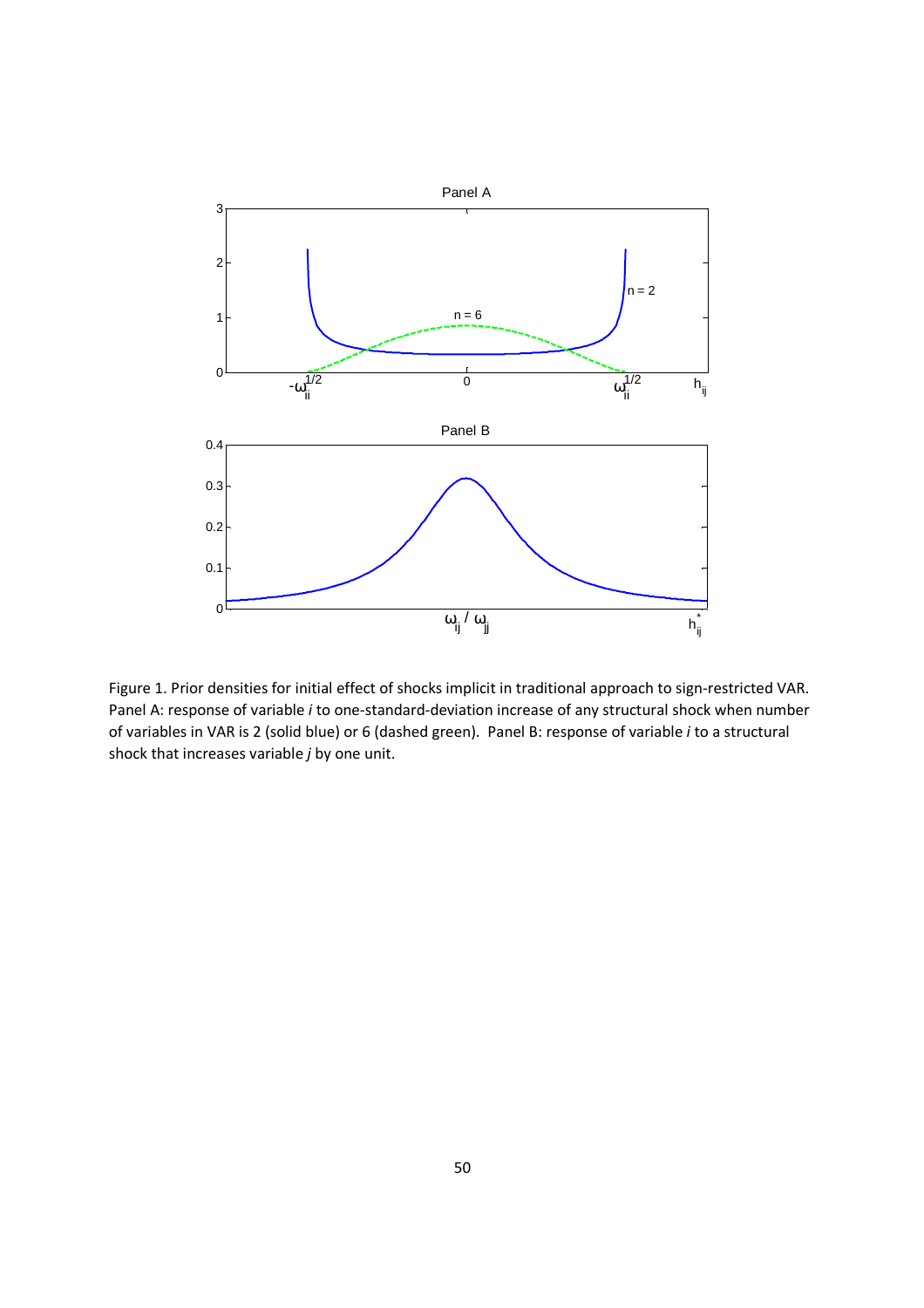Figure 1. Prior densities for initial effect of shocks implicit in traditional approach to sign-restricted VAR. Panel A: response of variable *i* to one-standard-deviation increase of any structural shock when number of variables in VAR is 2 (solid blue) or 6 (dashed green). Panel B: response of variable *i* to a structural shock that increases variable *j* by one unit.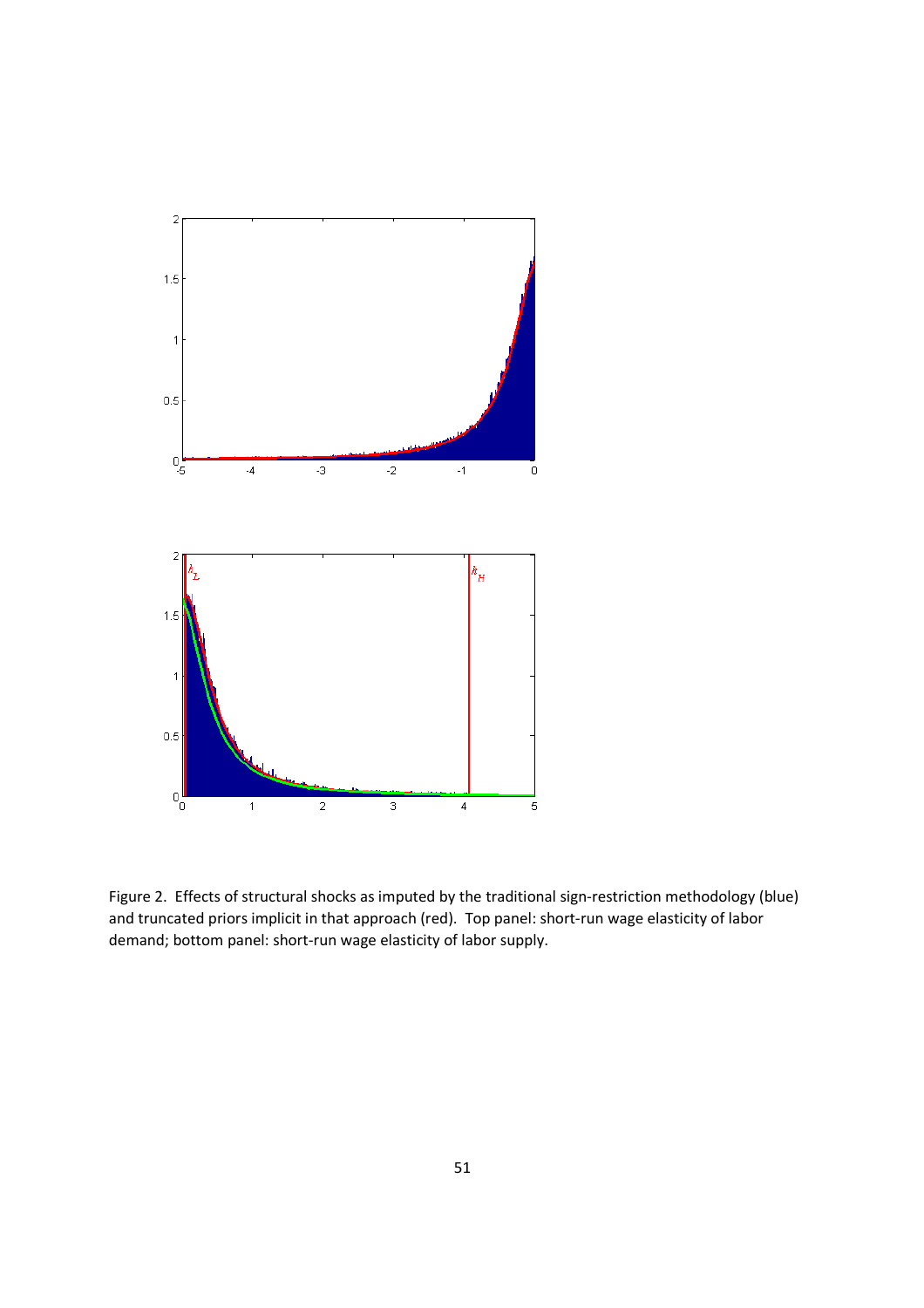Figure 2. Effects of structural shocks as imputed by the traditional sign-restriction methodology (blue) and truncated priors implicit in that approach (red). Top panel: short-run wage elasticity of labor demand; bottom panel: short-run wage elasticity of labor supply.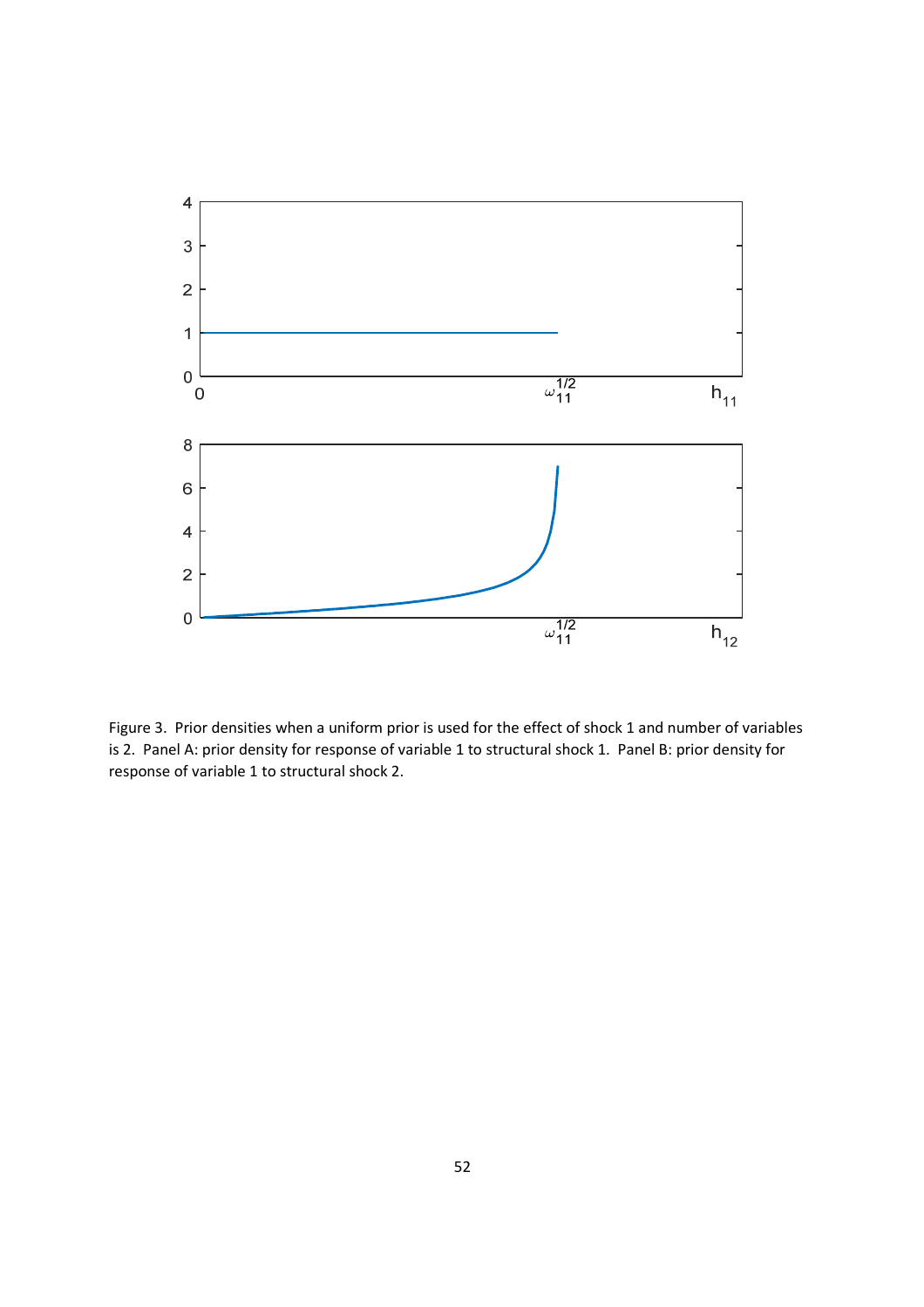Figure 3. Prior densities when a uniform prior is used for the effect of shock 1 and number of variables is 2. Panel A: prior density for response of variable 1 to structural shock 1. Panel B: prior density for response of variable 1 to structural shock 2.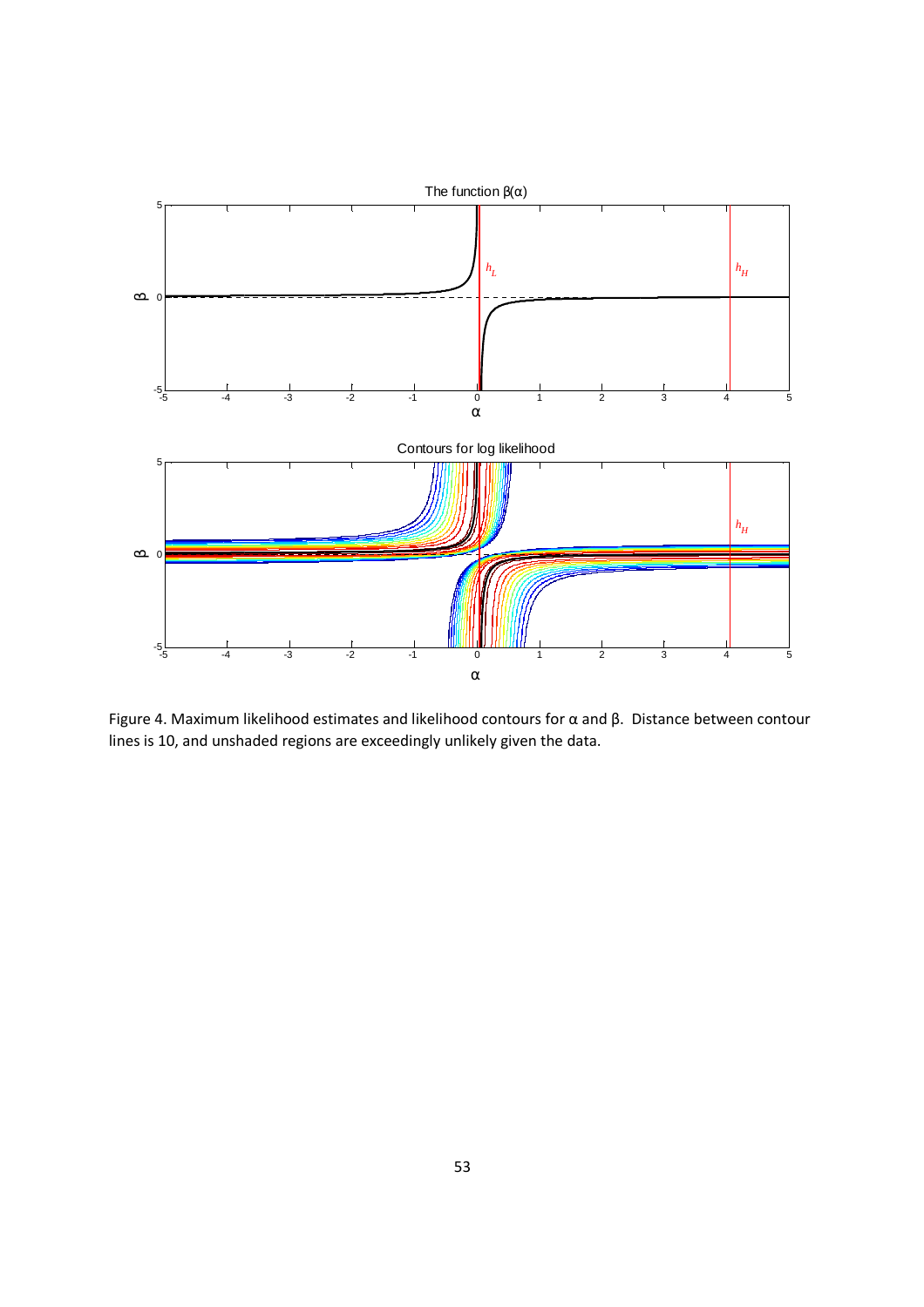Figure 4. Maximum likelihood estimates and likelihood contours for α and β. Distance between contour lines is 10, and unshaded regions are exceedingly unlikely given the data.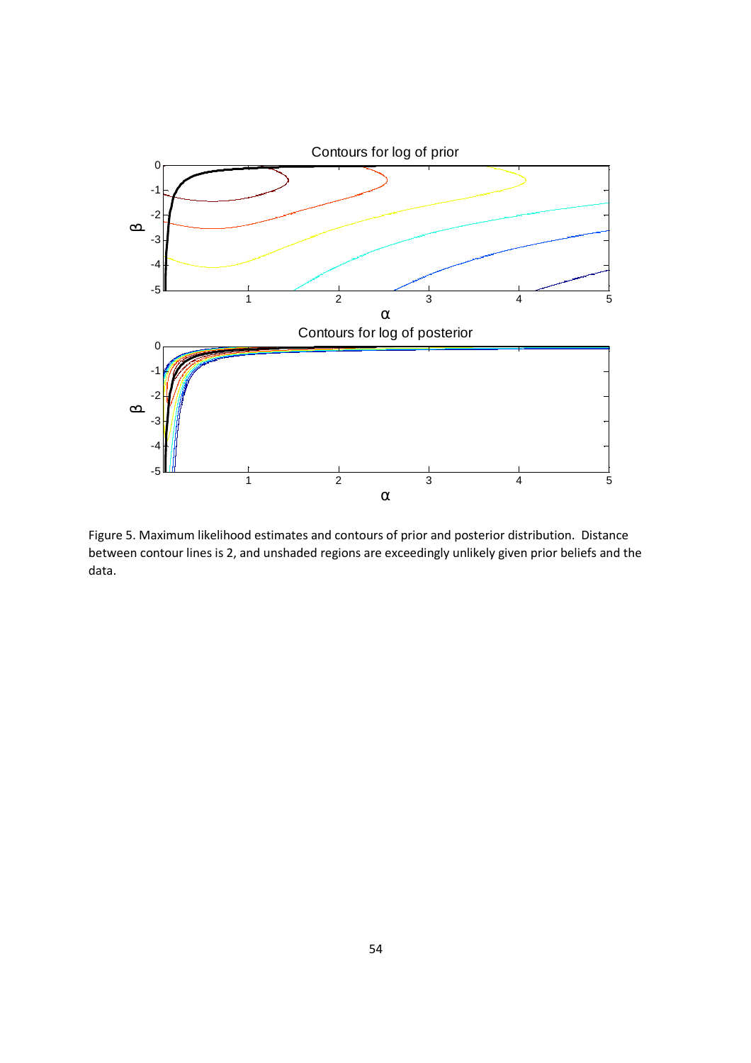Figure 5. Maximum likelihood estimates and contours of prior and posterior distribution. Distance between contour lines is 2, and unshaded regions are exceedingly unlikely given prior beliefs and the data.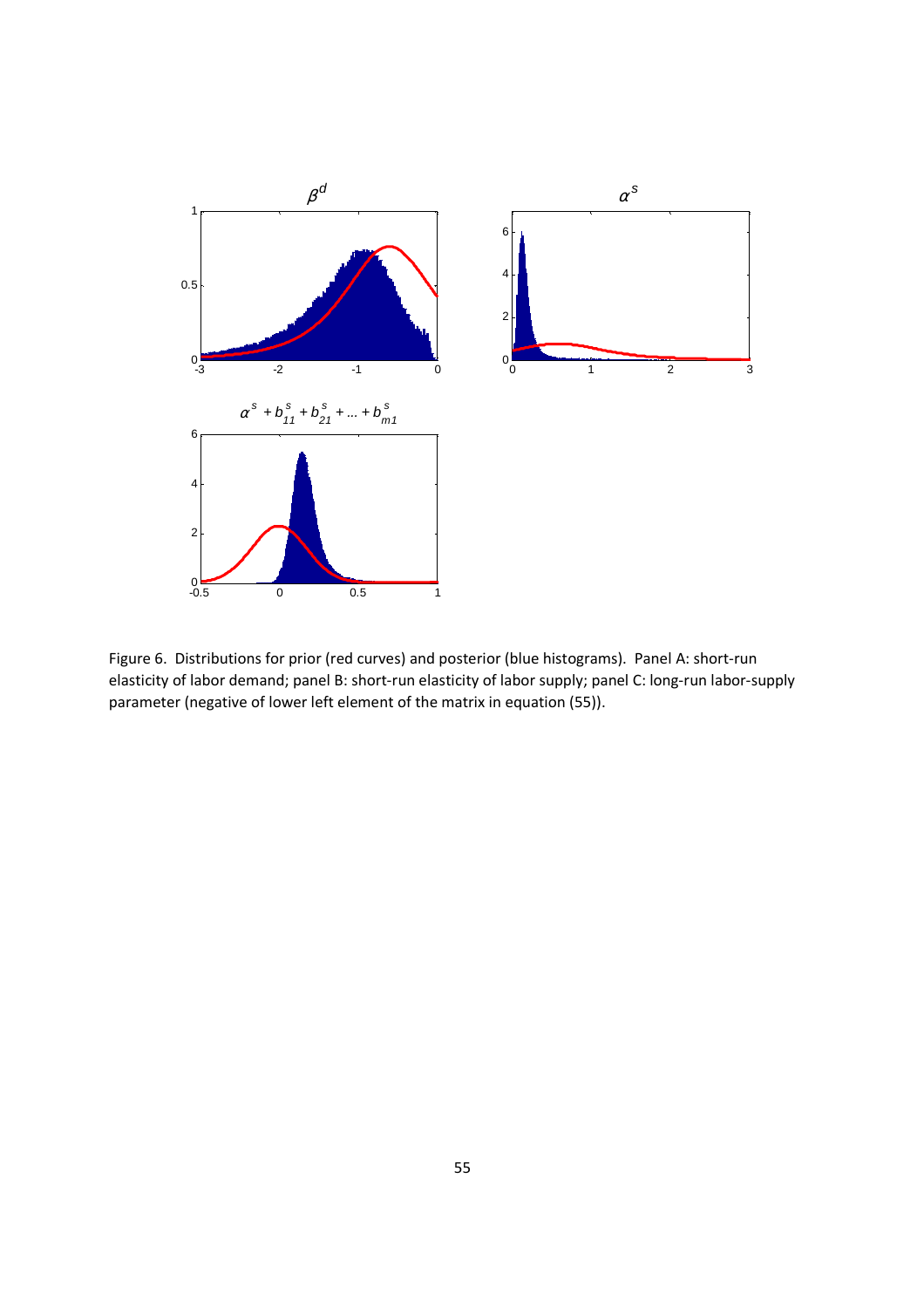Figure 6. Distributions for prior (red curves) and posterior (blue histograms). Panel A: short-run elasticity of labor demand; panel B: short-run elasticity of labor supply; panel C: long-run labor-supply parameter (negative of lower left element of the matrix in equation (55)).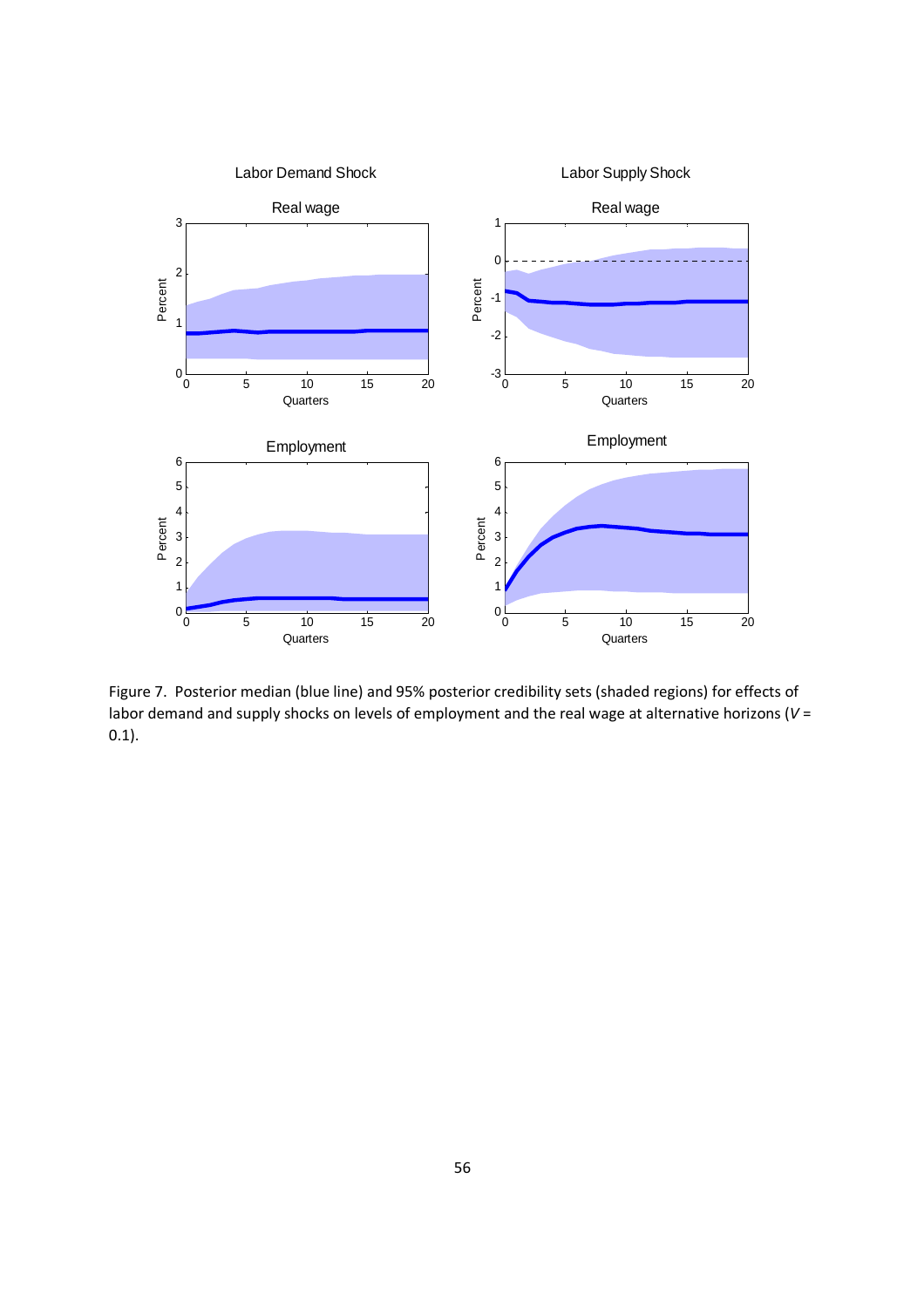Figure 7. Posterior median (blue line) and 95% posterior credibility sets (shaded regions) for effects of labor demand and supply shocks on levels of employment and the real wage at alternative horizons ($V$ = 0.1).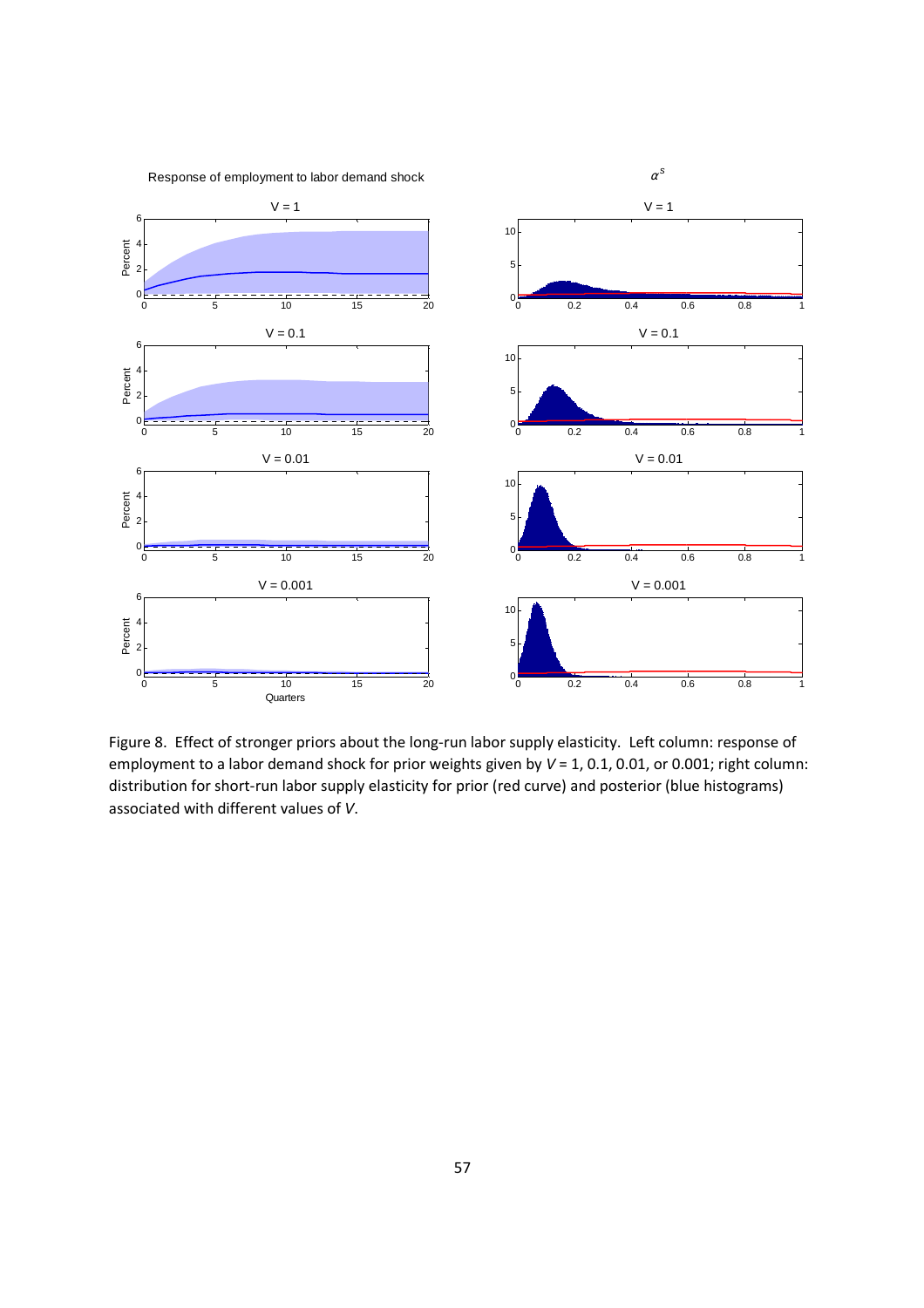Response of employment to labor demand shock

$\alpha^s$

V = 1

Percent

0
2
4
6

0
5
10
15
20

V = 1

0
5
10

0
0.2
0.4
0.6
0.8
1

V = 0.1

Percent

0
2
4
6

0
5
10
15
20

V = 0.1

0
5
10

0
0.2
0.4
0.6
0.8
1

V = 0.01

Percent

0
2
4
6

0
5
10
15
20

V = 0.01

0
5
10

0
0.2
0.4
0.6
0.8
1

V = 0.001

Percent

0
2
4
6

0
5
10
15
20

Quarters

V = 0.001

0
5
10

0
0.2
0.4
0.6
0.8
1

Figure 8. Effect of stronger priors about the long-run labor supply elasticity. Left column: response of employment to a labor demand shock for prior weights given by *V* = 1, 0.1, 0.01, or 0.001; right column: distribution for short-run labor supply elasticity for prior (red curve) and posterior (blue histograms) associated with different values of *V*.